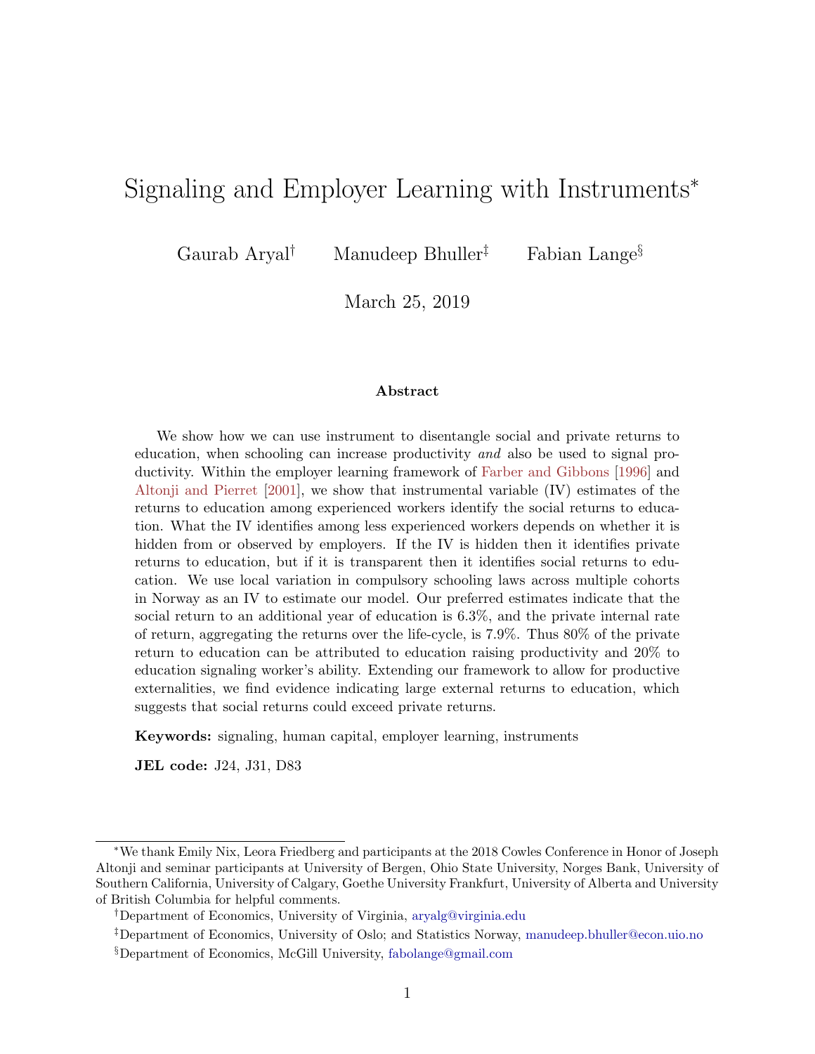# Signaling and Employer Learning with Instruments*

Gaurab Aryal[†] Manudeep Bhuller[‡] Fabian Lange[§]

March 25, 2019

### Abstract

We show how we can use instrument to disentangle social and private returns to education, when schooling can increase productivity *and* also be used to signal productivity. Within the employer learning framework of Farber and Gibbons [1996] and Altonji and Pierret [2001], we show that instrumental variable (IV) estimates of the returns to education among experienced workers identify the social returns to education. What the IV identifies among less experienced workers depends on whether it is hidden from or observed by employers. If the IV is hidden then it identifies private returns to education, but if it is transparent then it identifies social returns to education. We use local variation in compulsory schooling laws across multiple cohorts in Norway as an IV to estimate our model. Our preferred estimates indicate that the social return to an additional year of education is 6.3%, and the private internal rate of return, aggregating the returns over the life-cycle, is 7.9%. Thus 80% of the private return to education can be attributed to education raising productivity and 20% to education signaling worker's ability. Extending our framework to allow for productive externalities, we find evidence indicating large external returns to education, which suggests that social returns could exceed private returns.

**Keywords:** signaling, human capital, employer learning, instruments

**JEL code:** J24, J31, D83

---

*We thank Emily Nix, Leora Friedberg and participants at the 2018 Cowles Conference in Honor of Joseph Altonji and seminar participants at University of Bergen, Ohio State University, Norges Bank, University of Southern California, University of Calgary, Goethe University Frankfurt, University of Alberta and University of British Columbia for helpful comments.

[†]Department of Economics, University of Virginia, aryalg@virginia.edu

[‡]Department of Economics, University of Oslo; and Statistics Norway, manudeep.bhuller@econ.uio.no

[§]Department of Economics, McGill University, fabolange@gmail.com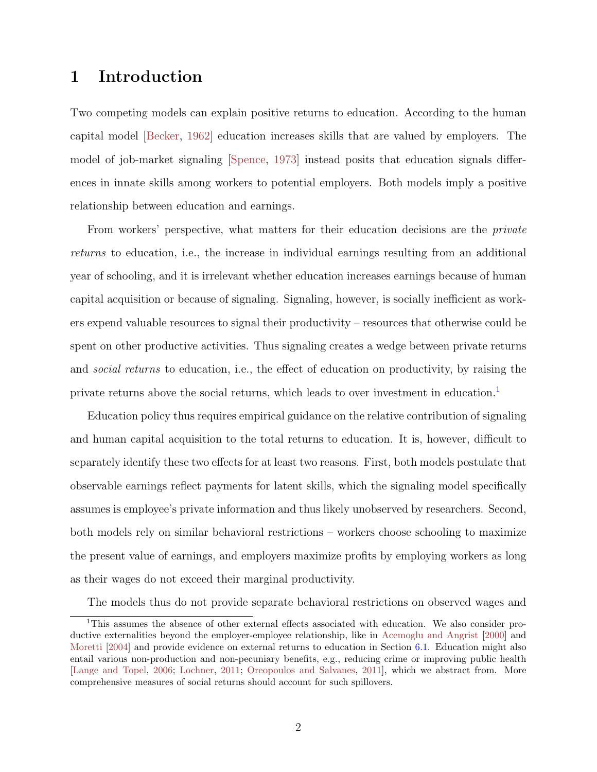# 1 Introduction

Two competing models can explain positive returns to education. According to the human capital model [Becker, 1962] education increases skills that are valued by employers. The model of job-market signaling [Spence, 1973] instead posits that education signals differences in innate skills among workers to potential employers. Both models imply a positive relationship between education and earnings.

From workers' perspective, what matters for their education decisions are the *private returns* to education, i.e., the increase in individual earnings resulting from an additional year of schooling, and it is irrelevant whether education increases earnings because of human capital acquisition or because of signaling. Signaling, however, is socially inefficient as workers expend valuable resources to signal their productivity – resources that otherwise could be spent on other productive activities. Thus signaling creates a wedge between private returns and *social returns* to education, i.e., the effect of education on productivity, by raising the private returns above the social returns, which leads to over investment in education.[1]

Education policy thus requires empirical guidance on the relative contribution of signaling and human capital acquisition to the total returns to education. It is, however, difficult to separately identify these two effects for at least two reasons. First, both models postulate that observable earnings reflect payments for latent skills, which the signaling model specifically assumes is employee's private information and thus likely unobserved by researchers. Second, both models rely on similar behavioral restrictions – workers choose schooling to maximize the present value of earnings, and employers maximize profits by employing workers as long as their wages do not exceed their marginal productivity.

The models thus do not provide separate behavioral restrictions on observed wages and

[1] This assumes the absence of other external effects associated with education. We also consider productive externalities beyond the employer-employee relationship, like in Acemoglu and Angrist [2000] and Moretti [2004] and provide evidence on external returns to education in Section 6.1. Education might also entail various non-production and non-pecuniary benefits, e.g., reducing crime or improving public health [Lange and Topel, 2006; Lochner, 2011; Oreopoulos and Salvanes, 2011], which we abstract from. More comprehensive measures of social returns should account for such spillovers.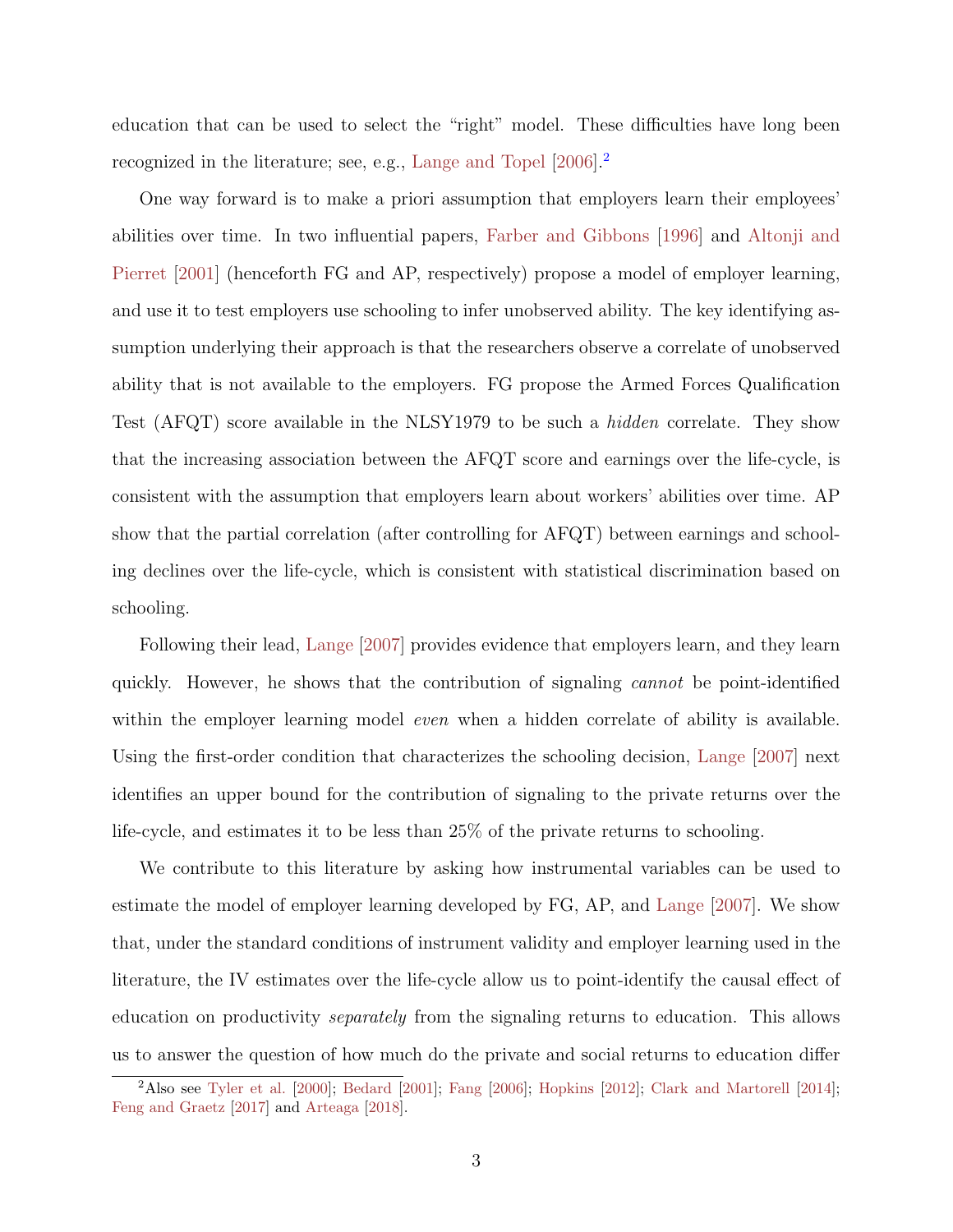education that can be used to select the “right” model. These difficulties have long been recognized in the literature; see, e.g., Lange and Topel [2006].[2]

One way forward is to make a priori assumption that employers learn their employees' abilities over time. In two influential papers, Farber and Gibbons [1996] and Altonji and Pierret [2001] (henceforth FG and AP, respectively) propose a model of employer learning, and use it to test employers use schooling to infer unobserved ability. The key identifying assumption underlying their approach is that the researchers observe a correlate of unobserved ability that is not available to the employers. FG propose the Armed Forces Qualification Test (AFQT) score available in the NLSY1979 to be such a *hidden* correlate. They show that the increasing association between the AFQT score and earnings over the life-cycle, is consistent with the assumption that employers learn about workers' abilities over time. AP show that the partial correlation (after controlling for AFQT) between earnings and schooling declines over the life-cycle, which is consistent with statistical discrimination based on schooling.

Following their lead, Lange [2007] provides evidence that employers learn, and they learn quickly. However, he shows that the contribution of signaling *cannot* be point-identified within the employer learning model *even* when a hidden correlate of ability is available. Using the first-order condition that characterizes the schooling decision, Lange [2007] next identifies an upper bound for the contribution of signaling to the private returns over the life-cycle, and estimates it to be less than 25% of the private returns to schooling.

We contribute to this literature by asking how instrumental variables can be used to estimate the model of employer learning developed by FG, AP, and Lange [2007]. We show that, under the standard conditions of instrument validity and employer learning used in the literature, the IV estimates over the life-cycle allow us to point-identify the causal effect of education on productivity *separately* from the signaling returns to education. This allows us to answer the question of how much do the private and social returns to education differ

[2] Also see Tyler et al. [2000]; Bedard [2001]; Fang [2006]; Hopkins [2012]; Clark and Martorell [2014]; Feng and Graetz [2017] and Arteaga [2018].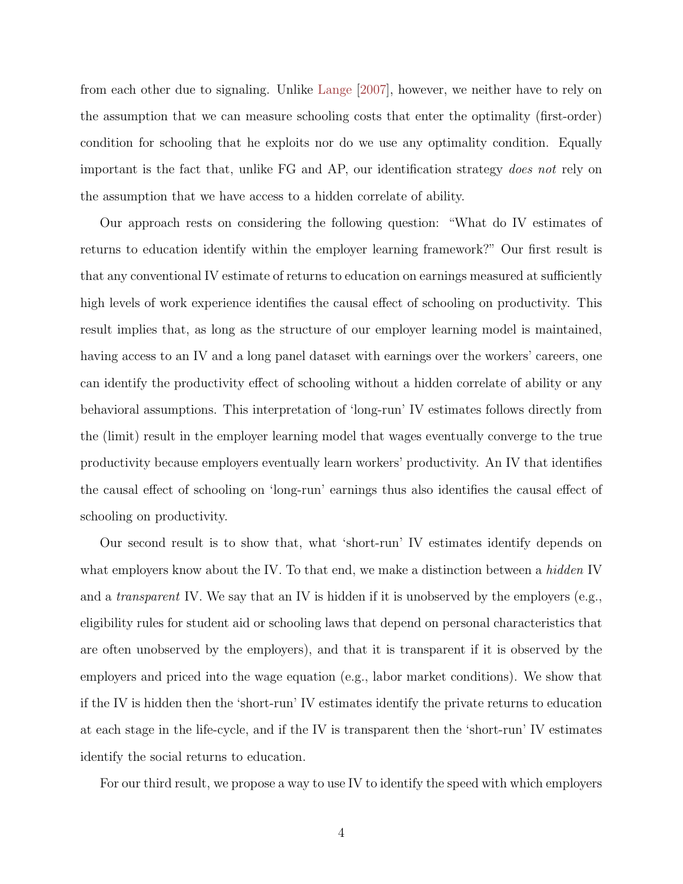from each other due to signaling. Unlike Lange [2007], however, we neither have to rely on the assumption that we can measure schooling costs that enter the optimality (first-order) condition for schooling that he exploits nor do we use any optimality condition. Equally important is the fact that, unlike FG and AP, our identification strategy *does not* rely on the assumption that we have access to a hidden correlate of ability.

Our approach rests on considering the following question: "What do IV estimates of returns to education identify within the employer learning framework?" Our first result is that any conventional IV estimate of returns to education on earnings measured at sufficiently high levels of work experience identifies the causal effect of schooling on productivity. This result implies that, as long as the structure of our employer learning model is maintained, having access to an IV and a long panel dataset with earnings over the workers' careers, one can identify the productivity effect of schooling without a hidden correlate of ability or any behavioral assumptions. This interpretation of 'long-run' IV estimates follows directly from the (limit) result in the employer learning model that wages eventually converge to the true productivity because employers eventually learn workers' productivity. An IV that identifies the causal effect of schooling on 'long-run' earnings thus also identifies the causal effect of schooling on productivity.

Our second result is to show that, what 'short-run' IV estimates identify depends on what employers know about the IV. To that end, we make a distinction between a *hidden* IV and a *transparent* IV. We say that an IV is hidden if it is unobserved by the employers (e.g., eligibility rules for student aid or schooling laws that depend on personal characteristics that are often unobserved by the employers), and that it is transparent if it is observed by the employers and priced into the wage equation (e.g., labor market conditions). We show that if the IV is hidden then the 'short-run' IV estimates identify the private returns to education at each stage in the life-cycle, and if the IV is transparent then the 'short-run' IV estimates identify the social returns to education.

For our third result, we propose a way to use IV to identify the speed with which employers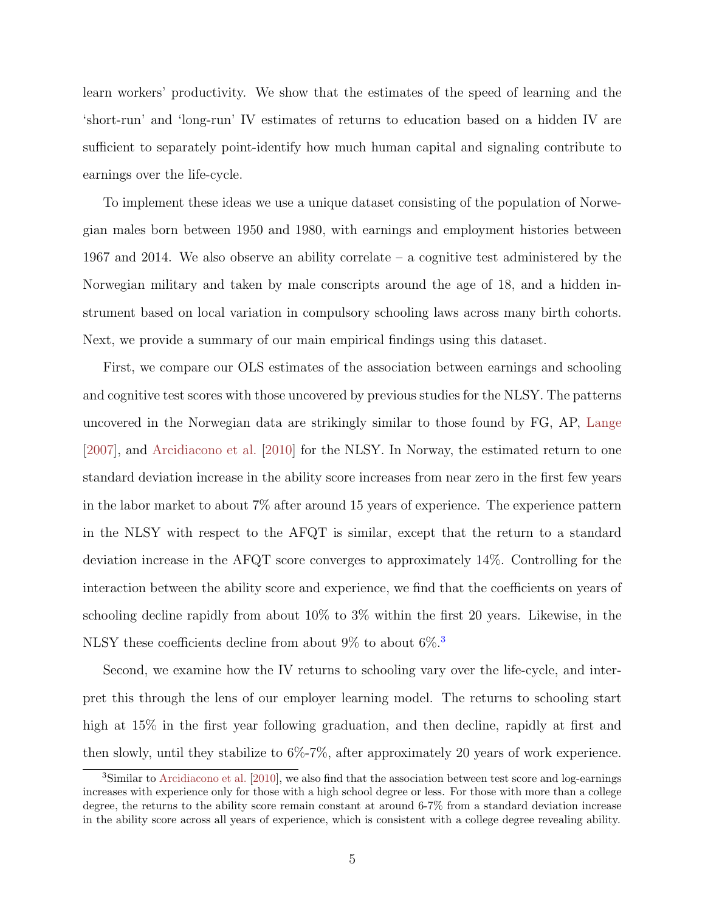learn workers' productivity. We show that the estimates of the speed of learning and the 'short-run' and 'long-run' IV estimates of returns to education based on a hidden IV are sufficient to separately point-identify how much human capital and signaling contribute to earnings over the life-cycle.

To implement these ideas we use a unique dataset consisting of the population of Norwegian males born between 1950 and 1980, with earnings and employment histories between 1967 and 2014. We also observe an ability correlate – a cognitive test administered by the Norwegian military and taken by male conscripts around the age of 18, and a hidden instrument based on local variation in compulsory schooling laws across many birth cohorts. Next, we provide a summary of our main empirical findings using this dataset.

First, we compare our OLS estimates of the association between earnings and schooling and cognitive test scores with those uncovered by previous studies for the NLSY. The patterns uncovered in the Norwegian data are strikingly similar to those found by FG, AP, Lange [2007], and Arcidiacono et al. [2010] for the NLSY. In Norway, the estimated return to one standard deviation increase in the ability score increases from near zero in the first few years in the labor market to about 7% after around 15 years of experience. The experience pattern in the NLSY with respect to the AFQT is similar, except that the return to a standard deviation increase in the AFQT score converges to approximately 14%. Controlling for the interaction between the ability score and experience, we find that the coefficients on years of schooling decline rapidly from about 10% to 3% within the first 20 years. Likewise, in the NLSY these coefficients decline from about 9% to about 6%.[3]

Second, we examine how the IV returns to schooling vary over the life-cycle, and interpret this through the lens of our employer learning model. The returns to schooling start high at 15% in the first year following graduation, and then decline, rapidly at first and then slowly, until they stabilize to 6%-7%, after approximately 20 years of work experience.

[3] Similar to Arcidiacono et al. [2010], we also find that the association between test score and log-earnings increases with experience only for those with a high school degree or less. For those with more than a college degree, the returns to the ability score remain constant at around 6-7% from a standard deviation increase in the ability score across all years of experience, which is consistent with a college degree revealing ability.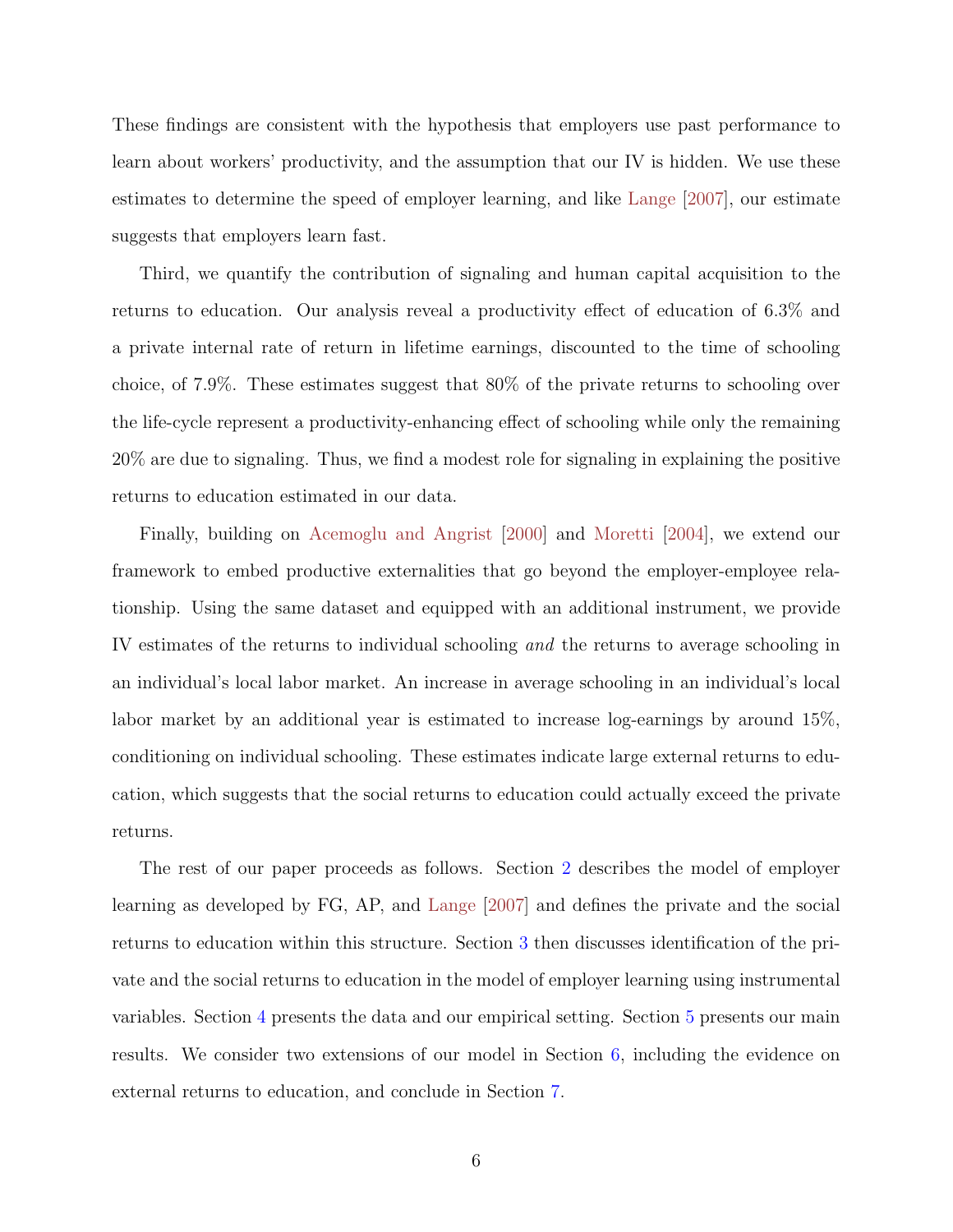These findings are consistent with the hypothesis that employers use past performance to learn about workers' productivity, and the assumption that our IV is hidden. We use these estimates to determine the speed of employer learning, and like Lange [2007], our estimate suggests that employers learn fast.

Third, we quantify the contribution of signaling and human capital acquisition to the returns to education. Our analysis reveal a productivity effect of education of 6.3% and a private internal rate of return in lifetime earnings, discounted to the time of schooling choice, of 7.9%. These estimates suggest that 80% of the private returns to schooling over the life-cycle represent a productivity-enhancing effect of schooling while only the remaining 20% are due to signaling. Thus, we find a modest role for signaling in explaining the positive returns to education estimated in our data.

Finally, building on Acemoglu and Angrist [2000] and Moretti [2004], we extend our framework to embed productive externalities that go beyond the employer-employee relationship. Using the same dataset and equipped with an additional instrument, we provide IV estimates of the returns to individual schooling *and* the returns to average schooling in an individual's local labor market. An increase in average schooling in an individual's local labor market by an additional year is estimated to increase log-earnings by around 15%, conditioning on individual schooling. These estimates indicate large external returns to education, which suggests that the social returns to education could actually exceed the private returns.

The rest of our paper proceeds as follows. Section 2 describes the model of employer learning as developed by FG, AP, and Lange [2007] and defines the private and the social returns to education within this structure. Section 3 then discusses identification of the private and the social returns to education in the model of employer learning using instrumental variables. Section 4 presents the data and our empirical setting. Section 5 presents our main results. We consider two extensions of our model in Section 6, including the evidence on external returns to education, and conclude in Section 7.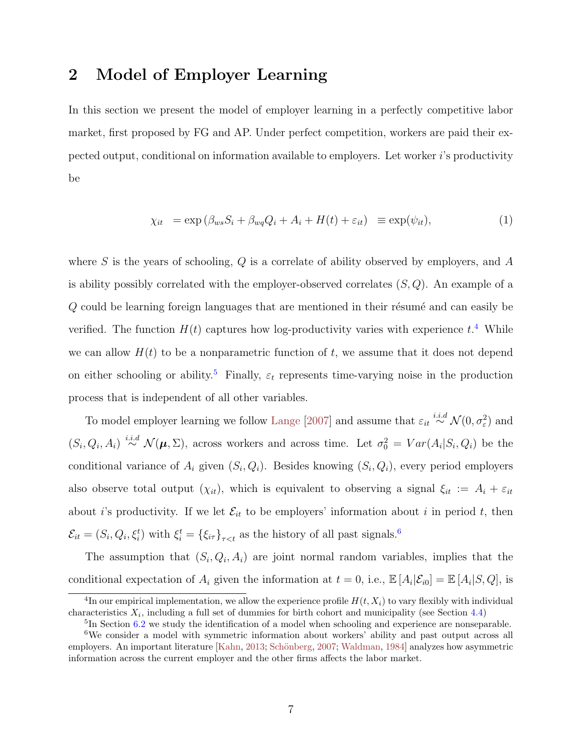## 2 Model of Employer Learning

In this section we present the model of employer learning in a perfectly competitive labor market, first proposed by FG and AP. Under perfect competition, workers are paid their expected output, conditional on information available to employers. Let worker $i$'s productivity be

$$\chi_{it} \;\; = \exp\left(\beta_{ws} S_i + \beta_{wq} Q_i + A_i + H(t) + \varepsilon_{it}\right) \;\; \equiv \exp(\psi_{it}), \tag{1}$$

where $S$ is the years of schooling, $Q$ is a correlate of ability observed by employers, and $A$ is ability possibly correlated with the employer-observed correlates $(S, Q)$. An example of a $Q$ could be learning foreign languages that are mentioned in their résumé and can easily be verified. The function $H(t)$ captures how log-productivity varies with experience $t$.[4] While we can allow $H(t)$ to be a nonparametric function of $t$, we assume that it does not depend on either schooling or ability.[5] Finally, $\varepsilon_t$ represents time-varying noise in the production process that is independent of all other variables.

To model employer learning we follow Lange [2007] and assume that $\varepsilon_{it} \overset{i.i.d}{\sim} \mathcal{N}(0, \sigma_\varepsilon^2)$ and $(S_i, Q_i, A_i) \overset{i.i.d}{\sim} \mathcal{N}(\boldsymbol{\mu}, \Sigma)$, across workers and across time. Let $\sigma_0^2 = Var(A_i|S_i, Q_i)$ be the conditional variance of $A_i$ given $(S_i, Q_i)$. Besides knowing $(S_i, Q_i)$, every period employers also observe total output $(\chi_{it})$, which is equivalent to observing a signal $\xi_{it} := A_i + \varepsilon_{it}$ about $i$'s productivity. If we let $\mathcal{E}_{it}$ to be employers' information about $i$ in period $t$, then $\mathcal{E}_{it} = (S_i, Q_i, \xi_i^t)$ with $\xi_i^t = \{\xi_{i\tau}\}_{\tau<t}$ as the history of all past signals.[6]

The assumption that $(S_i, Q_i, A_i)$ are joint normal random variables, implies that the conditional expectation of $A_i$ given the information at $t = 0$, i.e., $\mathbb{E}[A_i|\mathcal{E}_{i0}] = \mathbb{E}[A_i|S, Q]$, is

[4] In our empirical implementation, we allow the experience profile $H(t, X_i)$ to vary flexibly with individual characteristics $X_i$, including a full set of dummies for birth cohort and municipality (see Section 4.4)

[5] In Section 6.2 we study the identification of a model when schooling and experience are nonseparable.

[6] We consider a model with symmetric information about workers' ability and past output across all employers. An important literature [Kahn, 2013; Schönberg, 2007; Waldman, 1984] analyzes how asymmetric information across the current employer and the other firms affects the labor market.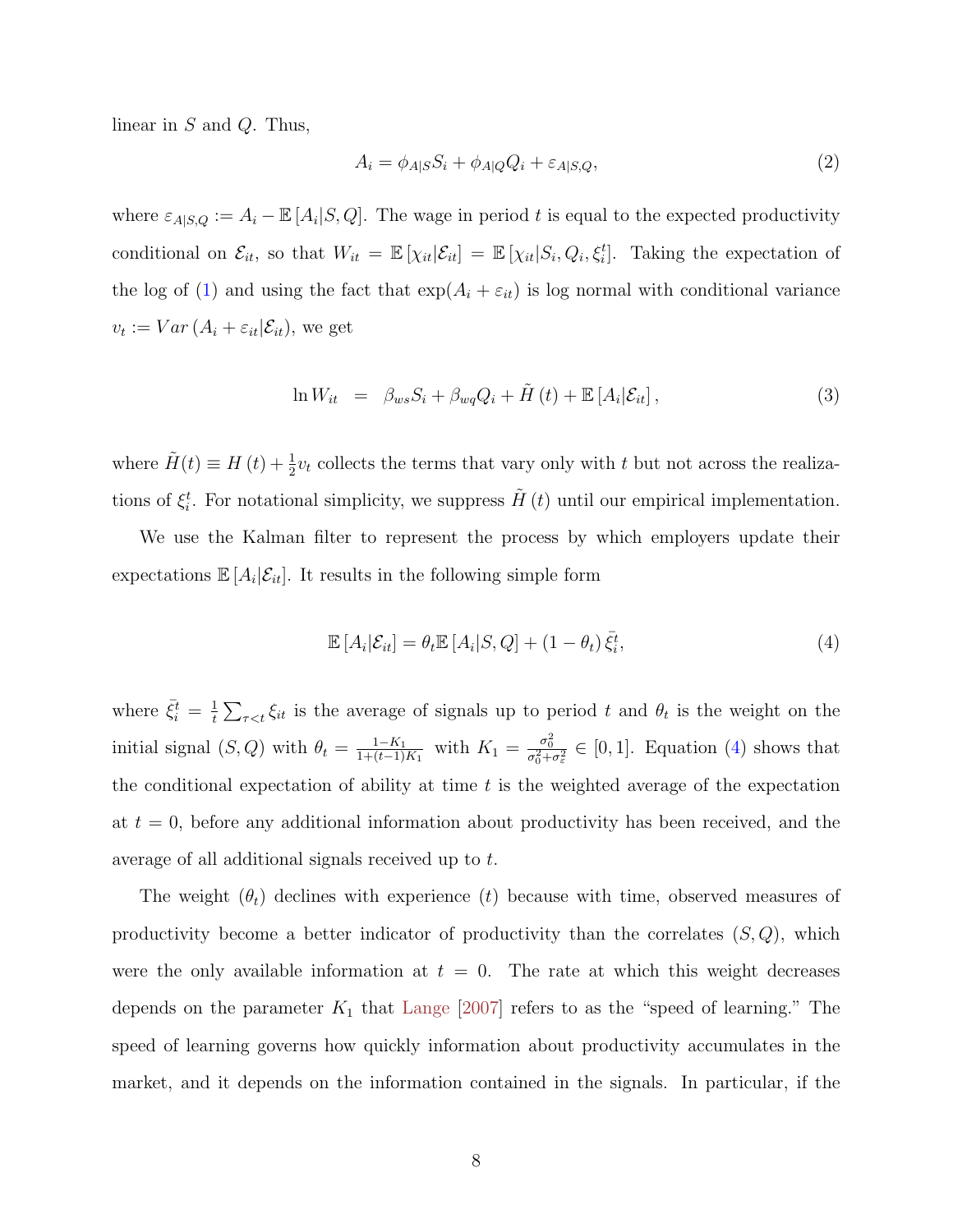linear in $S$ and $Q$. Thus,

$$A_i = \phi_{A|S} S_i + \phi_{A|Q} Q_i + \varepsilon_{A|S,Q}, \tag{2}$$

where $\varepsilon_{A|S,Q} := A_i - \mathbb{E}[A_i|S,Q]$. The wage in period $t$ is equal to the expected productivity conditional on $\mathcal{E}_{it}$, so that $W_{it} = \mathbb{E}[\chi_{it}|\mathcal{E}_{it}] = \mathbb{E}[\chi_{it}|S_i, Q_i, \xi_i^t]$. Taking the expectation of the log of (1) and using the fact that $\exp(A_i + \varepsilon_{it})$ is log normal with conditional variance $v_t := Var(A_i + \varepsilon_{it}|\mathcal{E}_{it})$, we get

$$\ln W_{it} = \beta_{ws} S_i + \beta_{wq} Q_i + \tilde{H}(t) + \mathbb{E}[A_i|\mathcal{E}_{it}], \tag{3}$$

where $\tilde{H}(t) \equiv H(t) + \frac{1}{2} v_t$ collects the terms that vary only with $t$ but not across the realizations of $\xi_i^t$. For notational simplicity, we suppress $\tilde{H}(t)$ until our empirical implementation.

We use the Kalman filter to represent the process by which employers update their expectations $\mathbb{E}[A_i|\mathcal{E}_{it}]$. It results in the following simple form

$$\mathbb{E}[A_i|\mathcal{E}_{it}] = \theta_t \mathbb{E}[A_i|S,Q] + (1-\theta_t)\bar{\xi}_i^t, \tag{4}$$

where $\bar{\xi}_i^t = \frac{1}{t}\sum_{\tau<t} \xi_{it}$ is the average of signals up to period $t$ and $\theta_t$ is the weight on the initial signal $(S,Q)$ with $\theta_t = \frac{1-K_1}{1+(t-1)K_1}$ with $K_1 = \frac{\sigma_0^2}{\sigma_0^2+\sigma_\varepsilon^2} \in [0,1]$. Equation (4) shows that the conditional expectation of ability at time $t$ is the weighted average of the expectation at $t=0$, before any additional information about productivity has been received, and the average of all additional signals received up to $t$.

The weight $(\theta_t)$ declines with experience $(t)$ because with time, observed measures of productivity become a better indicator of productivity than the correlates $(S,Q)$, which were the only available information at $t=0$. The rate at which this weight decreases depends on the parameter $K_1$ that Lange [2007] refers to as the "speed of learning." The speed of learning governs how quickly information about productivity accumulates in the market, and it depends on the information contained in the signals. In particular, if the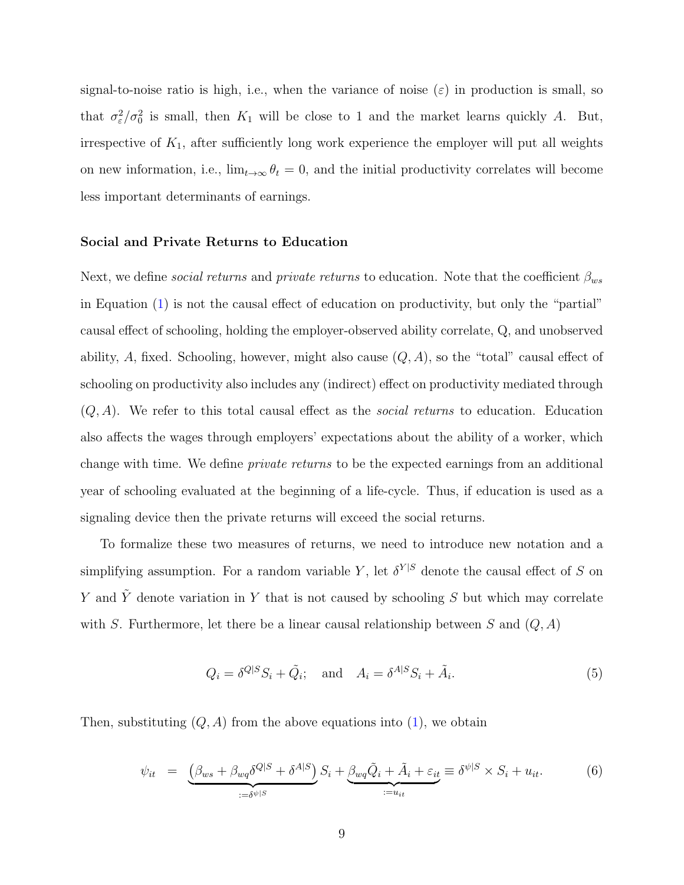signal-to-noise ratio is high, i.e., when the variance of noise ($\varepsilon$) in production is small, so that $\sigma_\varepsilon^2/\sigma_0^2$ is small, then $K_1$ will be close to 1 and the market learns quickly $A$. But, irrespective of $K_1$, after sufficiently long work experience the employer will put all weights on new information, i.e., $\lim_{t\to\infty}\theta_t = 0$, and the initial productivity correlates will become less important determinants of earnings.

#### Social and Private Returns to Education

Next, we define *social returns* and *private returns* to education. Note that the coefficient $\beta_{ws}$ in Equation (1) is not the causal effect of education on productivity, but only the "partial" causal effect of schooling, holding the employer-observed ability correlate, Q, and unobserved ability, $A$, fixed. Schooling, however, might also cause $(Q, A)$, so the "total" causal effect of schooling on productivity also includes any (indirect) effect on productivity mediated through $(Q, A)$. We refer to this total causal effect as the *social returns* to education. Education also affects the wages through employers' expectations about the ability of a worker, which change with time. We define *private returns* to be the expected earnings from an additional year of schooling evaluated at the beginning of a life-cycle. Thus, if education is used as a signaling device then the private returns will exceed the social returns.

To formalize these two measures of returns, we need to introduce new notation and a simplifying assumption. For a random variable $Y$, let $\delta^{Y|S}$ denote the causal effect of $S$ on $Y$ and $\tilde{Y}$ denote variation in $Y$ that is not caused by schooling $S$ but which may correlate with $S$. Furthermore, let there be a linear causal relationship between $S$ and $(Q, A)$

$$Q_i = \delta^{Q|S} S_i + \tilde{Q}_i; \quad \text{and} \quad A_i = \delta^{A|S} S_i + \tilde{A}_i. \tag{5}$$

Then, substituting $(Q, A)$ from the above equations into (1), we obtain

$$\psi_{it} = \underbrace{\left(\beta_{ws} + \beta_{wq}\delta^{Q|S} + \delta^{A|S}\right)}_{:=\delta^{\psi|S}} S_i + \underbrace{\beta_{wq}\tilde{Q}_i + \tilde{A}_i + \varepsilon_{it}}_{:=u_{it}} \equiv \delta^{\psi|S} \times S_i + u_{it}. \tag{6}$$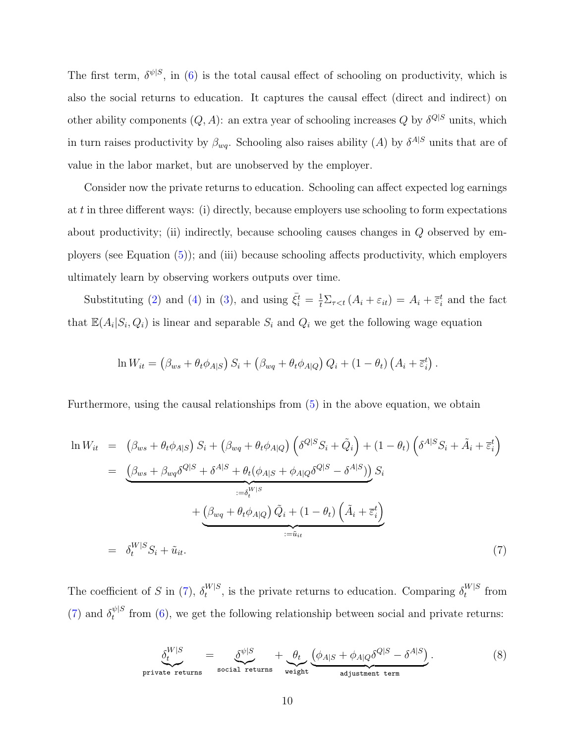The first term, $\delta^{\psi|S}$, in (6) is the total causal effect of schooling on productivity, which is also the social returns to education. It captures the causal effect (direct and indirect) on other ability components $(Q, A)$: an extra year of schooling increases $Q$ by $\delta^{Q|S}$ units, which in turn raises productivity by $\beta_{wq}$. Schooling also raises ability $(A)$ by $\delta^{A|S}$ units that are of value in the labor market, but are unobserved by the employer.

Consider now the private returns to education. Schooling can affect expected log earnings at $t$ in three different ways: (i) directly, because employers use schooling to form expectations about productivity; (ii) indirectly, because schooling causes changes in $Q$ observed by employers (see Equation (5)); and (iii) because schooling affects productivity, which employers ultimately learn by observing workers outputs over time.

Substituting (2) and (4) in (3), and using $\bar{\xi}_i^t = \frac{1}{t}\Sigma_{\tau<t}(A_i + \varepsilon_{it}) = A_i + \overline{\varepsilon}_i^t$ and the fact that $\mathbb{E}(A_i|S_i, Q_i)$ is linear and separable $S_i$ and $Q_i$ we get the following wage equation

$$
\ln W_{it} = \left(\beta_{ws} + \theta_t \phi_{A|S}\right) S_i + \left(\beta_{wq} + \theta_t \phi_{A|Q}\right) Q_i + (1 - \theta_t)\left(A_i + \overline{\varepsilon}_i^t\right).
$$

Furthermore, using the causal relationships from (5) in the above equation, we obtain

$$
\begin{aligned}
\ln W_{it} &= \left(\beta_{ws} + \theta_t \phi_{A|S}\right) S_i + \left(\beta_{wq} + \theta_t \phi_{A|Q}\right)\left(\delta^{Q|S} S_i + \tilde{Q}_i\right) + (1 - \theta_t)\left(\delta^{A|S} S_i + \tilde{A}_i + \overline{\varepsilon}_i^t\right) \\
&= \underbrace{\left(\beta_{ws} + \beta_{wq}\delta^{Q|S} + \delta^{A|S} + \theta_t(\phi_{A|S} + \phi_{A|Q}\delta^{Q|S} - \delta^{A|S})\right)}_{:=\delta_t^{W|S}} S_i \\
&\qquad + \underbrace{\left(\beta_{wq} + \theta_t \phi_{A|Q}\right)\tilde{Q}_i + (1 - \theta_t)\left(\tilde{A}_i + \overline{\varepsilon}_i^t\right)}_{:=\tilde{u}_{it}} \\
&= \delta_t^{W|S} S_i + \tilde{u}_{it}.
\end{aligned}
\tag{7}
$$

The coefficient of $S$ in (7), $\delta_t^{W|S}$, is the private returns to education. Comparing $\delta_t^{W|S}$ from (7) and $\delta_t^{\psi|S}$ from (6), we get the following relationship between social and private returns:

$$
\underbrace{\delta_t^{W|S}}_{\texttt{private returns}} = \underbrace{\delta^{\psi|S}}_{\texttt{social returns}} + \underbrace{\theta_t}_{\texttt{weight}} \underbrace{\left(\phi_{A|S} + \phi_{A|Q}\delta^{Q|S} - \delta^{A|S}\right)}_{\texttt{adjustment term}}.
\tag{8}
$$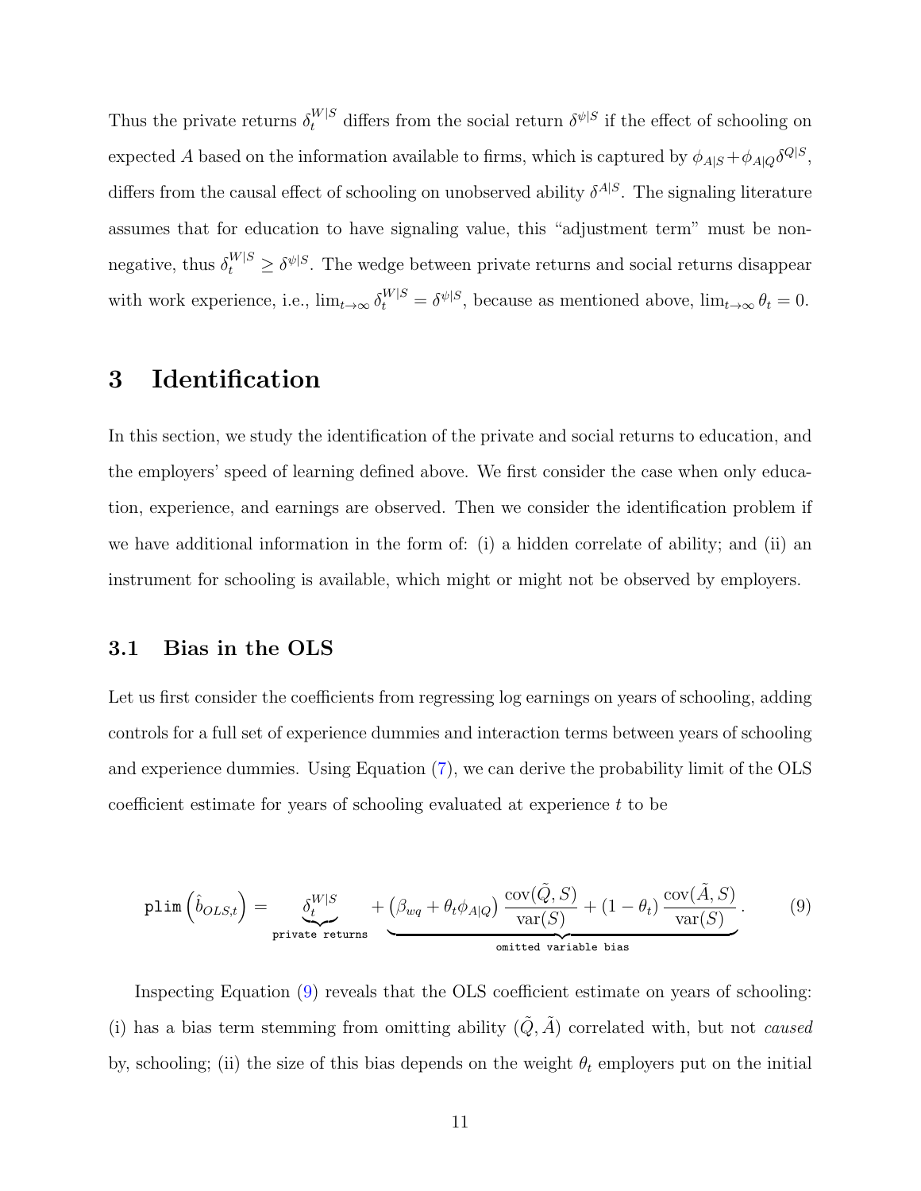Thus the private returns $\delta_t^{W|S}$ differs from the social return $\delta^{\psi|S}$ if the effect of schooling on expected $A$ based on the information available to firms, which is captured by $\phi_{A|S} + \phi_{A|Q}\delta^{Q|S}$, differs from the causal effect of schooling on unobserved ability $\delta^{A|S}$. The signaling literature assumes that for education to have signaling value, this "adjustment term" must be non-negative, thus $\delta_t^{W|S} \geq \delta^{\psi|S}$. The wedge between private returns and social returns disappear with work experience, i.e., $\lim_{t\to\infty} \delta_t^{W|S} = \delta^{\psi|S}$, because as mentioned above, $\lim_{t\to\infty} \theta_t = 0$.

# 3 Identification

In this section, we study the identification of the private and social returns to education, and the employers' speed of learning defined above. We first consider the case when only education, experience, and earnings are observed. Then we consider the identification problem if we have additional information in the form of: (i) a hidden correlate of ability; and (ii) an instrument for schooling is available, which might or might not be observed by employers.

## 3.1 Bias in the OLS

Let us first consider the coefficients from regressing log earnings on years of schooling, adding controls for a full set of experience dummies and interaction terms between years of schooling and experience dummies. Using Equation (7), we can derive the probability limit of the OLS coefficient estimate for years of schooling evaluated at experience $t$ to be

$$\texttt{plim}\left(\hat{b}_{OLS,t}\right) = \underbrace{\delta_t^{W|S}}_{\texttt{private returns}} + \underbrace{\left(\beta_{wq} + \theta_t \phi_{A|Q}\right)\frac{\text{cov}(\tilde{Q}, S)}{\text{var}(S)} + (1-\theta_t)\frac{\text{cov}(\tilde{A}, S)}{\text{var}(S)}}_{\texttt{omitted variable bias}}. \tag{9}$$

Inspecting Equation (9) reveals that the OLS coefficient estimate on years of schooling: (i) has a bias term stemming from omitting ability $(\tilde{Q}, \tilde{A})$ correlated with, but not *caused* by, schooling; (ii) the size of this bias depends on the weight $\theta_t$ employers put on the initial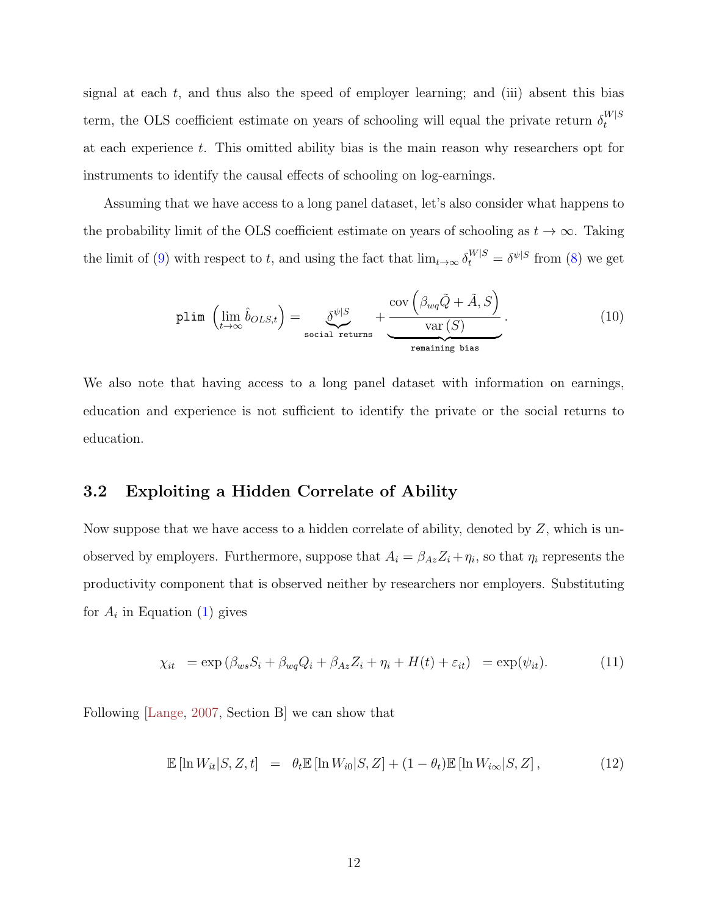signal at each $t$, and thus also the speed of employer learning; and (iii) absent this bias term, the OLS coefficient estimate on years of schooling will equal the private return $\delta_t^{W|S}$ at each experience $t$. This omitted ability bias is the main reason why researchers opt for instruments to identify the causal effects of schooling on log-earnings.

Assuming that we have access to a long panel dataset, let's also consider what happens to the probability limit of the OLS coefficient estimate on years of schooling as $t \to \infty$. Taking the limit of (9) with respect to $t$, and using the fact that $\lim_{t\to\infty} \delta_t^{W|S} = \delta^{\psi|S}$ from (8) we get

$$\texttt{plim}\left(\lim_{t\to\infty} \hat{b}_{OLS,t}\right) = \underbrace{\delta^{\psi|S}}_{\texttt{social returns}} + \underbrace{\frac{\operatorname{cov}\left(\beta_{wq}\tilde{Q} + \tilde{A}, S\right)}{\operatorname{var}(S)}}_{\texttt{remaining bias}}. \tag{10}$$

We also note that having access to a long panel dataset with information on earnings, education and experience is not sufficient to identify the private or the social returns to education.

### 3.2 Exploiting a Hidden Correlate of Ability

Now suppose that we have access to a hidden correlate of ability, denoted by $Z$, which is unobserved by employers. Furthermore, suppose that $A_i = \beta_{Az} Z_i + \eta_i$, so that $\eta_i$ represents the productivity component that is observed neither by researchers nor employers. Substituting for $A_i$ in Equation (1) gives

$$\chi_{it} = \exp\left(\beta_{ws} S_i + \beta_{wq} Q_i + \beta_{Az} Z_i + \eta_i + H(t) + \varepsilon_{it}\right) = \exp(\psi_{it}). \tag{11}$$

Following [Lange, 2007, Section B] we can show that

$$\mathbb{E}\left[\ln W_{it} | S, Z, t\right] = \theta_t \mathbb{E}\left[\ln W_{i0} | S, Z\right] + (1 - \theta_t)\mathbb{E}\left[\ln W_{i\infty} | S, Z\right], \tag{12}$$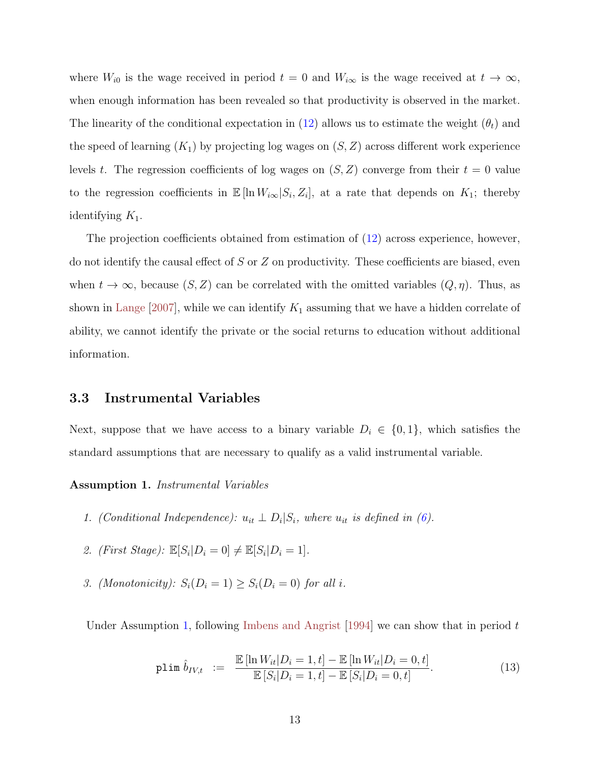where $W_{i0}$ is the wage received in period $t = 0$ and $W_{i\infty}$ is the wage received at $t \rightarrow \infty$, when enough information has been revealed so that productivity is observed in the market. The linearity of the conditional expectation in (12) allows us to estimate the weight ($\theta_t$) and the speed of learning ($K_1$) by projecting log wages on $(S, Z)$ across different work experience levels $t$. The regression coefficients of log wages on $(S, Z)$ converge from their $t = 0$ value to the regression coefficients in $\mathbb{E}[\ln W_{i\infty}|S_i, Z_i]$, at a rate that depends on $K_1$; thereby identifying $K_1$.

The projection coefficients obtained from estimation of (12) across experience, however, do not identify the causal effect of $S$ or $Z$ on productivity. These coefficients are biased, even when $t \rightarrow \infty$, because $(S, Z)$ can be correlated with the omitted variables $(Q, \eta)$. Thus, as shown in Lange [2007], while we can identify $K_1$ assuming that we have a hidden correlate of ability, we cannot identify the private or the social returns to education without additional information.

## 3.3 Instrumental Variables

Next, suppose that we have access to a binary variable $D_i \in \{0, 1\}$, which satisfies the standard assumptions that are necessary to qualify as a valid instrumental variable.

**Assumption 1.** *Instrumental Variables*

1. *(Conditional Independence): $u_{it} \perp D_i | S_i$, where $u_{it}$ is defined in (6).*
2. *(First Stage): $\mathbb{E}[S_i|D_i = 0] \neq \mathbb{E}[S_i|D_i = 1]$.*
3. *(Monotonicity): $S_i(D_i = 1) \geq S_i(D_i = 0)$ for all $i$.*

Under Assumption 1, following Imbens and Angrist [1994] we can show that in period $t$

$$\texttt{plim}\ \hat{b}_{IV,t} \ := \ \frac{\mathbb{E}[\ln W_{it}|D_i = 1, t] - \mathbb{E}[\ln W_{it}|D_i = 0, t]}{\mathbb{E}[S_i|D_i = 1, t] - \mathbb{E}[S_i|D_i = 0, t]}. \tag{13}$$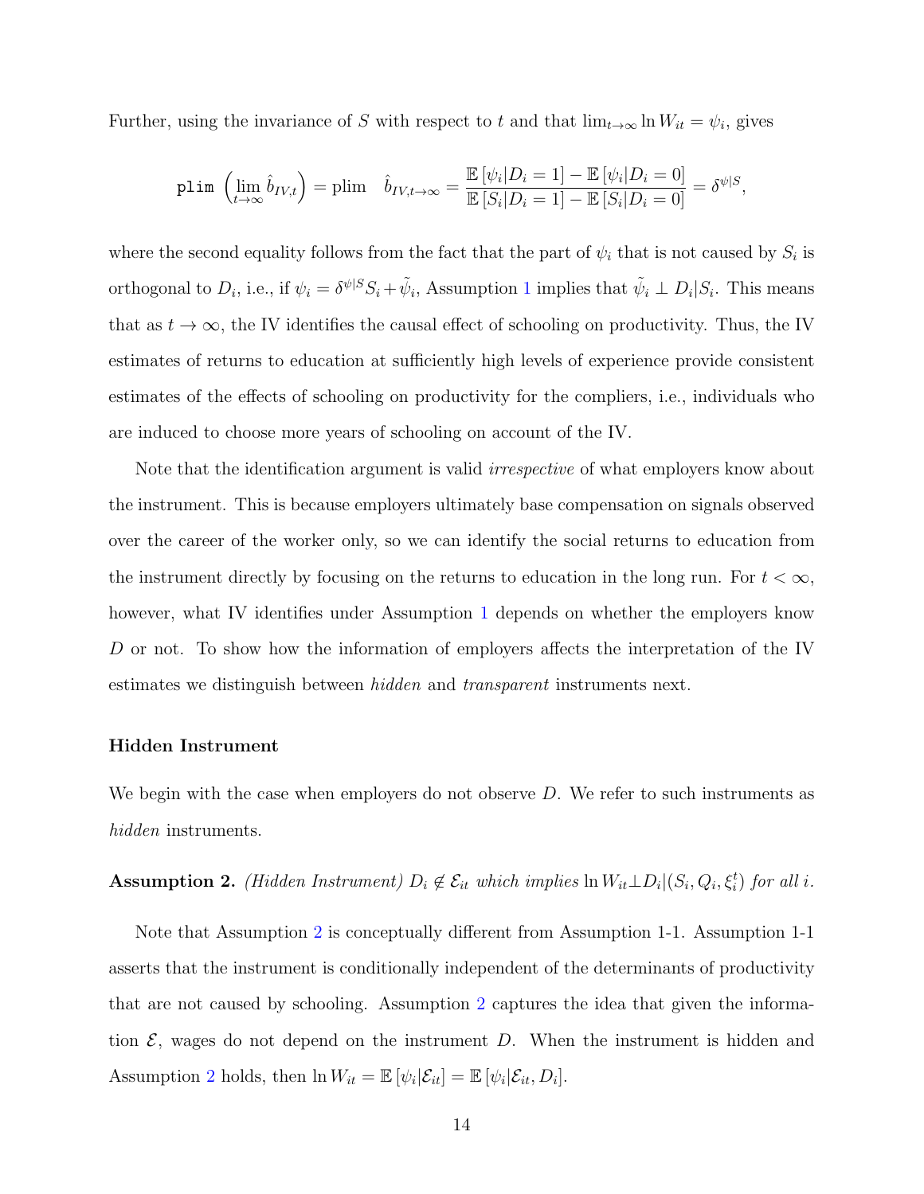Further, using the invariance of $S$ with respect to $t$ and that $\lim_{t\to\infty} \ln W_{it} = \psi_i$, gives

$$\texttt{plim}\ \left(\lim_{t\to\infty} \hat{b}_{IV,t}\right) = \text{plim} \quad \hat{b}_{IV,t\to\infty} = \frac{\mathbb{E}\left[\psi_i|D_i=1\right] - \mathbb{E}\left[\psi_i|D_i=0\right]}{\mathbb{E}\left[S_i|D_i=1\right] - \mathbb{E}\left[S_i|D_i=0\right]} = \delta^{\psi|S},$$

where the second equality follows from the fact that the part of $\psi_i$ that is not caused by $S_i$ is orthogonal to $D_i$, i.e., if $\psi_i = \delta^{\psi|S} S_i + \tilde{\psi}_i$, Assumption 1 implies that $\tilde{\psi}_i \perp D_i|S_i$. This means that as $t \to \infty$, the IV identifies the causal effect of schooling on productivity. Thus, the IV estimates of returns to education at sufficiently high levels of experience provide consistent estimates of the effects of schooling on productivity for the compliers, i.e., individuals who are induced to choose more years of schooling on account of the IV.

Note that the identification argument is valid *irrespective* of what employers know about the instrument. This is because employers ultimately base compensation on signals observed over the career of the worker only, so we can identify the social returns to education from the instrument directly by focusing on the returns to education in the long run. For $t < \infty$, however, what IV identifies under Assumption 1 depends on whether the employers know $D$ or not. To show how the information of employers affects the interpretation of the IV estimates we distinguish between *hidden* and *transparent* instruments next.

### Hidden Instrument

We begin with the case when employers do not observe $D$. We refer to such instruments as *hidden* instruments.

**Assumption 2.** *(Hidden Instrument)* $D_i \notin \mathcal{E}_{it}$ *which implies* $\ln W_{it} \perp D_i | (S_i, Q_i, \xi_i^t)$ *for all* $i$.

Note that Assumption 2 is conceptually different from Assumption 1-1. Assumption 1-1 asserts that the instrument is conditionally independent of the determinants of productivity that are not caused by schooling. Assumption 2 captures the idea that given the information $\mathcal{E}$, wages do not depend on the instrument $D$. When the instrument is hidden and Assumption 2 holds, then $\ln W_{it} = \mathbb{E}\left[\psi_i|\mathcal{E}_{it}\right] = \mathbb{E}\left[\psi_i|\mathcal{E}_{it}, D_i\right]$.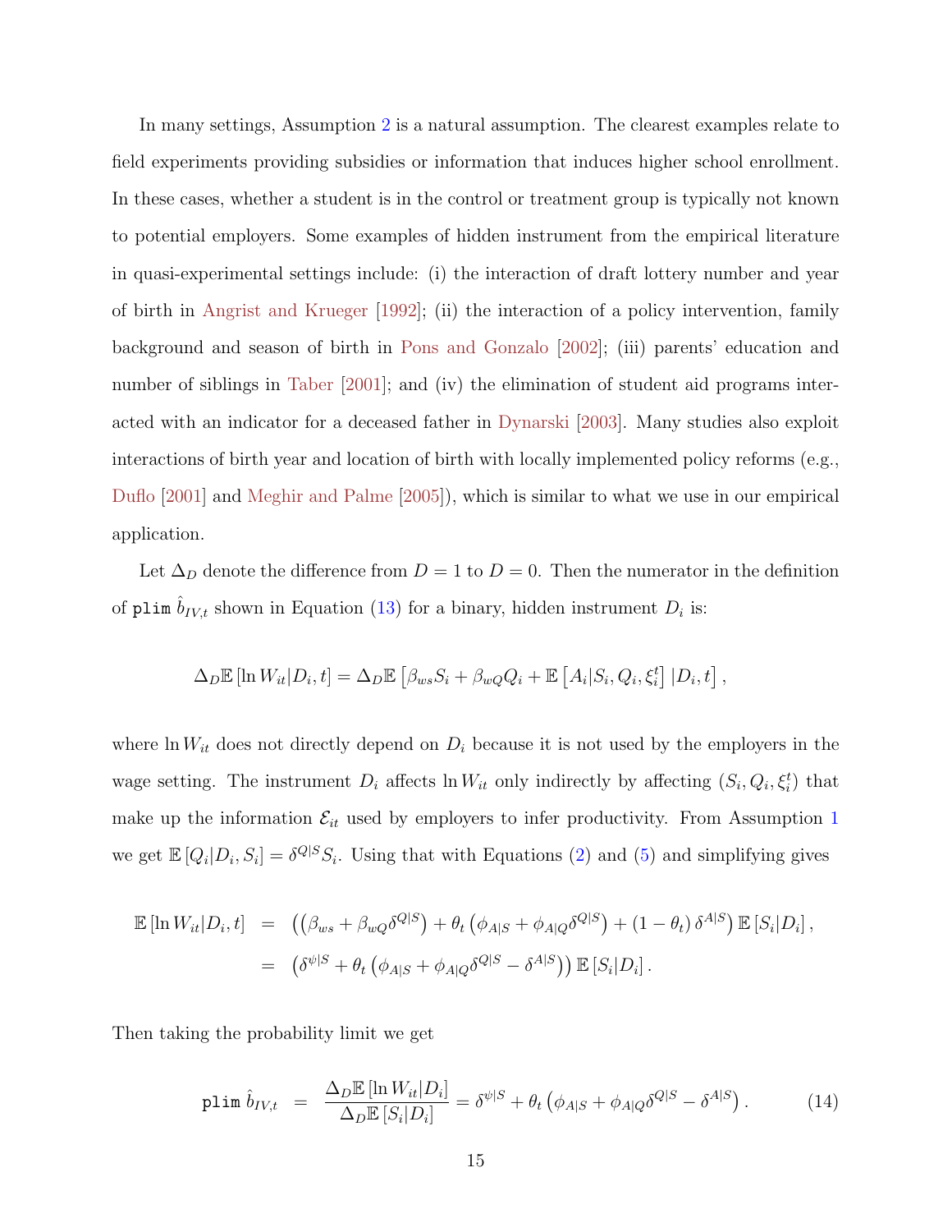In many settings, Assumption 2 is a natural assumption. The clearest examples relate to field experiments providing subsidies or information that induces higher school enrollment. In these cases, whether a student is in the control or treatment group is typically not known to potential employers. Some examples of hidden instrument from the empirical literature in quasi-experimental settings include: (i) the interaction of draft lottery number and year of birth in Angrist and Krueger [1992]; (ii) the interaction of a policy intervention, family background and season of birth in Pons and Gonzalo [2002]; (iii) parents' education and number of siblings in Taber [2001]; and (iv) the elimination of student aid programs interacted with an indicator for a deceased father in Dynarski [2003]. Many studies also exploit interactions of birth year and location of birth with locally implemented policy reforms (e.g., Duflo [2001] and Meghir and Palme [2005]), which is similar to what we use in our empirical application.

Let $\Delta_D$ denote the difference from $D = 1$ to $D = 0$. Then the numerator in the definition of $\texttt{plim}\ \hat{b}_{IV,t}$ shown in Equation (13) for a binary, hidden instrument $D_i$ is:

$$\Delta_D \mathbb{E}\left[\ln W_{it} | D_i, t\right] = \Delta_D \mathbb{E}\left[\beta_{ws} S_i + \beta_{wQ} Q_i + \mathbb{E}\left[A_i | S_i, Q_i, \xi_i^t\right] | D_i, t\right],$$

where $\ln W_{it}$ does not directly depend on $D_i$ because it is not used by the employers in the wage setting. The instrument $D_i$ affects $\ln W_{it}$ only indirectly by affecting $(S_i, Q_i, \xi_i^t)$ that make up the information $\mathcal{E}_{it}$ used by employers to infer productivity. From Assumption 1 we get $\mathbb{E}\left[Q_i | D_i, S_i\right] = \delta^{Q|S} S_i$. Using that with Equations (2) and (5) and simplifying gives

$$\begin{aligned}
\mathbb{E}\left[\ln W_{it} | D_i, t\right] &= \left(\left(\beta_{ws} + \beta_{wQ}\delta^{Q|S}\right) + \theta_t\left(\phi_{A|S} + \phi_{A|Q}\delta^{Q|S}\right) + (1 - \theta_t)\,\delta^{A|S}\right)\mathbb{E}\left[S_i | D_i\right], \\
&= \left(\delta^{\psi|S} + \theta_t\left(\phi_{A|S} + \phi_{A|Q}\delta^{Q|S} - \delta^{A|S}\right)\right)\mathbb{E}\left[S_i | D_i\right].
\end{aligned}$$

Then taking the probability limit we get

$$\texttt{plim}\ \hat{b}_{IV,t} = \frac{\Delta_D \mathbb{E}\left[\ln W_{it} | D_i\right]}{\Delta_D \mathbb{E}\left[S_i | D_i\right]} = \delta^{\psi|S} + \theta_t\left(\phi_{A|S} + \phi_{A|Q}\delta^{Q|S} - \delta^{A|S}\right). \tag{14}$$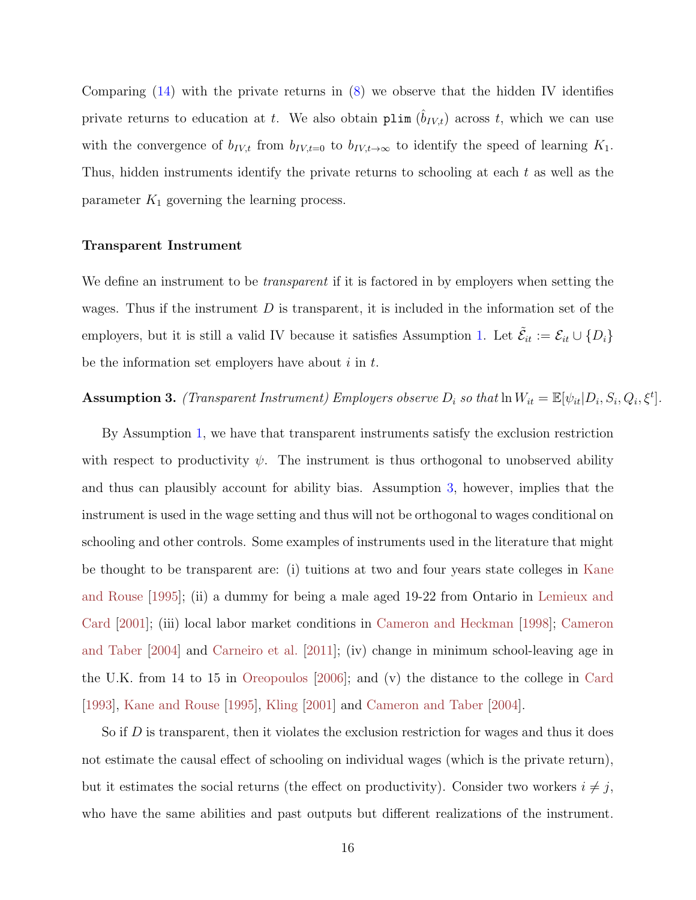Comparing (14) with the private returns in (8) we observe that the hidden IV identifies private returns to education at $t$. We also obtain $\texttt{plim}\ (\hat{b}_{IV,t})$ across $t$, which we can use with the convergence of $b_{IV,t}$ from $b_{IV,t=0}$ to $b_{IV,t\to\infty}$ to identify the speed of learning $K_1$. Thus, hidden instruments identify the private returns to schooling at each $t$ as well as the parameter $K_1$ governing the learning process.

**Transparent Instrument**

We define an instrument to be *transparent* if it is factored in by employers when setting the wages. Thus if the instrument $D$ is transparent, it is included in the information set of the employers, but it is still a valid IV because it satisfies Assumption 1. Let $\tilde{\mathcal{E}}_{it} := \mathcal{E}_{it} \cup \{D_i\}$ be the information set employers have about $i$ in $t$.

**Assumption 3.** *(Transparent Instrument) Employers observe $D_i$ so that* $\ln W_{it} = \mathbb{E}[\psi_{it}|D_i, S_i, Q_i, \xi^t]$.

By Assumption 1, we have that transparent instruments satisfy the exclusion restriction with respect to productivity $\psi$. The instrument is thus orthogonal to unobserved ability and thus can plausibly account for ability bias. Assumption 3, however, implies that the instrument is used in the wage setting and thus will not be orthogonal to wages conditional on schooling and other controls. Some examples of instruments used in the literature that might be thought to be transparent are: (i) tuitions at two and four years state colleges in Kane and Rouse [1995]; (ii) a dummy for being a male aged 19-22 from Ontario in Lemieux and Card [2001]; (iii) local labor market conditions in Cameron and Heckman [1998]; Cameron and Taber [2004] and Carneiro et al. [2011]; (iv) change in minimum school-leaving age in the U.K. from 14 to 15 in Oreopoulos [2006]; and (v) the distance to the college in Card [1993], Kane and Rouse [1995], Kling [2001] and Cameron and Taber [2004].

So if $D$ is transparent, then it violates the exclusion restriction for wages and thus it does not estimate the causal effect of schooling on individual wages (which is the private return), but it estimates the social returns (the effect on productivity). Consider two workers $i \neq j$, who have the same abilities and past outputs but different realizations of the instrument.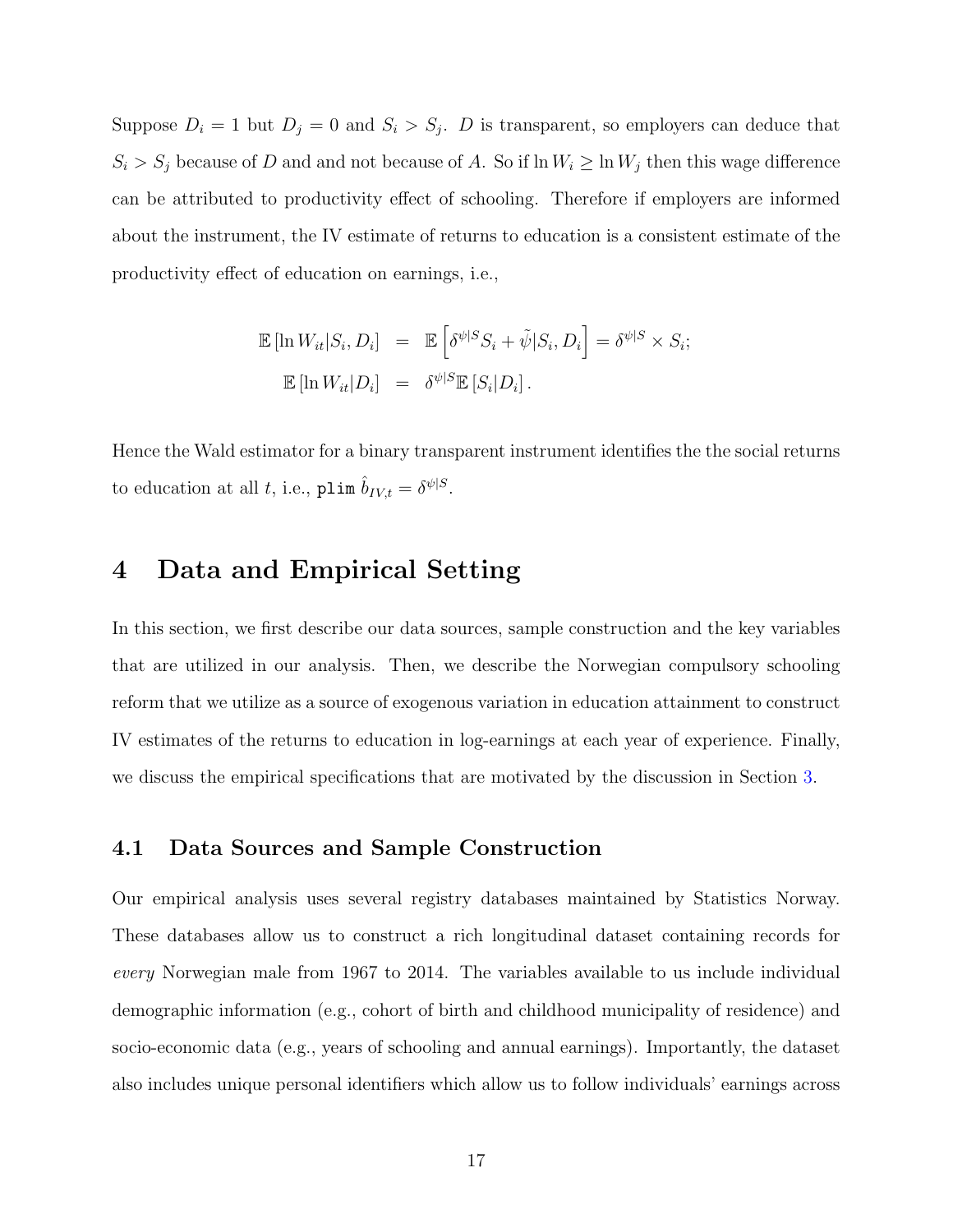Suppose $D_i = 1$ but $D_j = 0$ and $S_i > S_j$. $D$ is transparent, so employers can deduce that $S_i > S_j$ because of $D$ and and not because of $A$. So if $\ln W_i \geq \ln W_j$ then this wage difference can be attributed to productivity effect of schooling. Therefore if employers are informed about the instrument, the IV estimate of returns to education is a consistent estimate of the productivity effect of education on earnings, i.e.,

$$
\begin{aligned}
\mathbb{E}\left[\ln W_{it}|S_i, D_i\right] &= \mathbb{E}\left[\delta^{\psi|S} S_i + \tilde{\psi}|S_i, D_i\right] = \delta^{\psi|S} \times S_i; \\
\mathbb{E}\left[\ln W_{it}|D_i\right] &= \delta^{\psi|S} \mathbb{E}\left[S_i|D_i\right].
\end{aligned}
$$

Hence the Wald estimator for a binary transparent instrument identifies the the social returns to education at all $t$, i.e., $\texttt{plim}\ \hat{b}_{IV,t} = \delta^{\psi|S}$.

# 4 Data and Empirical Setting

In this section, we first describe our data sources, sample construction and the key variables that are utilized in our analysis. Then, we describe the Norwegian compulsory schooling reform that we utilize as a source of exogenous variation in education attainment to construct IV estimates of the returns to education in log-earnings at each year of experience. Finally, we discuss the empirical specifications that are motivated by the discussion in Section 3.

## 4.1 Data Sources and Sample Construction

Our empirical analysis uses several registry databases maintained by Statistics Norway. These databases allow us to construct a rich longitudinal dataset containing records for *every* Norwegian male from 1967 to 2014. The variables available to us include individual demographic information (e.g., cohort of birth and childhood municipality of residence) and socio-economic data (e.g., years of schooling and annual earnings). Importantly, the dataset also includes unique personal identifiers which allow us to follow individuals' earnings across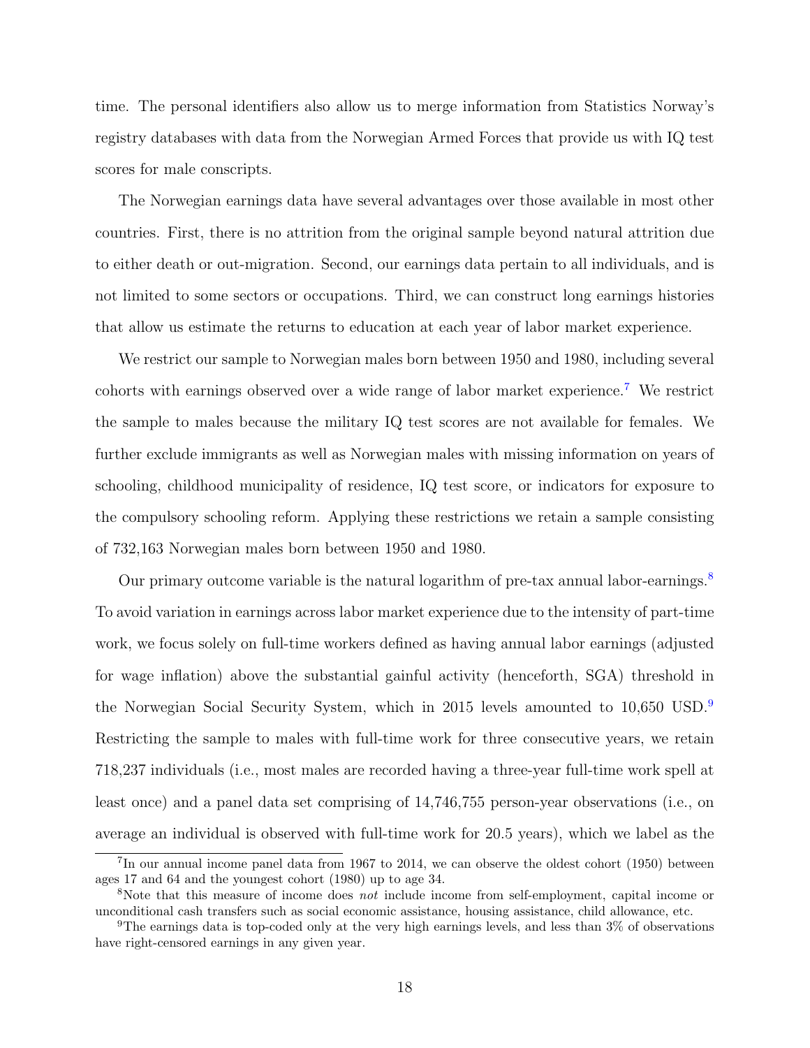time. The personal identifiers also allow us to merge information from Statistics Norway's registry databases with data from the Norwegian Armed Forces that provide us with IQ test scores for male conscripts.

The Norwegian earnings data have several advantages over those available in most other countries. First, there is no attrition from the original sample beyond natural attrition due to either death or out-migration. Second, our earnings data pertain to all individuals, and is not limited to some sectors or occupations. Third, we can construct long earnings histories that allow us estimate the returns to education at each year of labor market experience.

We restrict our sample to Norwegian males born between 1950 and 1980, including several cohorts with earnings observed over a wide range of labor market experience.[7] We restrict the sample to males because the military IQ test scores are not available for females. We further exclude immigrants as well as Norwegian males with missing information on years of schooling, childhood municipality of residence, IQ test score, or indicators for exposure to the compulsory schooling reform. Applying these restrictions we retain a sample consisting of 732,163 Norwegian males born between 1950 and 1980.

Our primary outcome variable is the natural logarithm of pre-tax annual labor-earnings.[8] To avoid variation in earnings across labor market experience due to the intensity of part-time work, we focus solely on full-time workers defined as having annual labor earnings (adjusted for wage inflation) above the substantial gainful activity (henceforth, SGA) threshold in the Norwegian Social Security System, which in 2015 levels amounted to 10,650 USD.[9] Restricting the sample to males with full-time work for three consecutive years, we retain 718,237 individuals (i.e., most males are recorded having a three-year full-time work spell at least once) and a panel data set comprising of 14,746,755 person-year observations (i.e., on average an individual is observed with full-time work for 20.5 years), which we label as the

[7] In our annual income panel data from 1967 to 2014, we can observe the oldest cohort (1950) between ages 17 and 64 and the youngest cohort (1980) up to age 34.

[8] Note that this measure of income does *not* include income from self-employment, capital income or unconditional cash transfers such as social economic assistance, housing assistance, child allowance, etc.

[9] The earnings data is top-coded only at the very high earnings levels, and less than 3% of observations have right-censored earnings in any given year.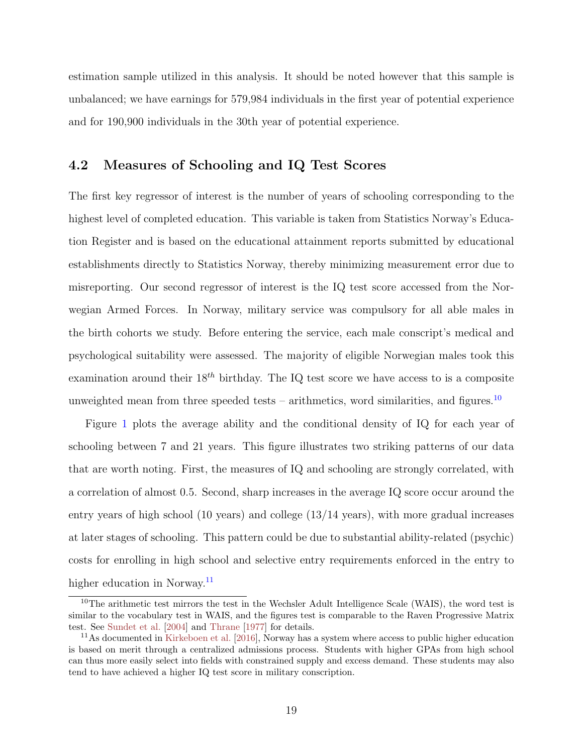estimation sample utilized in this analysis. It should be noted however that this sample is unbalanced; we have earnings for 579,984 individuals in the first year of potential experience and for 190,900 individuals in the 30th year of potential experience.

### 4.2 Measures of Schooling and IQ Test Scores

The first key regressor of interest is the number of years of schooling corresponding to the highest level of completed education. This variable is taken from Statistics Norway's Education Register and is based on the educational attainment reports submitted by educational establishments directly to Statistics Norway, thereby minimizing measurement error due to misreporting. Our second regressor of interest is the IQ test score accessed from the Norwegian Armed Forces. In Norway, military service was compulsory for all able males in the birth cohorts we study. Before entering the service, each male conscript's medical and psychological suitability were assessed. The majority of eligible Norwegian males took this examination around their $18^{th}$ birthday. The IQ test score we have access to is a composite unweighted mean from three speeded tests – arithmetics, word similarities, and figures.[10]

Figure 1 plots the average ability and the conditional density of IQ for each year of schooling between 7 and 21 years. This figure illustrates two striking patterns of our data that are worth noting. First, the measures of IQ and schooling are strongly correlated, with a correlation of almost 0.5. Second, sharp increases in the average IQ score occur around the entry years of high school (10 years) and college (13/14 years), with more gradual increases at later stages of schooling. This pattern could be due to substantial ability-related (psychic) costs for enrolling in high school and selective entry requirements enforced in the entry to higher education in Norway.[11]

[10] The arithmetic test mirrors the test in the Wechsler Adult Intelligence Scale (WAIS), the word test is similar to the vocabulary test in WAIS, and the figures test is comparable to the Raven Progressive Matrix test. See Sundet et al. [2004] and Thrane [1977] for details.

[11] As documented in Kirkeboen et al. [2016], Norway has a system where access to public higher education is based on merit through a centralized admissions process. Students with higher GPAs from high school can thus more easily select into fields with constrained supply and excess demand. These students may also tend to have achieved a higher IQ test score in military conscription.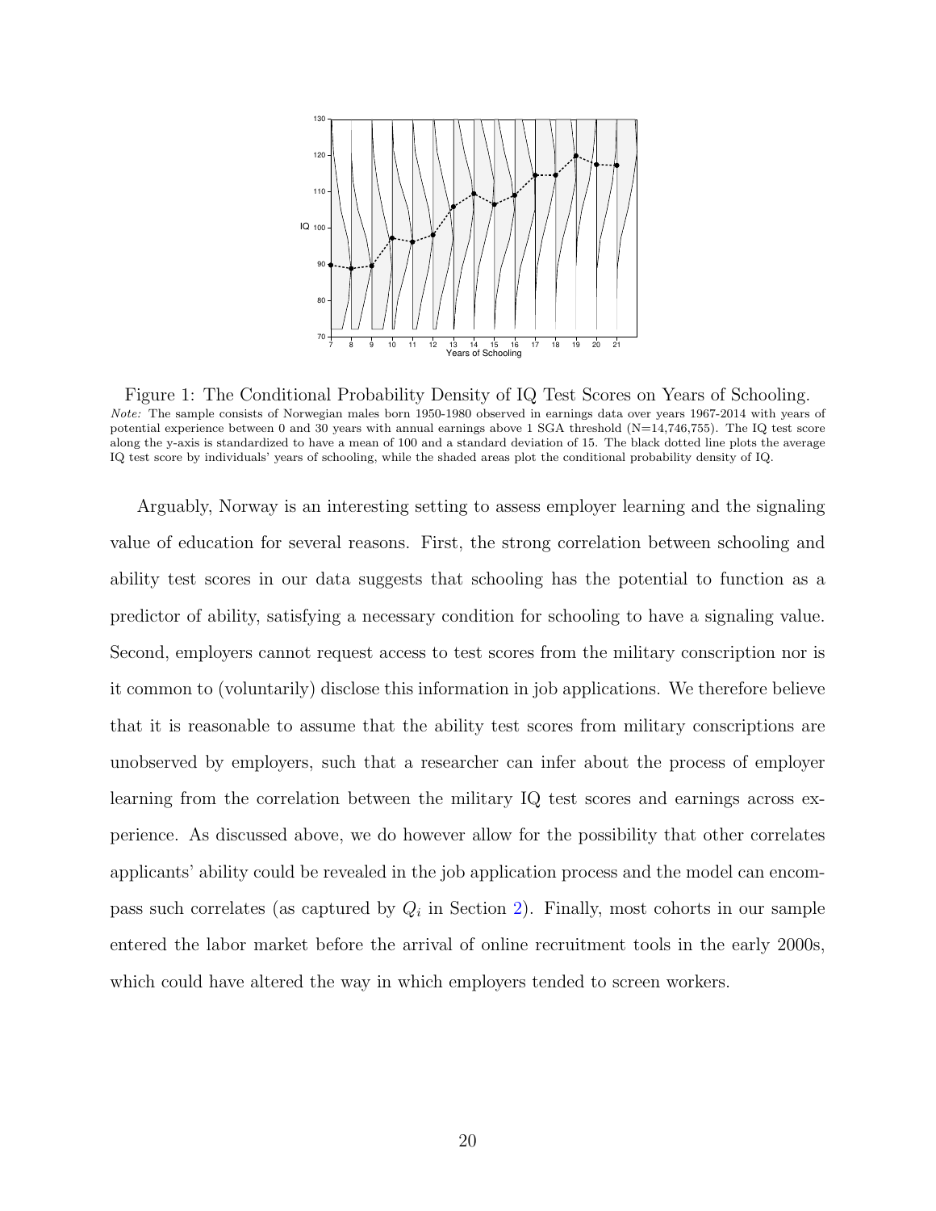Figure 1: The Conditional Probability Density of IQ Test Scores on Years of Schooling.

*Note:* The sample consists of Norwegian males born 1950-1980 observed in earnings data over years 1967-2014 with years of potential experience between 0 and 30 years with annual earnings above 1 SGA threshold (N=14,746,755). The IQ test score along the y-axis is standardized to have a mean of 100 and a standard deviation of 15. The black dotted line plots the average IQ test score by individuals' years of schooling, while the shaded areas plot the conditional probability density of IQ.

Arguably, Norway is an interesting setting to assess employer learning and the signaling value of education for several reasons. First, the strong correlation between schooling and ability test scores in our data suggests that schooling has the potential to function as a predictor of ability, satisfying a necessary condition for schooling to have a signaling value. Second, employers cannot request access to test scores from the military conscription nor is it common to (voluntarily) disclose this information in job applications. We therefore believe that it is reasonable to assume that the ability test scores from military conscriptions are unobserved by employers, such that a researcher can infer about the process of employer learning from the correlation between the military IQ test scores and earnings across experience. As discussed above, we do however allow for the possibility that other correlates applicants' ability could be revealed in the job application process and the model can encompass such correlates (as captured by $Q_i$ in Section 2). Finally, most cohorts in our sample entered the labor market before the arrival of online recruitment tools in the early 2000s, which could have altered the way in which employers tended to screen workers.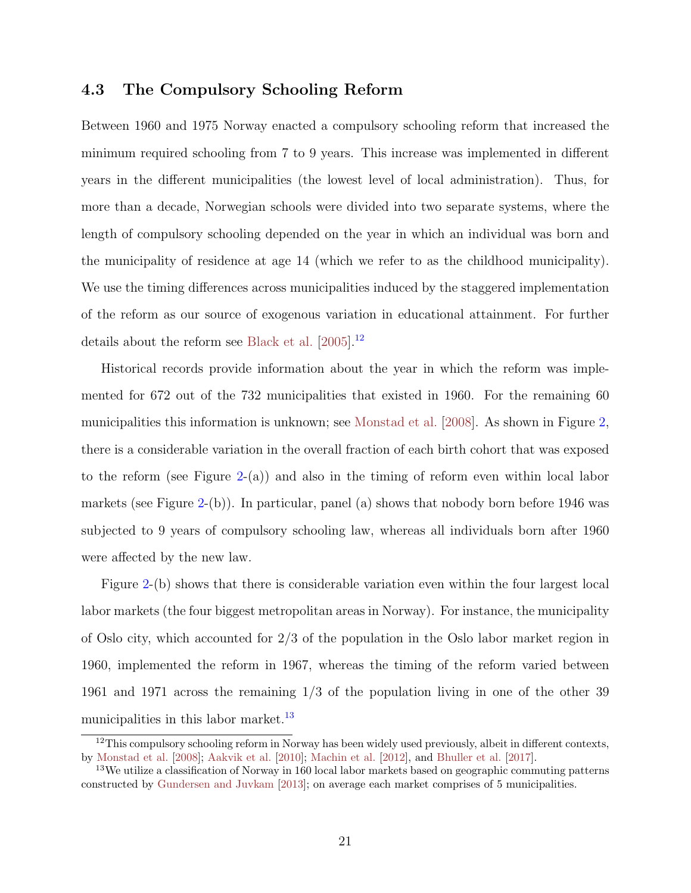### 4.3 The Compulsory Schooling Reform

Between 1960 and 1975 Norway enacted a compulsory schooling reform that increased the minimum required schooling from 7 to 9 years. This increase was implemented in different years in the different municipalities (the lowest level of local administration). Thus, for more than a decade, Norwegian schools were divided into two separate systems, where the length of compulsory schooling depended on the year in which an individual was born and the municipality of residence at age 14 (which we refer to as the childhood municipality). We use the timing differences across municipalities induced by the staggered implementation of the reform as our source of exogenous variation in educational attainment. For further details about the reform see Black et al. [2005].[12]

Historical records provide information about the year in which the reform was implemented for 672 out of the 732 municipalities that existed in 1960. For the remaining 60 municipalities this information is unknown; see Monstad et al. [2008]. As shown in Figure 2, there is a considerable variation in the overall fraction of each birth cohort that was exposed to the reform (see Figure 2-(a)) and also in the timing of reform even within local labor markets (see Figure 2-(b)). In particular, panel (a) shows that nobody born before 1946 was subjected to 9 years of compulsory schooling law, whereas all individuals born after 1960 were affected by the new law.

Figure 2-(b) shows that there is considerable variation even within the four largest local labor markets (the four biggest metropolitan areas in Norway). For instance, the municipality of Oslo city, which accounted for 2/3 of the population in the Oslo labor market region in 1960, implemented the reform in 1967, whereas the timing of the reform varied between 1961 and 1971 across the remaining 1/3 of the population living in one of the other 39 municipalities in this labor market.[13]

[12] This compulsory schooling reform in Norway has been widely used previously, albeit in different contexts, by Monstad et al. [2008]; Aakvik et al. [2010]; Machin et al. [2012], and Bhuller et al. [2017].

[13] We utilize a classification of Norway in 160 local labor markets based on geographic commuting patterns constructed by Gundersen and Juvkam [2013]; on average each market comprises of 5 municipalities.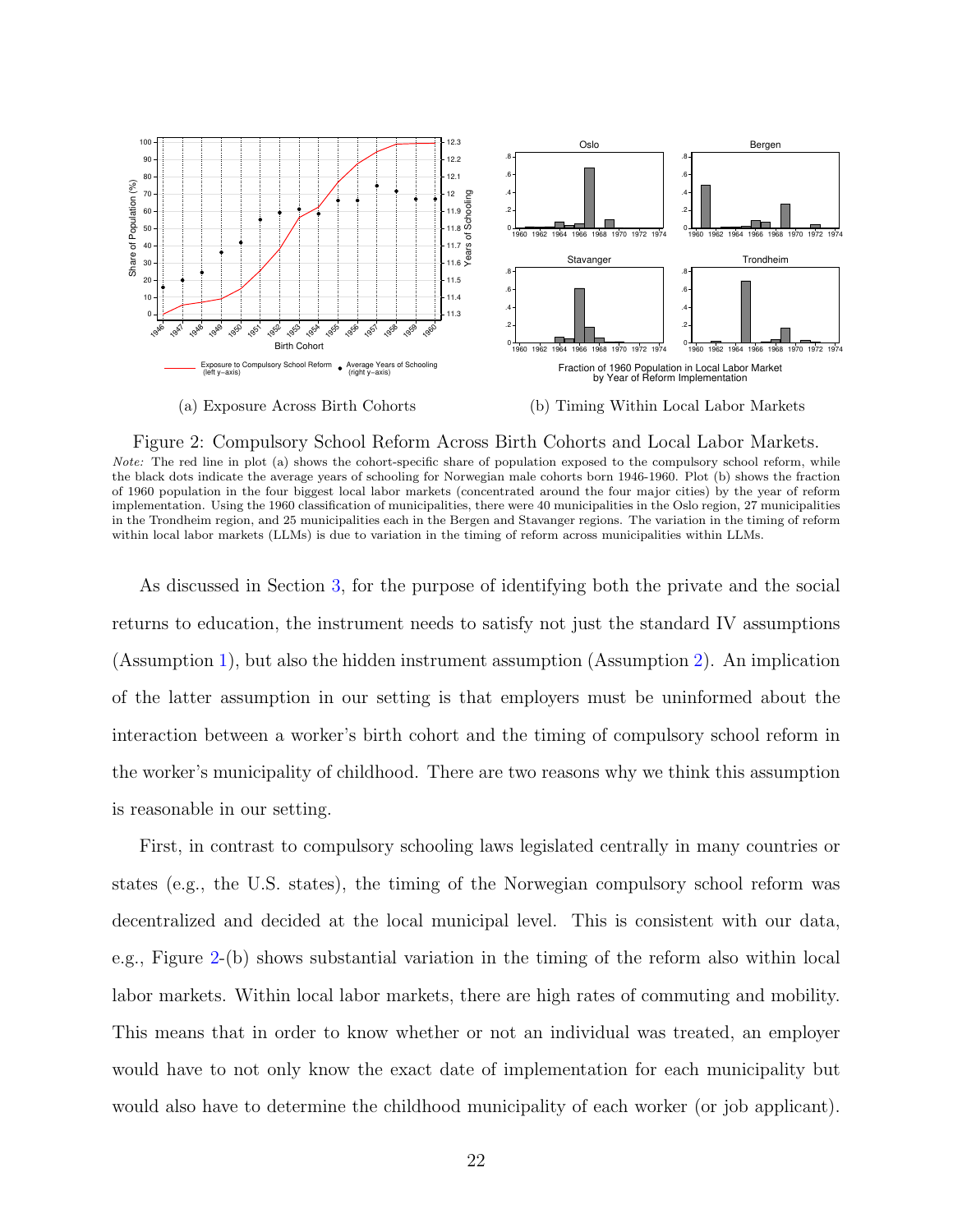(a) Exposure Across Birth Cohorts

(b) Timing Within Local Labor Markets

Figure 2: Compulsory School Reform Across Birth Cohorts and Local Labor Markets.
*Note:* The red line in plot (a) shows the cohort-specific share of population exposed to the compulsory school reform, while the black dots indicate the average years of schooling for Norwegian male cohorts born 1946-1960. Plot (b) shows the fraction of 1960 population in the four biggest local labor markets (concentrated around the four major cities) by the year of reform implementation. Using the 1960 classification of municipalities, there were 40 municipalities in the Oslo region, 27 municipalities in the Trondheim region, and 25 municipalities each in the Bergen and Stavanger regions. The variation in the timing of reform within local labor markets (LLMs) is due to variation in the timing of reform across municipalities within LLMs.

As discussed in Section 3, for the purpose of identifying both the private and the social returns to education, the instrument needs to satisfy not just the standard IV assumptions (Assumption 1), but also the hidden instrument assumption (Assumption 2). An implication of the latter assumption in our setting is that employers must be uninformed about the interaction between a worker's birth cohort and the timing of compulsory school reform in the worker's municipality of childhood. There are two reasons why we think this assumption is reasonable in our setting.

First, in contrast to compulsory schooling laws legislated centrally in many countries or states (e.g., the U.S. states), the timing of the Norwegian compulsory school reform was decentralized and decided at the local municipal level. This is consistent with our data, e.g., Figure 2-(b) shows substantial variation in the timing of the reform also within local labor markets. Within local labor markets, there are high rates of commuting and mobility. This means that in order to know whether or not an individual was treated, an employer would have to not only know the exact date of implementation for each municipality but would also have to determine the childhood municipality of each worker (or job applicant).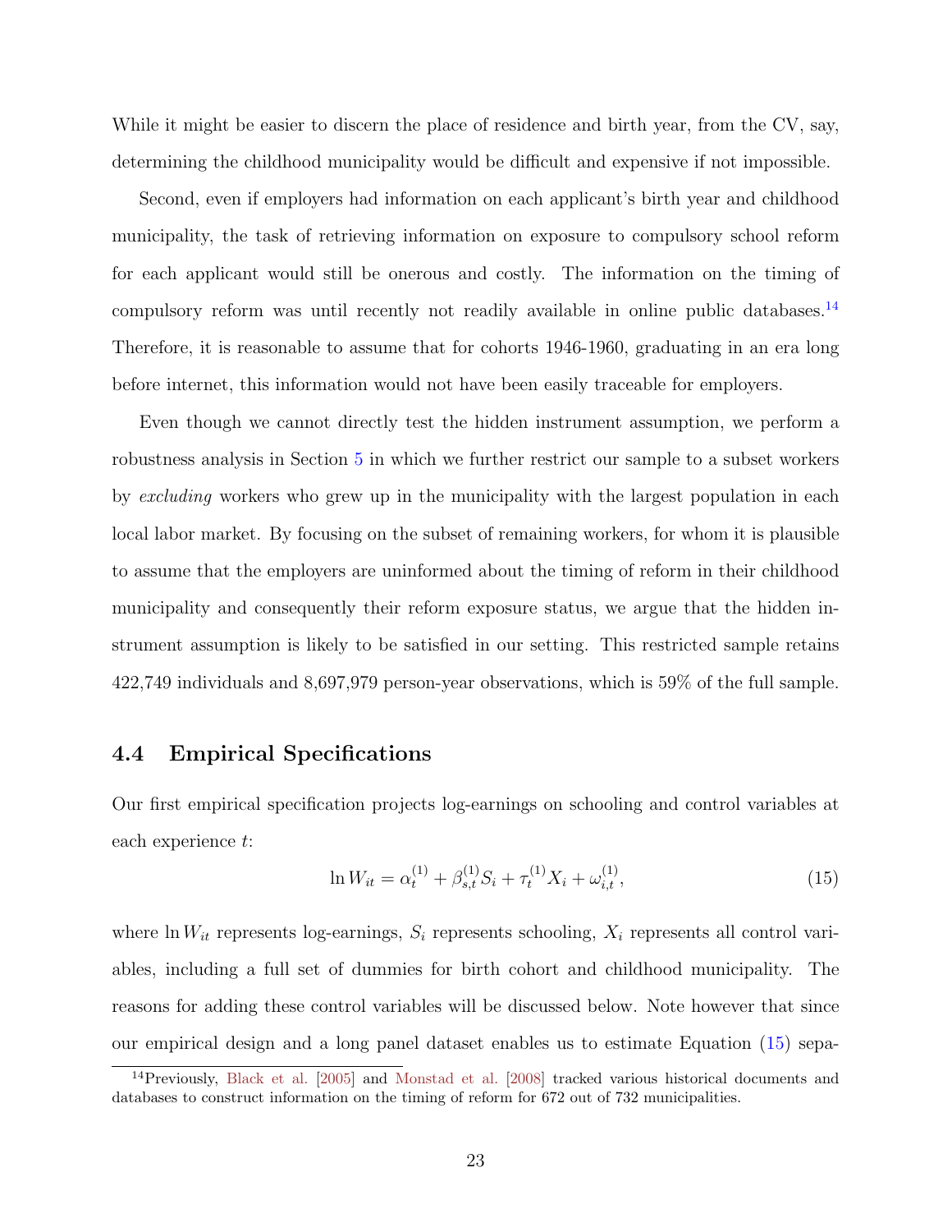While it might be easier to discern the place of residence and birth year, from the CV, say, determining the childhood municipality would be difficult and expensive if not impossible.

Second, even if employers had information on each applicant's birth year and childhood municipality, the task of retrieving information on exposure to compulsory school reform for each applicant would still be onerous and costly. The information on the timing of compulsory reform was until recently not readily available in online public databases.[14] Therefore, it is reasonable to assume that for cohorts 1946-1960, graduating in an era long before internet, this information would not have been easily traceable for employers.

Even though we cannot directly test the hidden instrument assumption, we perform a robustness analysis in Section 5 in which we further restrict our sample to a subset workers by *excluding* workers who grew up in the municipality with the largest population in each local labor market. By focusing on the subset of remaining workers, for whom it is plausible to assume that the employers are uninformed about the timing of reform in their childhood municipality and consequently their reform exposure status, we argue that the hidden instrument assumption is likely to be satisfied in our setting. This restricted sample retains 422,749 individuals and 8,697,979 person-year observations, which is 59% of the full sample.

## 4.4 Empirical Specifications

Our first empirical specification projects log-earnings on schooling and control variables at each experience $t$:

$$\ln W_{it} = \alpha_t^{(1)} + \beta_{s,t}^{(1)} S_i + \tau_t^{(1)} X_i + \omega_{i,t}^{(1)}, \tag{15}$$

where $\ln W_{it}$ represents log-earnings, $S_i$ represents schooling, $X_i$ represents all control variables, including a full set of dummies for birth cohort and childhood municipality. The reasons for adding these control variables will be discussed below. Note however that since our empirical design and a long panel dataset enables us to estimate Equation (15) sepa-

[14] Previously, Black et al. [2005] and Monstad et al. [2008] tracked various historical documents and databases to construct information on the timing of reform for 672 out of 732 municipalities.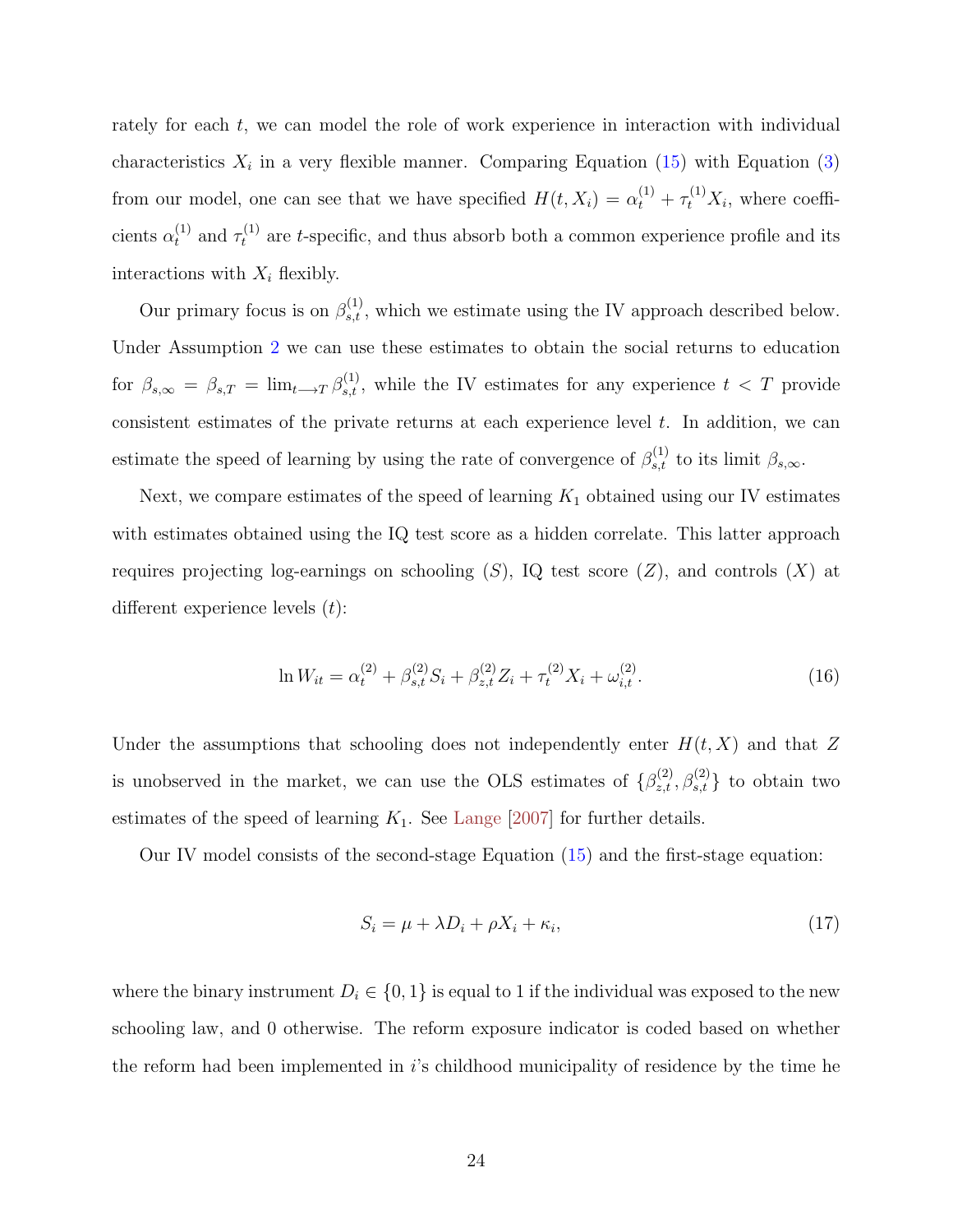rately for each $t$, we can model the role of work experience in interaction with individual characteristics $X_i$ in a very flexible manner. Comparing Equation (15) with Equation (3) from our model, one can see that we have specified $H(t, X_i) = \alpha_t^{(1)} + \tau_t^{(1)} X_i$, where coefficients $\alpha_t^{(1)}$ and $\tau_t^{(1)}$ are $t$-specific, and thus absorb both a common experience profile and its interactions with $X_i$ flexibly.

Our primary focus is on $\beta_{s,t}^{(1)}$, which we estimate using the IV approach described below. Under Assumption 2 we can use these estimates to obtain the social returns to education for $\beta_{s,\infty} = \beta_{s,T} = \lim_{t \longrightarrow T} \beta_{s,t}^{(1)}$, while the IV estimates for any experience $t < T$ provide consistent estimates of the private returns at each experience level $t$. In addition, we can estimate the speed of learning by using the rate of convergence of $\beta_{s,t}^{(1)}$ to its limit $\beta_{s,\infty}$.

Next, we compare estimates of the speed of learning $K_1$ obtained using our IV estimates with estimates obtained using the IQ test score as a hidden correlate. This latter approach requires projecting log-earnings on schooling ($S$), IQ test score ($Z$), and controls ($X$) at different experience levels ($t$):

$$\ln W_{it} = \alpha_t^{(2)} + \beta_{s,t}^{(2)} S_i + \beta_{z,t}^{(2)} Z_i + \tau_t^{(2)} X_i + \omega_{i,t}^{(2)}. \tag{16}$$

Under the assumptions that schooling does not independently enter $H(t, X)$ and that $Z$ is unobserved in the market, we can use the OLS estimates of $\{\beta_{z,t}^{(2)}, \beta_{s,t}^{(2)}\}$ to obtain two estimates of the speed of learning $K_1$. See Lange [2007] for further details.

Our IV model consists of the second-stage Equation (15) and the first-stage equation:

$$S_i = \mu + \lambda D_i + \rho X_i + \kappa_i, \tag{17}$$

where the binary instrument $D_i \in \{0, 1\}$ is equal to 1 if the individual was exposed to the new schooling law, and 0 otherwise. The reform exposure indicator is coded based on whether the reform had been implemented in $i$'s childhood municipality of residence by the time he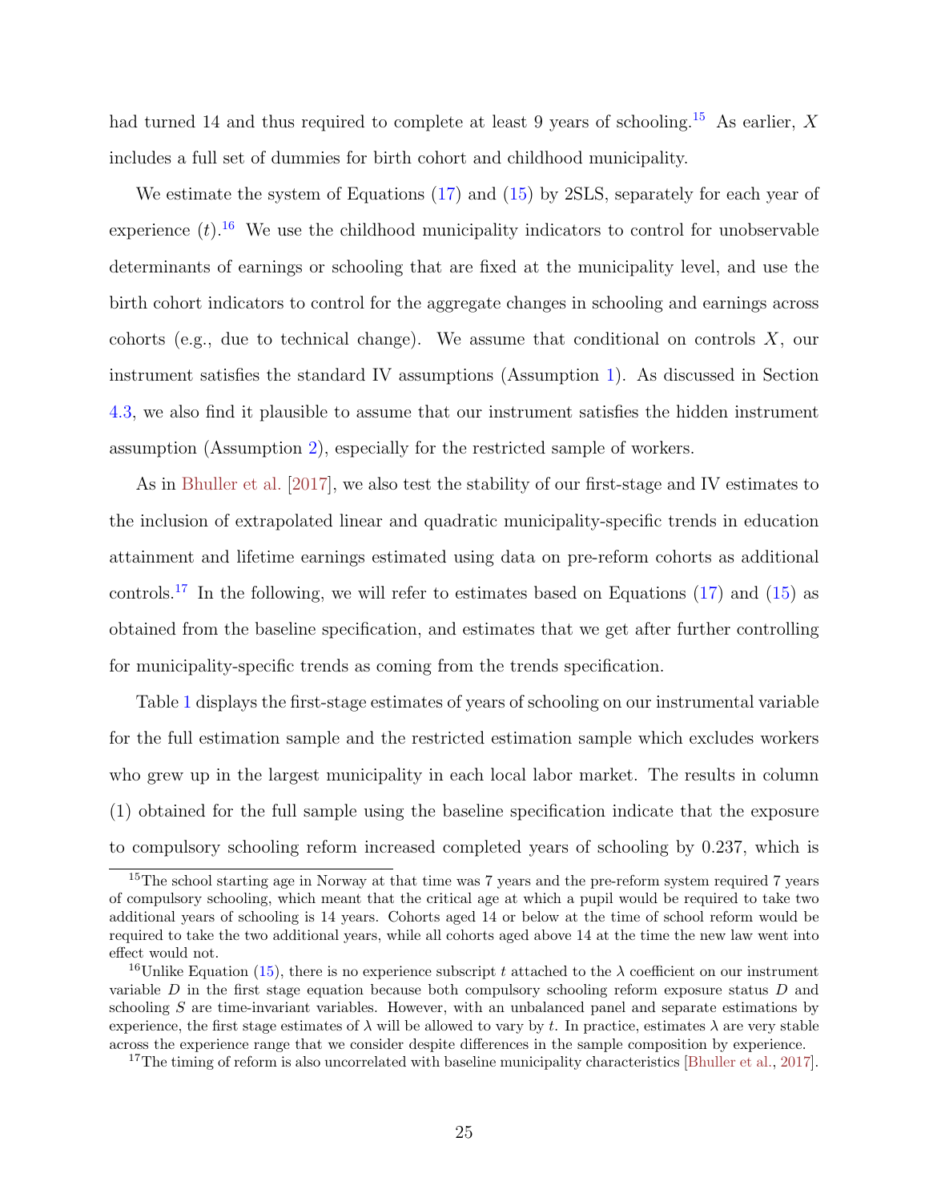had turned 14 and thus required to complete at least 9 years of schooling.[15] As earlier, $X$ includes a full set of dummies for birth cohort and childhood municipality.

We estimate the system of Equations (17) and (15) by 2SLS, separately for each year of experience ($t$).[16] We use the childhood municipality indicators to control for unobservable determinants of earnings or schooling that are fixed at the municipality level, and use the birth cohort indicators to control for the aggregate changes in schooling and earnings across cohorts (e.g., due to technical change). We assume that conditional on controls $X$, our instrument satisfies the standard IV assumptions (Assumption 1). As discussed in Section 4.3, we also find it plausible to assume that our instrument satisfies the hidden instrument assumption (Assumption 2), especially for the restricted sample of workers.

As in Bhuller et al. [2017], we also test the stability of our first-stage and IV estimates to the inclusion of extrapolated linear and quadratic municipality-specific trends in education attainment and lifetime earnings estimated using data on pre-reform cohorts as additional controls.[17] In the following, we will refer to estimates based on Equations (17) and (15) as obtained from the baseline specification, and estimates that we get after further controlling for municipality-specific trends as coming from the trends specification.

Table 1 displays the first-stage estimates of years of schooling on our instrumental variable for the full estimation sample and the restricted estimation sample which excludes workers who grew up in the largest municipality in each local labor market. The results in column (1) obtained for the full sample using the baseline specification indicate that the exposure to compulsory schooling reform increased completed years of schooling by 0.237, which is

[15] The school starting age in Norway at that time was 7 years and the pre-reform system required 7 years of compulsory schooling, which meant that the critical age at which a pupil would be required to take two additional years of schooling is 14 years. Cohorts aged 14 or below at the time of school reform would be required to take the two additional years, while all cohorts aged above 14 at the time the new law went into effect would not.

[16] Unlike Equation (15), there is no experience subscript $t$ attached to the $\lambda$ coefficient on our instrument variable $D$ in the first stage equation because both compulsory schooling reform exposure status $D$ and schooling $S$ are time-invariant variables. However, with an unbalanced panel and separate estimations by experience, the first stage estimates of $\lambda$ will be allowed to vary by $t$. In practice, estimates $\lambda$ are very stable across the experience range that we consider despite differences in the sample composition by experience.

[17] The timing of reform is also uncorrelated with baseline municipality characteristics [Bhuller et al., 2017].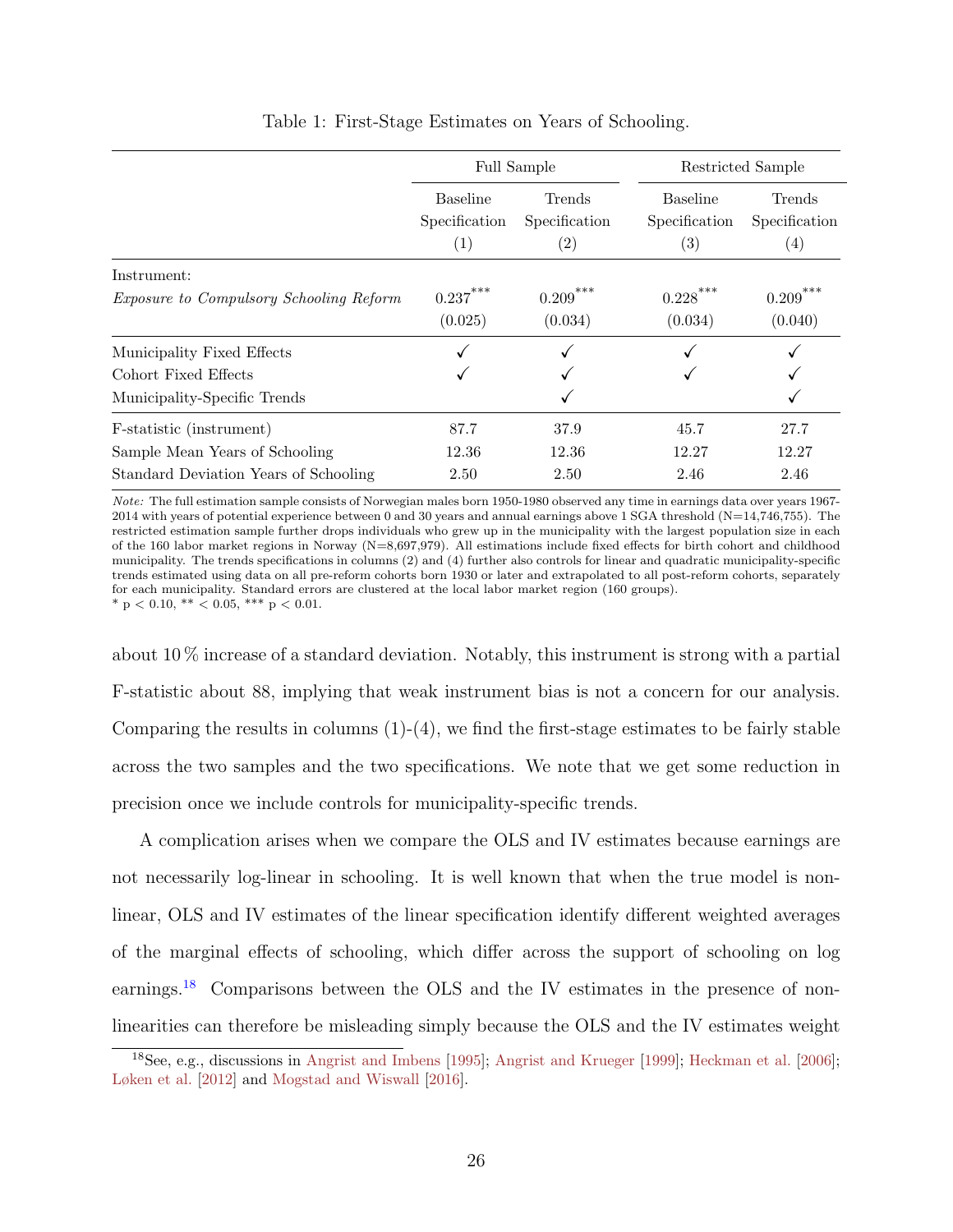Table 1: First-Stage Estimates on Years of Schooling.

| | Full Sample | | Restricted Sample | |
|---|---|---|---|---|
| | Baseline Specification (1) | Trends Specification (2) | Baseline Specification (3) | Trends Specification (4) |
| Instrument: | | | | |
| *Exposure to Compulsory Schooling Reform* | 0.237*** | 0.209*** | 0.228*** | 0.209*** |
| | (0.025) | (0.034) | (0.034) | (0.040) |
| Municipality Fixed Effects | ✓ | ✓ | ✓ | ✓ |
| Cohort Fixed Effects | ✓ | ✓ | ✓ | ✓ |
| Municipality-Specific Trends | | ✓ | | ✓ |
| F-statistic (instrument) | 87.7 | 37.9 | 45.7 | 27.7 |
| Sample Mean Years of Schooling | 12.36 | 12.36 | 12.27 | 12.27 |
| Standard Deviation Years of Schooling | 2.50 | 2.50 | 2.46 | 2.46 |

*Note:* The full estimation sample consists of Norwegian males born 1950-1980 observed any time in earnings data over years 1967-2014 with years of potential experience between 0 and 30 years and annual earnings above 1 SGA threshold (N=14,746,755). The restricted estimation sample further drops individuals who grew up in the municipality with the largest population size in each of the 160 labor market regions in Norway (N=8,697,979). All estimations include fixed effects for birth cohort and childhood municipality. The trends specifications in columns (2) and (4) further also controls for linear and quadratic municipality-specific trends estimated using data on all pre-reform cohorts born 1930 or later and extrapolated to all post-reform cohorts, separately for each municipality. Standard errors are clustered at the local labor market region (160 groups).
* p < 0.10, ** < 0.05, *** p < 0.01.

about 10 % increase of a standard deviation. Notably, this instrument is strong with a partial F-statistic about 88, implying that weak instrument bias is not a concern for our analysis. Comparing the results in columns (1)-(4), we find the first-stage estimates to be fairly stable across the two samples and the two specifications. We note that we get some reduction in precision once we include controls for municipality-specific trends.

A complication arises when we compare the OLS and IV estimates because earnings are not necessarily log-linear in schooling. It is well known that when the true model is non-linear, OLS and IV estimates of the linear specification identify different weighted averages of the marginal effects of schooling, which differ across the support of schooling on log earnings.[18] Comparisons between the OLS and the IV estimates in the presence of non-linearities can therefore be misleading simply because the OLS and the IV estimates weight

[18]See, e.g., discussions in Angrist and Imbens [1995]; Angrist and Krueger [1999]; Heckman et al. [2006]; Løken et al. [2012] and Mogstad and Wiswall [2016].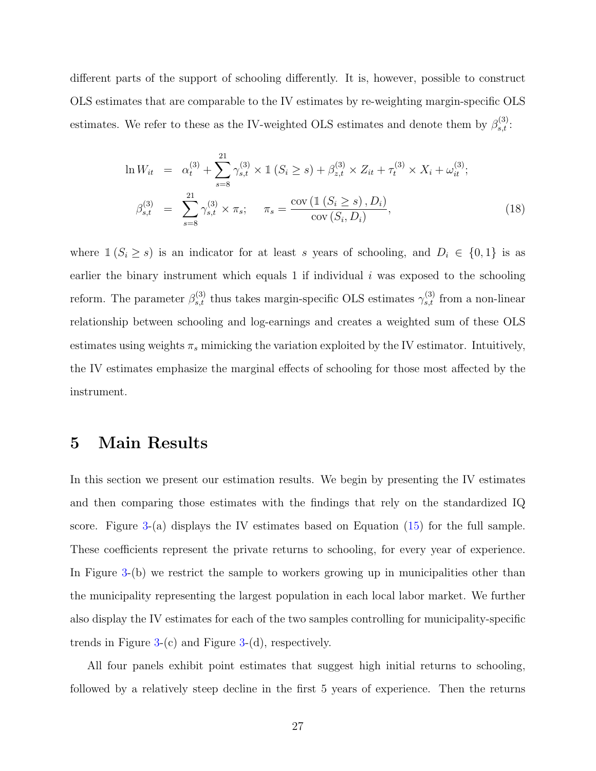different parts of the support of schooling differently. It is, however, possible to construct OLS estimates that are comparable to the IV estimates by re-weighting margin-specific OLS estimates. We refer to these as the IV-weighted OLS estimates and denote them by $\beta_{s,t}^{(3)}$:

$$
\begin{aligned}
\ln W_{it} &= \alpha_t^{(3)} + \sum_{s=8}^{21} \gamma_{s,t}^{(3)} \times \mathbb{1}\left(S_i \geq s\right) + \beta_{z,t}^{(3)} \times Z_{it} + \tau_t^{(3)} \times X_i + \omega_{it}^{(3)}; \\
\beta_{s,t}^{(3)} &= \sum_{s=8}^{21} \gamma_{s,t}^{(3)} \times \pi_s; \qquad \pi_s = \frac{\operatorname{cov}\left(\mathbb{1}\left(S_i \geq s\right), D_i\right)}{\operatorname{cov}\left(S_i, D_i\right)},
\end{aligned} \tag{18}
$$

where $\mathbb{1}\left(S_i \geq s\right)$ is an indicator for at least $s$ years of schooling, and $D_i \in \{0, 1\}$ is as earlier the binary instrument which equals 1 if individual $i$ was exposed to the schooling reform. The parameter $\beta_{s,t}^{(3)}$ thus takes margin-specific OLS estimates $\gamma_{s,t}^{(3)}$ from a non-linear relationship between schooling and log-earnings and creates a weighted sum of these OLS estimates using weights $\pi_s$ mimicking the variation exploited by the IV estimator. Intuitively, the IV estimates emphasize the marginal effects of schooling for those most affected by the instrument.

# 5 Main Results

In this section we present our estimation results. We begin by presenting the IV estimates and then comparing those estimates with the findings that rely on the standardized IQ score. Figure 3-(a) displays the IV estimates based on Equation (15) for the full sample. These coefficients represent the private returns to schooling, for every year of experience. In Figure 3-(b) we restrict the sample to workers growing up in municipalities other than the municipality representing the largest population in each local labor market. We further also display the IV estimates for each of the two samples controlling for municipality-specific trends in Figure 3-(c) and Figure 3-(d), respectively.

All four panels exhibit point estimates that suggest high initial returns to schooling, followed by a relatively steep decline in the first 5 years of experience. Then the returns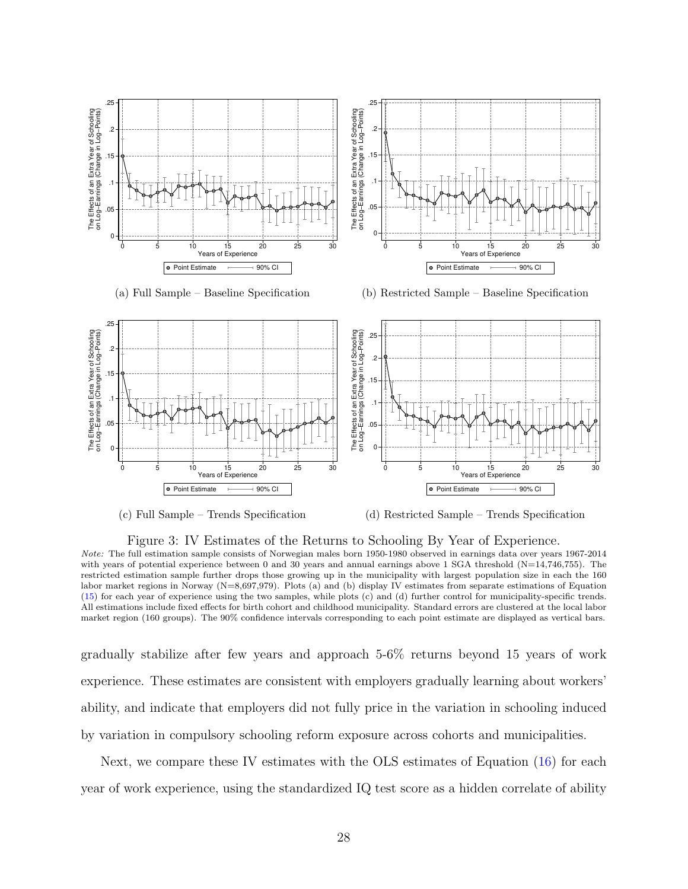(a) Full Sample – Baseline Specification

(b) Restricted Sample – Baseline Specification

(c) Full Sample – Trends Specification

(d) Restricted Sample – Trends Specification

Figure 3: IV Estimates of the Returns to Schooling By Year of Experience.

*Note:* The full estimation sample consists of Norwegian males born 1950-1980 observed in earnings data over years 1967-2014 with years of potential experience between 0 and 30 years and annual earnings above 1 SGA threshold (N=14,746,755). The restricted estimation sample further drops those growing up in the municipality with largest population size in each the 160 labor market regions in Norway (N=8,697,979). Plots (a) and (b) display IV estimates from separate estimations of Equation (15) for each year of experience using the two samples, while plots (c) and (d) further control for municipality-specific trends. All estimations include fixed effects for birth cohort and childhood municipality. Standard errors are clustered at the local labor market region (160 groups). The 90% confidence intervals corresponding to each point estimate are displayed as vertical bars.

gradually stabilize after few years and approach 5-6% returns beyond 15 years of work experience. These estimates are consistent with employers gradually learning about workers' ability, and indicate that employers did not fully price in the variation in schooling induced by variation in compulsory schooling reform exposure across cohorts and municipalities.

Next, we compare these IV estimates with the OLS estimates of Equation (16) for each year of work experience, using the standardized IQ test score as a hidden correlate of ability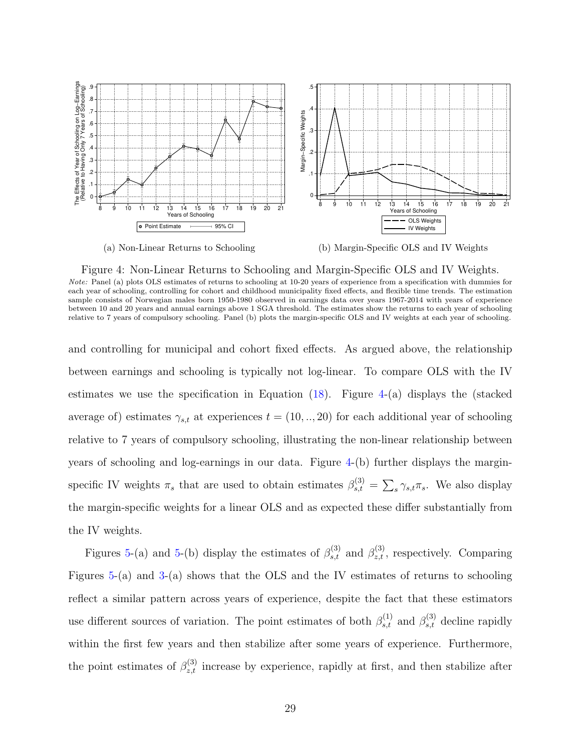(a) Non-Linear Returns to Schooling

(b) Margin-Specific OLS and IV Weights

Figure 4: Non-Linear Returns to Schooling and Margin-Specific OLS and IV Weights.
*Note:* Panel (a) plots OLS estimates of returns to schooling at 10-20 years of experience from a specification with dummies for each year of schooling, controlling for cohort and childhood municipality fixed effects, and flexible time trends. The estimation sample consists of Norwegian males born 1950-1980 observed in earnings data over years 1967-2014 with years of experience between 10 and 20 years and annual earnings above 1 SGA threshold. The estimates show the returns to each year of schooling relative to 7 years of compulsory schooling. Panel (b) plots the margin-specific OLS and IV weights at each year of schooling.

and controlling for municipal and cohort fixed effects. As argued above, the relationship between earnings and schooling is typically not log-linear. To compare OLS with the IV estimates we use the specification in Equation (18). Figure 4-(a) displays the (stacked average of) estimates $\gamma_{s,t}$ at experiences $t = (10, .., 20)$ for each additional year of schooling relative to 7 years of compulsory schooling, illustrating the non-linear relationship between years of schooling and log-earnings in our data. Figure 4-(b) further displays the margin-specific IV weights $\pi_s$ that are used to obtain estimates $\beta^{(3)}_{s,t} = \sum_s \gamma_{s,t}\pi_s$. We also display the margin-specific weights for a linear OLS and as expected these differ substantially from the IV weights.

Figures 5-(a) and 5-(b) display the estimates of $\beta^{(3)}_{s,t}$ and $\beta^{(3)}_{z,t}$, respectively. Comparing Figures 5-(a) and 3-(a) shows that the OLS and the IV estimates of returns to schooling reflect a similar pattern across years of experience, despite the fact that these estimators use different sources of variation. The point estimates of both $\beta^{(1)}_{s,t}$ and $\beta^{(3)}_{s,t}$ decline rapidly within the first few years and then stabilize after some years of experience. Furthermore, the point estimates of $\beta^{(3)}_{z,t}$ increase by experience, rapidly at first, and then stabilize after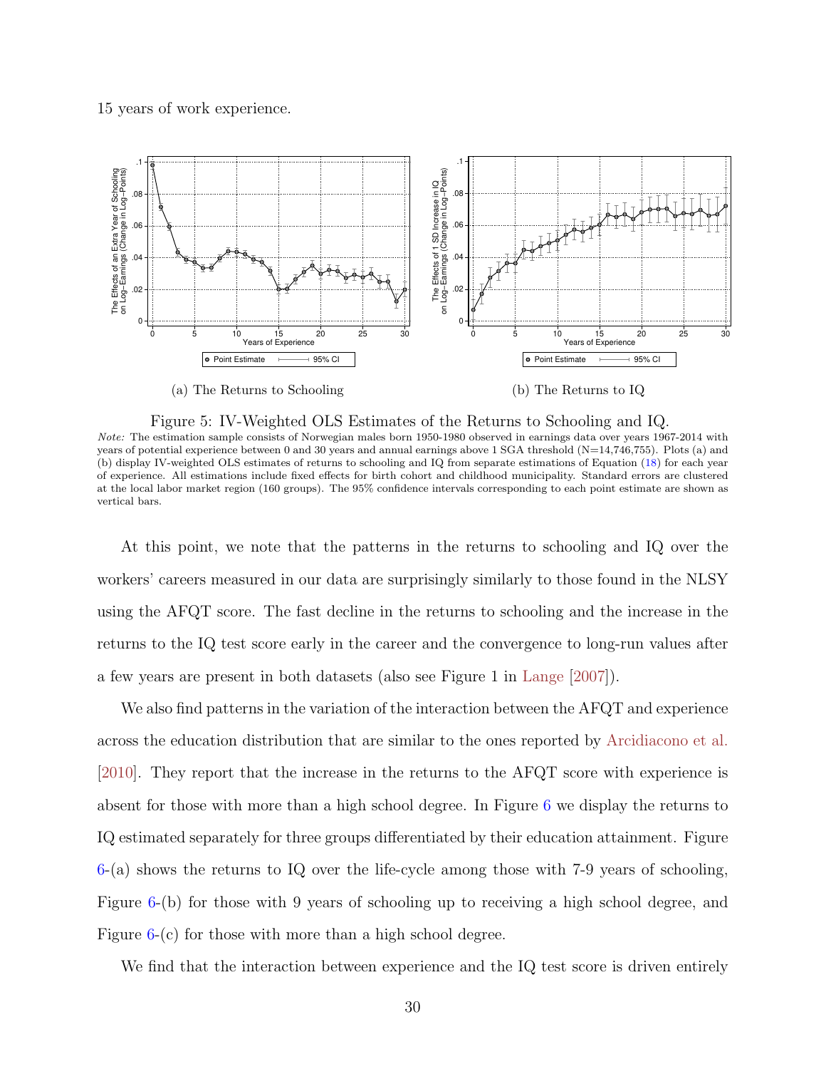15 years of work experience.

(a) The Returns to Schooling

(b) The Returns to IQ

Figure 5: IV-Weighted OLS Estimates of the Returns to Schooling and IQ.

*Note:* The estimation sample consists of Norwegian males born 1950-1980 observed in earnings data over years 1967-2014 with years of potential experience between 0 and 30 years and annual earnings above 1 SGA threshold (N=14,746,755). Plots (a) and (b) display IV-weighted OLS estimates of returns to schooling and IQ from separate estimations of Equation (18) for each year of experience. All estimations include fixed effects for birth cohort and childhood municipality. Standard errors are clustered at the local labor market region (160 groups). The 95% confidence intervals corresponding to each point estimate are shown as vertical bars.

At this point, we note that the patterns in the returns to schooling and IQ over the workers' careers measured in our data are surprisingly similarly to those found in the NLSY using the AFQT score. The fast decline in the returns to schooling and the increase in the returns to the IQ test score early in the career and the convergence to long-run values after a few years are present in both datasets (also see Figure 1 in Lange [2007]).

We also find patterns in the variation of the interaction between the AFQT and experience across the education distribution that are similar to the ones reported by Arcidiacono et al. [2010]. They report that the increase in the returns to the AFQT score with experience is absent for those with more than a high school degree. In Figure 6 we display the returns to IQ estimated separately for three groups differentiated by their education attainment. Figure 6-(a) shows the returns to IQ over the life-cycle among those with 7-9 years of schooling, Figure 6-(b) for those with 9 years of schooling up to receiving a high school degree, and Figure 6-(c) for those with more than a high school degree.

We find that the interaction between experience and the IQ test score is driven entirely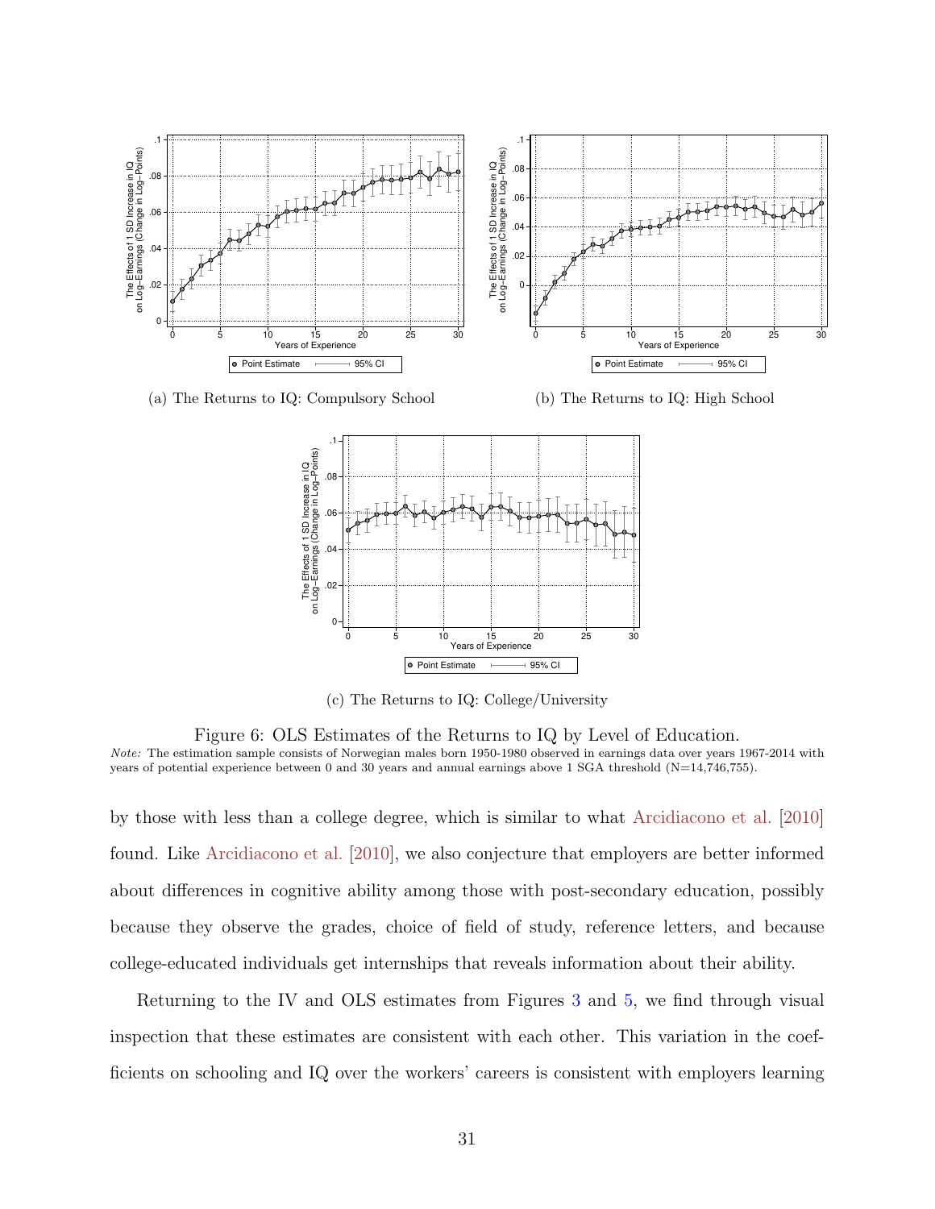(a) The Returns to IQ: Compulsory School

(b) The Returns to IQ: High School

(c) The Returns to IQ: College/University

Figure 6: OLS Estimates of the Returns to IQ by Level of Education.
*Note:* The estimation sample consists of Norwegian males born 1950-1980 observed in earnings data over years 1967-2014 with years of potential experience between 0 and 30 years and annual earnings above 1 SGA threshold (N=14,746,755).

by those with less than a college degree, which is similar to what Arcidiacono et al. [2010] found. Like Arcidiacono et al. [2010], we also conjecture that employers are better informed about differences in cognitive ability among those with post-secondary education, possibly because they observe the grades, choice of field of study, reference letters, and because college-educated individuals get internships that reveals information about their ability.

Returning to the IV and OLS estimates from Figures 3 and 5, we find through visual inspection that these estimates are consistent with each other. This variation in the coefficients on schooling and IQ over the workers' careers is consistent with employers learning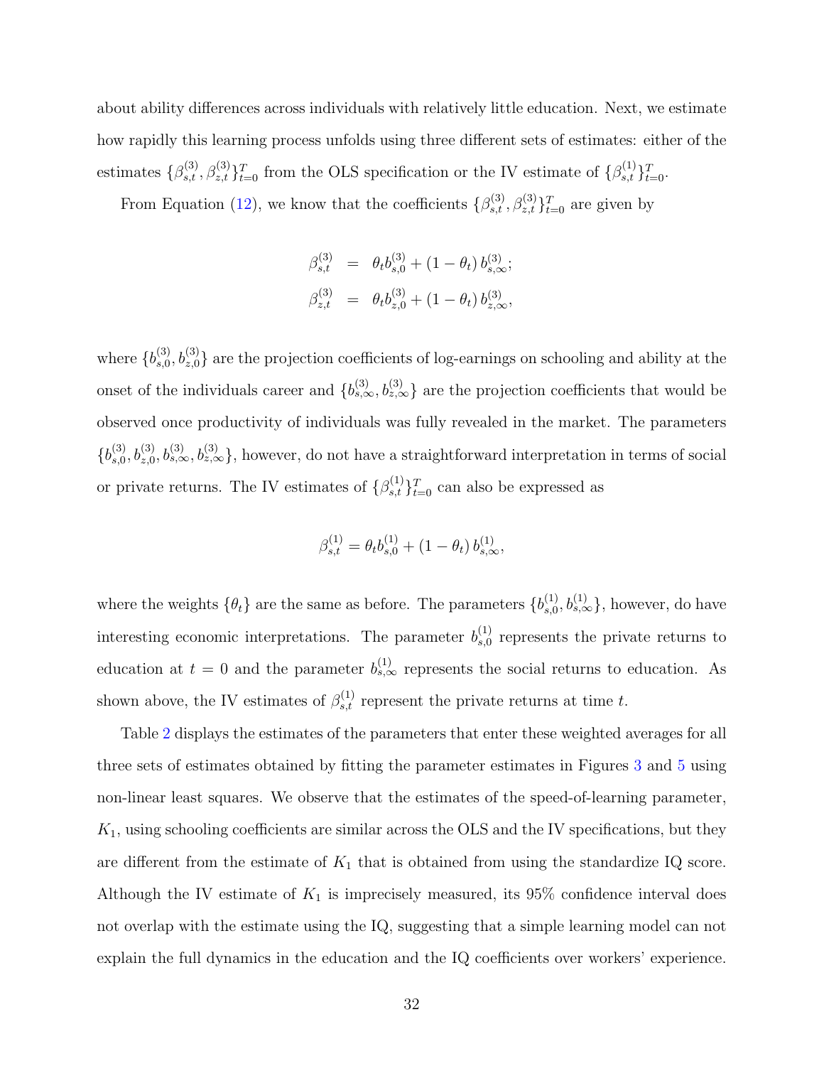about ability differences across individuals with relatively little education. Next, we estimate how rapidly this learning process unfolds using three different sets of estimates: either of the estimates $\{\beta^{(3)}_{s,t}, \beta^{(3)}_{z,t}\}_{t=0}^{T}$ from the OLS specification or the IV estimate of $\{\beta^{(1)}_{s,t}\}_{t=0}^{T}$.

From Equation (12), we know that the coefficients $\{\beta^{(3)}_{s,t}, \beta^{(3)}_{z,t}\}_{t=0}^{T}$ are given by

$$
\begin{aligned}
\beta^{(3)}_{s,t} &= \theta_t b^{(3)}_{s,0} + (1-\theta_t)\, b^{(3)}_{s,\infty}; \\
\beta^{(3)}_{z,t} &= \theta_t b^{(3)}_{z,0} + (1-\theta_t)\, b^{(3)}_{z,\infty},
\end{aligned}
$$

where $\{b^{(3)}_{s,0}, b^{(3)}_{z,0}\}$ are the projection coefficients of log-earnings on schooling and ability at the onset of the individuals career and $\{b^{(3)}_{s,\infty}, b^{(3)}_{z,\infty}\}$ are the projection coefficients that would be observed once productivity of individuals was fully revealed in the market. The parameters $\{b^{(3)}_{s,0}, b^{(3)}_{z,0}, b^{(3)}_{s,\infty}, b^{(3)}_{z,\infty}\}$, however, do not have a straightforward interpretation in terms of social or private returns. The IV estimates of $\{\beta^{(1)}_{s,t}\}_{t=0}^{T}$ can also be expressed as

$$
\beta^{(1)}_{s,t} = \theta_t b^{(1)}_{s,0} + (1-\theta_t)\, b^{(1)}_{s,\infty},
$$

where the weights $\{\theta_t\}$ are the same as before. The parameters $\{b^{(1)}_{s,0}, b^{(1)}_{s,\infty}\}$, however, do have interesting economic interpretations. The parameter $b^{(1)}_{s,0}$ represents the private returns to education at $t = 0$ and the parameter $b^{(1)}_{s,\infty}$ represents the social returns to education. As shown above, the IV estimates of $\beta^{(1)}_{s,t}$ represent the private returns at time $t$.

Table 2 displays the estimates of the parameters that enter these weighted averages for all three sets of estimates obtained by fitting the parameter estimates in Figures 3 and 5 using non-linear least squares. We observe that the estimates of the speed-of-learning parameter, $K_1$, using schooling coefficients are similar across the OLS and the IV specifications, but they are different from the estimate of $K_1$ that is obtained from using the standardize IQ score. Although the IV estimate of $K_1$ is imprecisely measured, its 95% confidence interval does not overlap with the estimate using the IQ, suggesting that a simple learning model can not explain the full dynamics in the education and the IQ coefficients over workers' experience.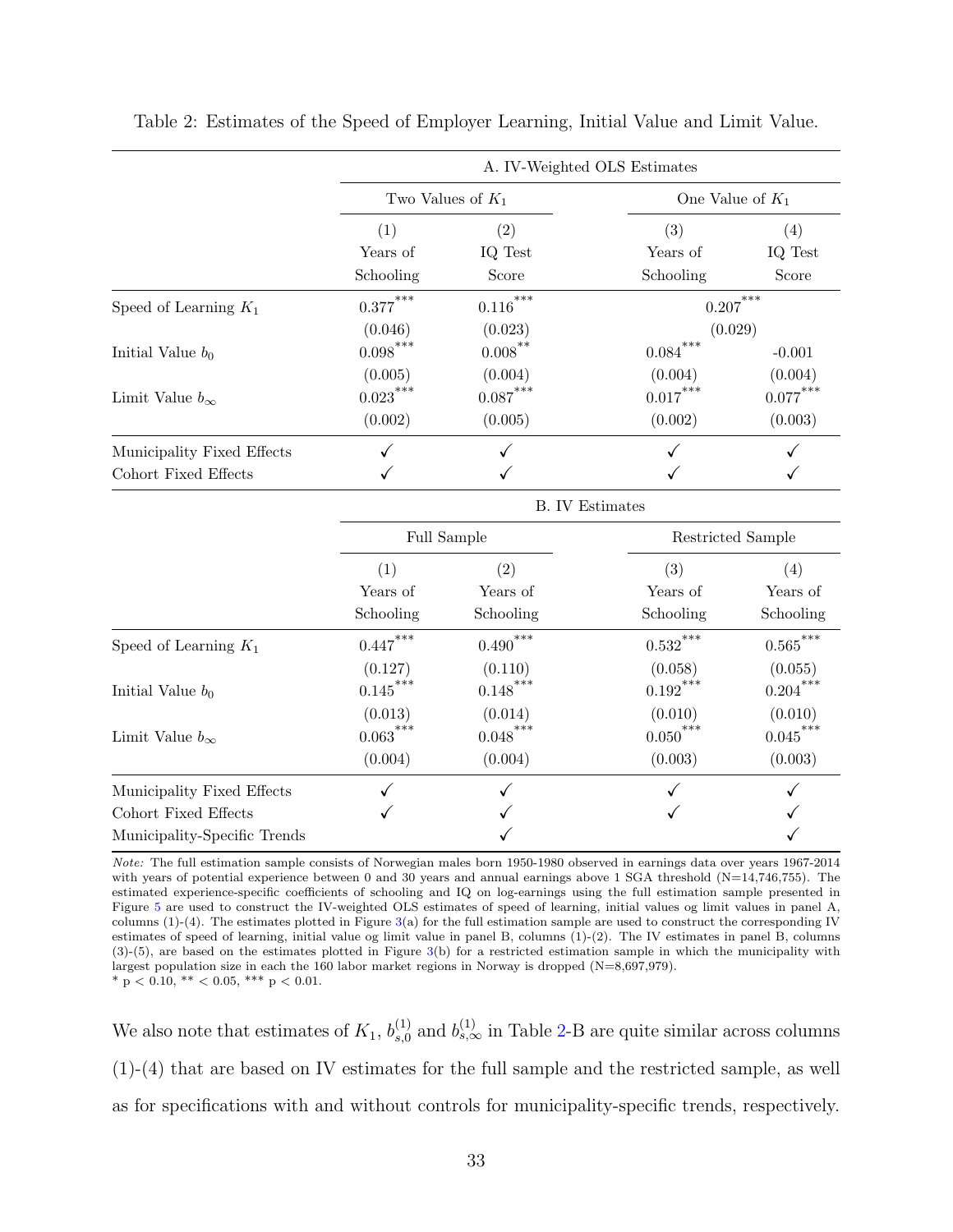Table 2: Estimates of the Speed of Employer Learning, Initial Value and Limit Value.

| | A. IV-Weighted OLS Estimates | | | |
|---|---|---|---|---|
| | Two Values of $K_1$ | | One Value of $K_1$ | |
| | (1) Years of Schooling | (2) IQ Test Score | (3) Years of Schooling | (4) IQ Test Score |
| Speed of Learning $K_1$ | $0.377^{***}$ | $0.116^{***}$ | $0.207^{***}$ | |
| | (0.046) | (0.023) | (0.029) | |
| Initial Value $b_0$ | $0.098^{***}$ | $0.008^{**}$ | $0.084^{***}$ | -0.001 |
| | (0.005) | (0.004) | (0.004) | (0.004) |
| Limit Value $b_\infty$ | $0.023^{***}$ | $0.087^{***}$ | $0.017^{***}$ | $0.077^{***}$ |
| | (0.002) | (0.005) | (0.002) | (0.003) |
| Municipality Fixed Effects | ✓ | ✓ | ✓ | ✓ |
| Cohort Fixed Effects | ✓ | ✓ | ✓ | ✓ |
| | **B. IV Estimates** | | | |
| | Full Sample | | Restricted Sample | |
| | (1) Years of Schooling | (2) Years of Schooling | (3) Years of Schooling | (4) Years of Schooling |
| Speed of Learning $K_1$ | $0.447^{***}$ | $0.490^{***}$ | $0.532^{***}$ | $0.565^{***}$ |
| | (0.127) | (0.110) | (0.058) | (0.055) |
| Initial Value $b_0$ | $0.145^{***}$ | $0.148^{***}$ | $0.192^{***}$ | $0.204^{***}$ |
| | (0.013) | (0.014) | (0.010) | (0.010) |
| Limit Value $b_\infty$ | $0.063^{***}$ | $0.048^{***}$ | $0.050^{***}$ | $0.045^{***}$ |
| | (0.004) | (0.004) | (0.003) | (0.003) |
| Municipality Fixed Effects | ✓ | ✓ | ✓ | ✓ |
| Cohort Fixed Effects | ✓ | ✓ | ✓ | ✓ |
| Municipality-Specific Trends | | ✓ | | ✓ |

*Note:* The full estimation sample consists of Norwegian males born 1950-1980 observed in earnings data over years 1967-2014 with years of potential experience between 0 and 30 years and annual earnings above 1 SGA threshold (N=14,746,755). The estimated experience-specific coefficients of schooling and IQ on log-earnings using the full estimation sample presented in Figure 5 are used to construct the IV-weighted OLS estimates of speed of learning, initial values og limit values in panel A, columns (1)-(4). The estimates plotted in Figure 3(a) for the full estimation sample are used to construct the corresponding IV estimates of speed of learning, initial value og limit value in panel B, columns (1)-(2). The IV estimates in panel B, columns (3)-(5), are based on the estimates plotted in Figure 3(b) for a restricted estimation sample in which the municipality with largest population size in each the 160 labor market regions in Norway is dropped (N=8,697,979).
\* p < 0.10, \*\* < 0.05, \*\*\* p < 0.01.

We also note that estimates of $K_1$, $b_{s,0}^{(1)}$ and $b_{s,\infty}^{(1)}$ in Table 2-B are quite similar across columns (1)-(4) that are based on IV estimates for the full sample and the restricted sample, as well as for specifications with and without controls for municipality-specific trends, respectively.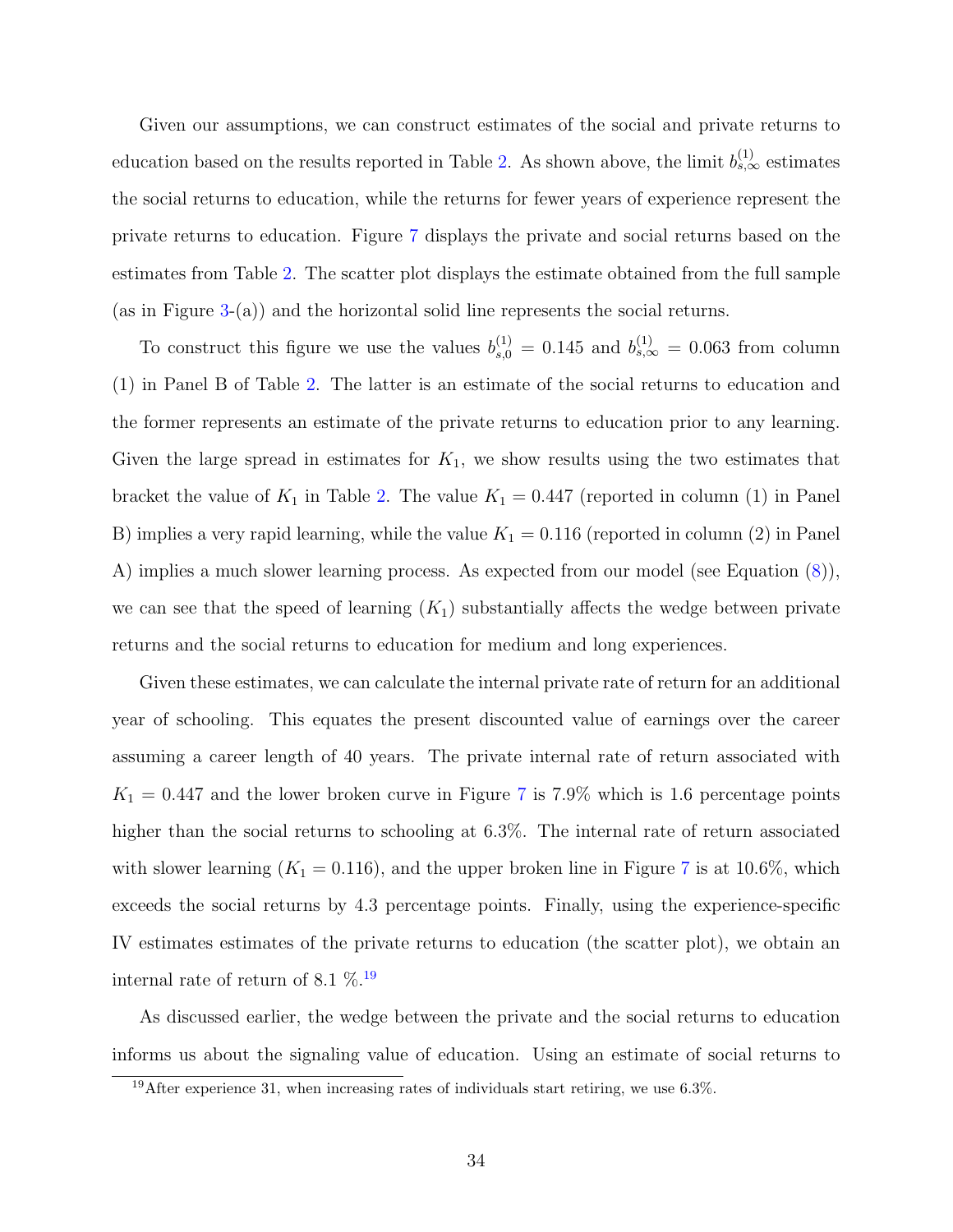Given our assumptions, we can construct estimates of the social and private returns to education based on the results reported in Table 2. As shown above, the limit $b_{s,\infty}^{(1)}$ estimates the social returns to education, while the returns for fewer years of experience represent the private returns to education. Figure 7 displays the private and social returns based on the estimates from Table 2. The scatter plot displays the estimate obtained from the full sample (as in Figure 3-(a)) and the horizontal solid line represents the social returns.

To construct this figure we use the values $b_{s,0}^{(1)} = 0.145$ and $b_{s,\infty}^{(1)} = 0.063$ from column (1) in Panel B of Table 2. The latter is an estimate of the social returns to education and the former represents an estimate of the private returns to education prior to any learning. Given the large spread in estimates for $K_1$, we show results using the two estimates that bracket the value of $K_1$ in Table 2. The value $K_1 = 0.447$ (reported in column (1) in Panel B) implies a very rapid learning, while the value $K_1 = 0.116$ (reported in column (2) in Panel A) implies a much slower learning process. As expected from our model (see Equation (8)), we can see that the speed of learning ($K_1$) substantially affects the wedge between private returns and the social returns to education for medium and long experiences.

Given these estimates, we can calculate the internal private rate of return for an additional year of schooling. This equates the present discounted value of earnings over the career assuming a career length of 40 years. The private internal rate of return associated with $K_1 = 0.447$ and the lower broken curve in Figure 7 is 7.9% which is 1.6 percentage points higher than the social returns to schooling at 6.3%. The internal rate of return associated with slower learning ($K_1 = 0.116$), and the upper broken line in Figure 7 is at 10.6%, which exceeds the social returns by 4.3 percentage points. Finally, using the experience-specific IV estimates estimates of the private returns to education (the scatter plot), we obtain an internal rate of return of 8.1 %.[19]

As discussed earlier, the wedge between the private and the social returns to education informs us about the signaling value of education. Using an estimate of social returns to

[19] After experience 31, when increasing rates of individuals start retiring, we use 6.3%.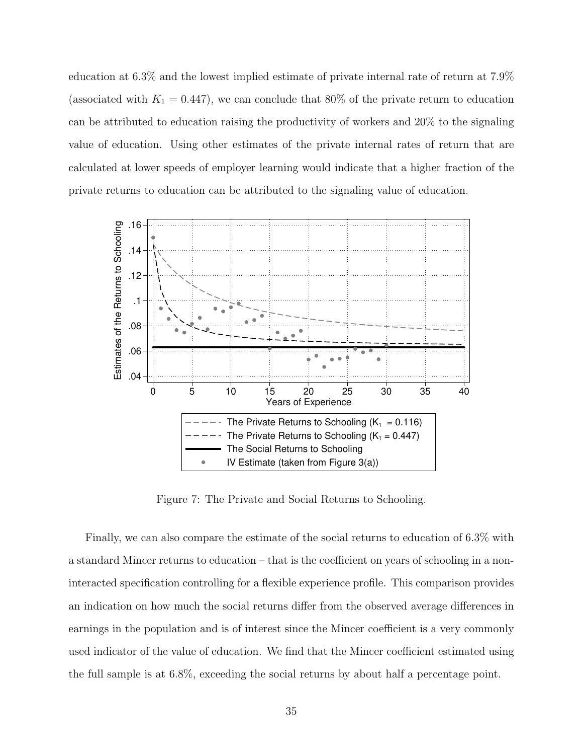education at 6.3% and the lowest implied estimate of private internal rate of return at 7.9% (associated with $K_1 = 0.447$), we can conclude that 80% of the private return to education can be attributed to education raising the productivity of workers and 20% to the signaling value of education. Using other estimates of the private internal rates of return that are calculated at lower speeds of employer learning would indicate that a higher fraction of the private returns to education can be attributed to the signaling value of education.

Figure 7: The Private and Social Returns to Schooling.

Finally, we can also compare the estimate of the social returns to education of 6.3% with a standard Mincer returns to education – that is the coefficient on years of schooling in a non-interacted specification controlling for a flexible experience profile. This comparison provides an indication on how much the social returns differ from the observed average differences in earnings in the population and is of interest since the Mincer coefficient is a very commonly used indicator of the value of education. We find that the Mincer coefficient estimated using the full sample is at 6.8%, exceeding the social returns by about half a percentage point.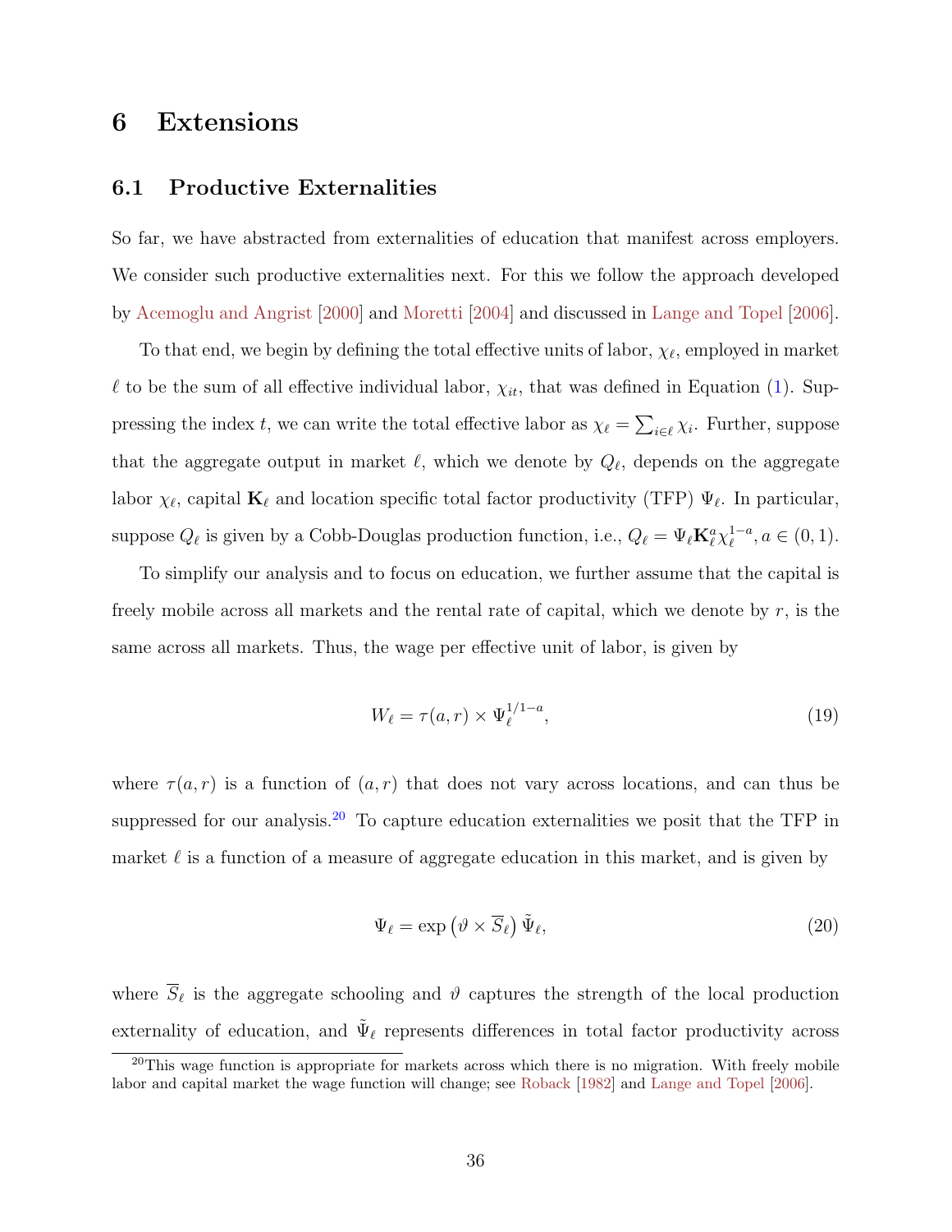# 6 Extensions

## 6.1 Productive Externalities

So far, we have abstracted from externalities of education that manifest across employers. We consider such productive externalities next. For this we follow the approach developed by Acemoglu and Angrist [2000] and Moretti [2004] and discussed in Lange and Topel [2006].

To that end, we begin by defining the total effective units of labor, $\chi_\ell$, employed in market $\ell$ to be the sum of all effective individual labor, $\chi_{it}$, that was defined in Equation (1). Suppressing the index $t$, we can write the total effective labor as $\chi_\ell = \sum_{i \in \ell} \chi_i$. Further, suppose that the aggregate output in market $\ell$, which we denote by $Q_\ell$, depends on the aggregate labor $\chi_\ell$, capital $\mathbf{K}_\ell$ and location specific total factor productivity (TFP) $\Psi_\ell$. In particular, suppose $Q_\ell$ is given by a Cobb-Douglas production function, i.e., $Q_\ell = \Psi_\ell \mathbf{K}_\ell^a \chi_\ell^{1-a}, a \in (0,1)$.

To simplify our analysis and to focus on education, we further assume that the capital is freely mobile across all markets and the rental rate of capital, which we denote by $r$, is the same across all markets. Thus, the wage per effective unit of labor, is given by

$$W_\ell = \tau(a, r) \times \Psi_\ell^{1/1-a}, \tag{19}$$

where $\tau(a, r)$ is a function of $(a, r)$ that does not vary across locations, and can thus be suppressed for our analysis.[20] To capture education externalities we posit that the TFP in market $\ell$ is a function of a measure of aggregate education in this market, and is given by

$$\Psi_\ell = \exp\left(\vartheta \times \overline{S}_\ell\right) \tilde{\Psi}_\ell, \tag{20}$$

where $\overline{S}_\ell$ is the aggregate schooling and $\vartheta$ captures the strength of the local production externality of education, and $\tilde{\Psi}_\ell$ represents differences in total factor productivity across

[20] This wage function is appropriate for markets across which there is no migration. With freely mobile labor and capital market the wage function will change; see Roback [1982] and Lange and Topel [2006].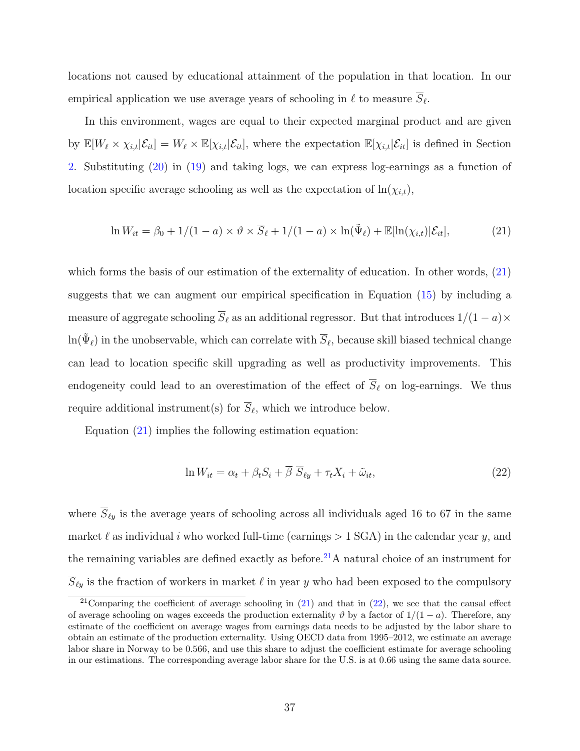locations not caused by educational attainment of the population in that location. In our empirical application we use average years of schooling in $\ell$ to measure $\overline{S}_\ell$.

In this environment, wages are equal to their expected marginal product and are given by $\mathbb{E}[W_\ell \times \chi_{i,t}|\mathcal{E}_{it}] = W_\ell \times \mathbb{E}[\chi_{i,t}|\mathcal{E}_{it}]$, where the expectation $\mathbb{E}[\chi_{i,t}|\mathcal{E}_{it}]$ is defined in Section 2. Substituting (20) in (19) and taking logs, we can express log-earnings as a function of location specific average schooling as well as the expectation of $\ln(\chi_{i,t})$,

$$\ln W_{it} = \beta_0 + 1/(1-a) \times \vartheta \times \overline{S}_\ell + 1/(1-a) \times \ln(\tilde{\Psi}_\ell) + \mathbb{E}[\ln(\chi_{i,t})|\mathcal{E}_{it}], \tag{21}$$

which forms the basis of our estimation of the externality of education. In other words, (21) suggests that we can augment our empirical specification in Equation (15) by including a measure of aggregate schooling $\overline{S}_\ell$ as an additional regressor. But that introduces $1/(1-a) \times \ln(\tilde{\Psi}_\ell)$ in the unobservable, which can correlate with $\overline{S}_\ell$, because skill biased technical change can lead to location specific skill upgrading as well as productivity improvements. This endogeneity could lead to an overestimation of the effect of $\overline{S}_\ell$ on log-earnings. We thus require additional instrument(s) for $\overline{S}_\ell$, which we introduce below.

Equation (21) implies the following estimation equation:

$$\ln W_{it} = \alpha_t + \beta_t S_i + \overline{\beta}\ \overline{S}_{\ell y} + \tau_t X_i + \tilde{\omega}_{it}, \tag{22}$$

where $\overline{S}_{\ell y}$ is the average years of schooling across all individuals aged 16 to 67 in the same market $\ell$ as individual $i$ who worked full-time (earnings > 1 SGA) in the calendar year $y$, and the remaining variables are defined exactly as before.[21] A natural choice of an instrument for $\overline{S}_{\ell y}$ is the fraction of workers in market $\ell$ in year $y$ who had been exposed to the compulsory

[21] Comparing the coefficient of average schooling in (21) and that in (22), we see that the causal effect of average schooling on wages exceeds the production externality $\vartheta$ by a factor of $1/(1-a)$. Therefore, any estimate of the coefficient on average wages from earnings data needs to be adjusted by the labor share to obtain an estimate of the production externality. Using OECD data from 1995–2012, we estimate an average labor share in Norway to be 0.566, and use this share to adjust the coefficient estimate for average schooling in our estimations. The corresponding average labor share for the U.S. is at 0.66 using the same data source.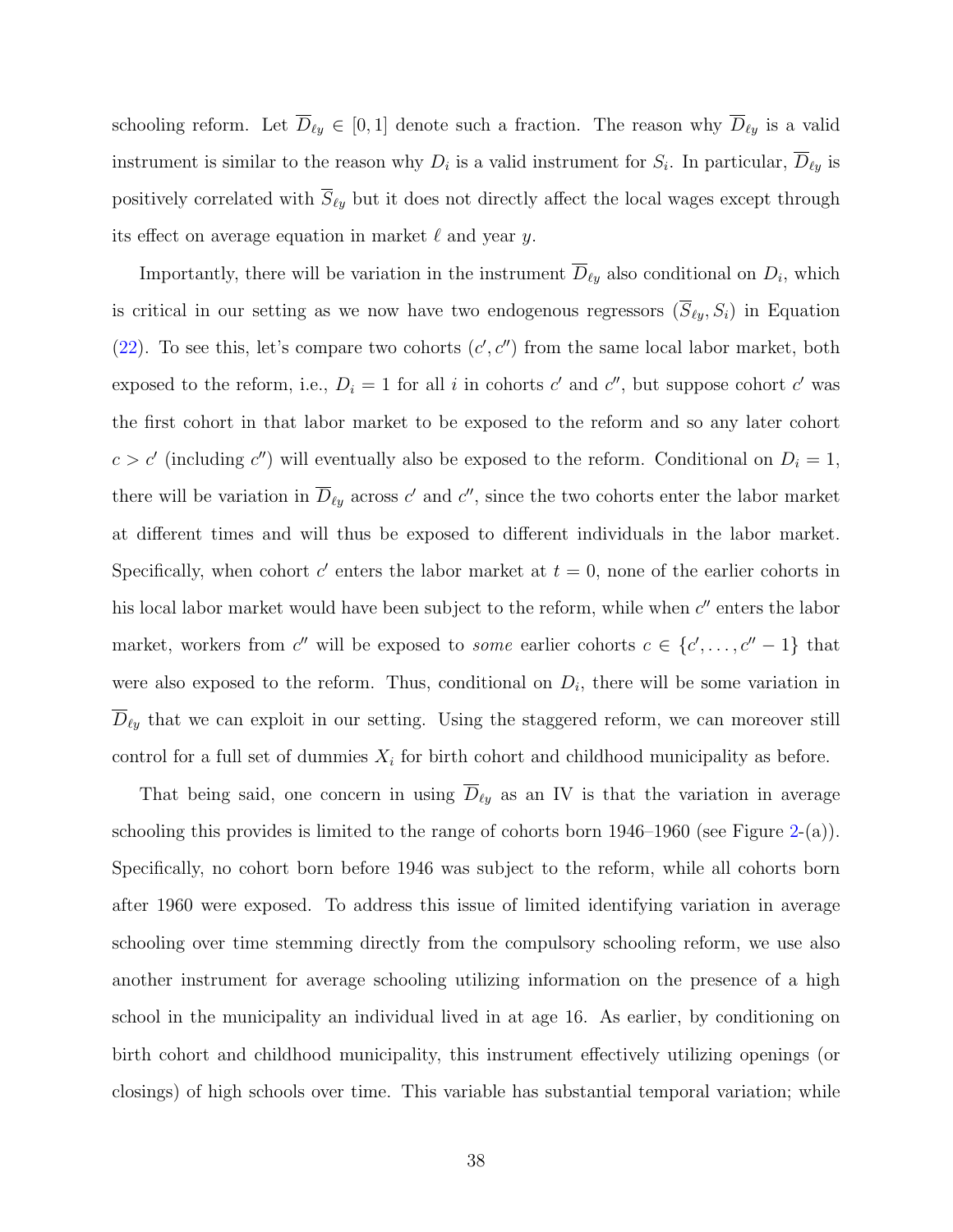schooling reform. Let $\overline{D}_{\ell y} \in [0, 1]$ denote such a fraction. The reason why $\overline{D}_{\ell y}$ is a valid instrument is similar to the reason why $D_i$ is a valid instrument for $S_i$. In particular, $\overline{D}_{\ell y}$ is positively correlated with $\overline{S}_{\ell y}$ but it does not directly affect the local wages except through its effect on average equation in market $\ell$ and year $y$.

Importantly, there will be variation in the instrument $\overline{D}_{\ell y}$ also conditional on $D_i$, which is critical in our setting as we now have two endogenous regressors $(\overline{S}_{\ell y}, S_i)$ in Equation (22). To see this, let's compare two cohorts $(c', c'')$ from the same local labor market, both exposed to the reform, i.e., $D_i = 1$ for all $i$ in cohorts $c'$ and $c''$, but suppose cohort $c'$ was the first cohort in that labor market to be exposed to the reform and so any later cohort $c > c'$ (including $c''$) will eventually also be exposed to the reform. Conditional on $D_i = 1$, there will be variation in $\overline{D}_{\ell y}$ across $c'$ and $c''$, since the two cohorts enter the labor market at different times and will thus be exposed to different individuals in the labor market. Specifically, when cohort $c'$ enters the labor market at $t = 0$, none of the earlier cohorts in his local labor market would have been subject to the reform, while when $c''$ enters the labor market, workers from $c''$ will be exposed to *some* earlier cohorts $c \in \{c', \ldots, c'' - 1\}$ that were also exposed to the reform. Thus, conditional on $D_i$, there will be some variation in $\overline{D}_{\ell y}$ that we can exploit in our setting. Using the staggered reform, we can moreover still control for a full set of dummies $X_i$ for birth cohort and childhood municipality as before.

That being said, one concern in using $\overline{D}_{\ell y}$ as an IV is that the variation in average schooling this provides is limited to the range of cohorts born 1946–1960 (see Figure 2-(a)). Specifically, no cohort born before 1946 was subject to the reform, while all cohorts born after 1960 were exposed. To address this issue of limited identifying variation in average schooling over time stemming directly from the compulsory schooling reform, we use also another instrument for average schooling utilizing information on the presence of a high school in the municipality an individual lived in at age 16. As earlier, by conditioning on birth cohort and childhood municipality, this instrument effectively utilizing openings (or closings) of high schools over time. This variable has substantial temporal variation; while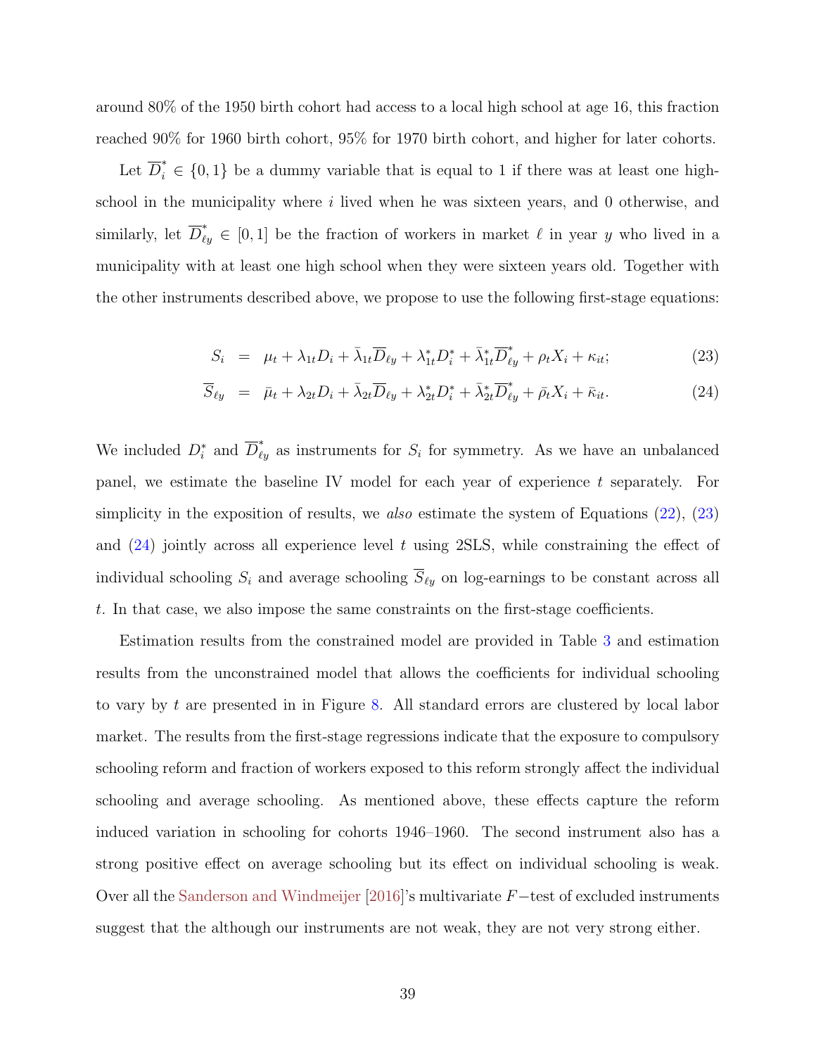around 80% of the 1950 birth cohort had access to a local high school at age 16, this fraction reached 90% for 1960 birth cohort, 95% for 1970 birth cohort, and higher for later cohorts.

Let $\overline{D}_i^* \in \{0, 1\}$ be a dummy variable that is equal to 1 if there was at least one high-school in the municipality where $i$ lived when he was sixteen years, and 0 otherwise, and similarly, let $\overline{D}_{\ell y}^* \in [0, 1]$ be the fraction of workers in market $\ell$ in year $y$ who lived in a municipality with at least one high school when they were sixteen years old. Together with the other instruments described above, we propose to use the following first-stage equations:

$$S_i = \mu_t + \lambda_{1t} D_i + \bar{\lambda}_{1t} \overline{D}_{\ell y} + \lambda_{1t}^* D_i^* + \bar{\lambda}_{1t}^* \overline{D}_{\ell y}^* + \rho_t X_i + \kappa_{it}; \tag{23}$$

$$\overline{S}_{\ell y} = \bar{\mu}_t + \lambda_{2t} D_i + \bar{\lambda}_{2t} \overline{D}_{\ell y} + \lambda_{2t}^* D_i^* + \bar{\lambda}_{2t}^* \overline{D}_{\ell y}^* + \bar{\rho}_t X_i + \bar{\kappa}_{it}. \tag{24}$$

We included $D_i^*$ and $\overline{D}_{\ell y}^*$ as instruments for $S_i$ for symmetry. As we have an unbalanced panel, we estimate the baseline IV model for each year of experience $t$ separately. For simplicity in the exposition of results, we *also* estimate the system of Equations (22), (23) and (24) jointly across all experience level $t$ using 2SLS, while constraining the effect of individual schooling $S_i$ and average schooling $\overline{S}_{\ell y}$ on log-earnings to be constant across all $t$. In that case, we also impose the same constraints on the first-stage coefficients.

Estimation results from the constrained model are provided in Table 3 and estimation results from the unconstrained model that allows the coefficients for individual schooling to vary by $t$ are presented in in Figure 8. All standard errors are clustered by local labor market. The results from the first-stage regressions indicate that the exposure to compulsory schooling reform and fraction of workers exposed to this reform strongly affect the individual schooling and average schooling. As mentioned above, these effects capture the reform induced variation in schooling for cohorts 1946–1960. The second instrument also has a strong positive effect on average schooling but its effect on individual schooling is weak. Over all the Sanderson and Windmeijer [2016]'s multivariate $F$−test of excluded instruments suggest that the although our instruments are not weak, they are not very strong either.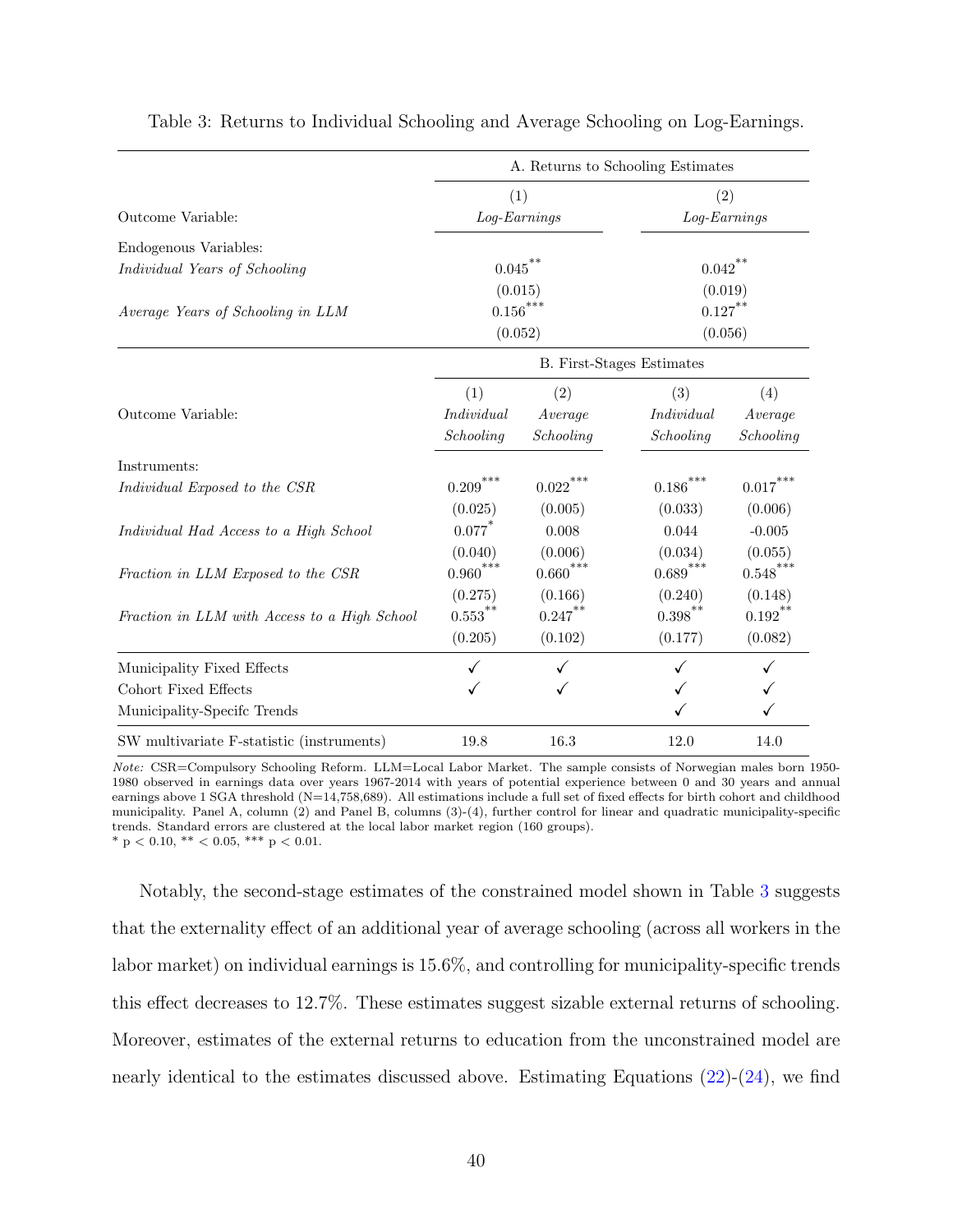Table 3: Returns to Individual Schooling and Average Schooling on Log-Earnings.

| | A. Returns to Schooling Estimates | | | |
|---|---|---|---|---|
| | (1) | | (2) | |
| Outcome Variable: | *Log-Earnings* | | *Log-Earnings* | |
| Endogenous Variables: | | | | |
| *Individual Years of Schooling* | $0.045^{**}$ | | $0.042^{**}$ | |
| | (0.015) | | (0.019) | |
| *Average Years of Schooling in LLM* | $0.156^{***}$ | | $0.127^{**}$ | |
| | (0.052) | | (0.056) | |
| | B. First-Stages Estimates | | | |
| | (1) | (2) | (3) | (4) |
| Outcome Variable: | *Individual Schooling* | *Average Schooling* | *Individual Schooling* | *Average Schooling* |
| Instruments: | | | | |
| *Individual Exposed to the CSR* | $0.209^{***}$ | $0.022^{***}$ | $0.186^{***}$ | $0.017^{***}$ |
| | (0.025) | (0.005) | (0.033) | (0.006) |
| *Individual Had Access to a High School* | $0.077^{*}$ | 0.008 | 0.044 | -0.005 |
| | (0.040) | (0.006) | (0.034) | (0.055) |
| *Fraction in LLM Exposed to the CSR* | $0.960^{***}$ | $0.660^{***}$ | $0.689^{***}$ | $0.548^{***}$ |
| | (0.275) | (0.166) | (0.240) | (0.148) |
| *Fraction in LLM with Access to a High School* | $0.553^{**}$ | $0.247^{**}$ | $0.398^{**}$ | $0.192^{**}$ |
| | (0.205) | (0.102) | (0.177) | (0.082) |
| Municipality Fixed Effects | ✓ | ✓ | ✓ | ✓ |
| Cohort Fixed Effects | ✓ | ✓ | ✓ | ✓ |
| Municipality-Specifc Trends | | | ✓ | ✓ |
| SW multivariate F-statistic (instruments) | 19.8 | 16.3 | 12.0 | 14.0 |

*Note:* CSR=Compulsory Schooling Reform. LLM=Local Labor Market. The sample consists of Norwegian males born 1950-1980 observed in earnings data over years 1967-2014 with years of potential experience between 0 and 30 years and annual earnings above 1 SGA threshold (N=14,758,689). All estimations include a full set of fixed effects for birth cohort and childhood municipality. Panel A, column (2) and Panel B, columns (3)-(4), further control for linear and quadratic municipality-specific trends. Standard errors are clustered at the local labor market region (160 groups).
\* $p < 0.10$, \*\* $< 0.05$, \*\*\* $p < 0.01$.

Notably, the second-stage estimates of the constrained model shown in Table 3 suggests that the externality effect of an additional year of average schooling (across all workers in the labor market) on individual earnings is 15.6%, and controlling for municipality-specific trends this effect decreases to 12.7%. These estimates suggest sizable external returns of schooling. Moreover, estimates of the external returns to education from the unconstrained model are nearly identical to the estimates discussed above. Estimating Equations (22)-(24), we find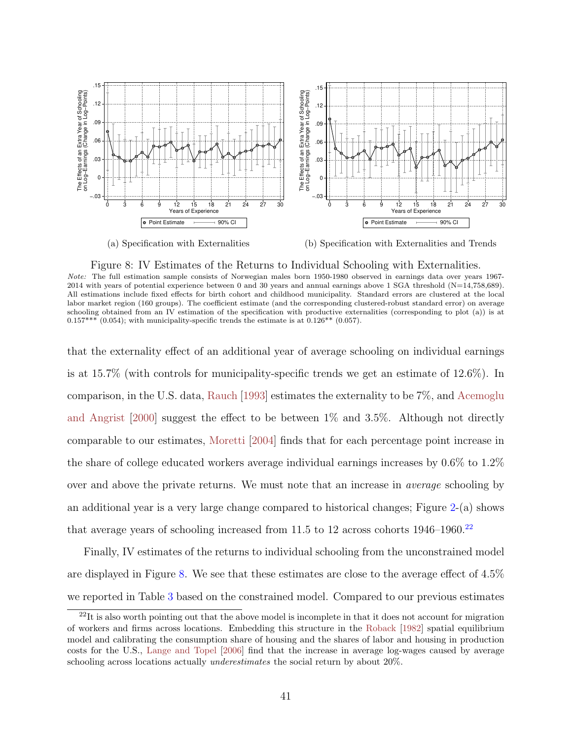(a) Specification with Externalities

(b) Specification with Externalities and Trends

Figure 8: IV Estimates of the Returns to Individual Schooling with Externalities.

*Note:* The full estimation sample consists of Norwegian males born 1950-1980 observed in earnings data over years 1967-2014 with years of potential experience between 0 and 30 years and annual earnings above 1 SGA threshold (N=14,758,689). All estimations include fixed effects for birth cohort and childhood municipality. Standard errors are clustered at the local labor market region (160 groups). The coefficient estimate (and the corresponding clustered-robust standard error) on average schooling obtained from an IV estimation of the specification with productive externalities (corresponding to plot (a)) is at 0.157*** (0.054); with municipality-specific trends the estimate is at 0.126** (0.057).

that the externality effect of an additional year of average schooling on individual earnings is at 15.7% (with controls for municipality-specific trends we get an estimate of 12.6%). In comparison, in the U.S. data, Rauch [1993] estimates the externality to be 7%, and Acemoglu and Angrist [2000] suggest the effect to be between 1% and 3.5%. Although not directly comparable to our estimates, Moretti [2004] finds that for each percentage point increase in the share of college educated workers average individual earnings increases by 0.6% to 1.2% over and above the private returns. We must note that an increase in *average* schooling by an additional year is a very large change compared to historical changes; Figure 2-(a) shows that average years of schooling increased from 11.5 to 12 across cohorts 1946–1960.[22]

Finally, IV estimates of the returns to individual schooling from the unconstrained model are displayed in Figure 8. We see that these estimates are close to the average effect of 4.5% we reported in Table 3 based on the constrained model. Compared to our previous estimates

[22] It is also worth pointing out that the above model is incomplete in that it does not account for migration of workers and firms across locations. Embedding this structure in the Roback [1982] spatial equilibrium model and calibrating the consumption share of housing and the shares of labor and housing in production costs for the U.S., Lange and Topel [2006] find that the increase in average log-wages caused by average schooling across locations actually *underestimates* the social return by about 20%.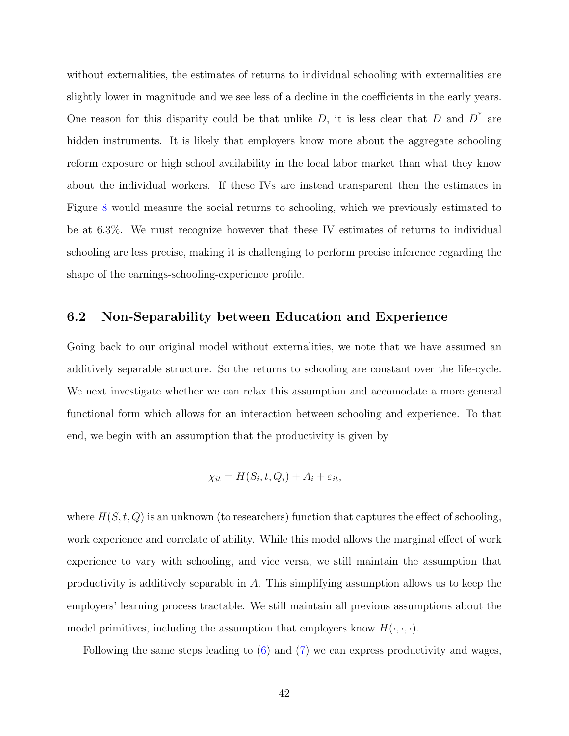without externalities, the estimates of returns to individual schooling with externalities are slightly lower in magnitude and we see less of a decline in the coefficients in the early years. One reason for this disparity could be that unlike $D$, it is less clear that $\overline{D}$ and $\overline{D}^*$ are hidden instruments. It is likely that employers know more about the aggregate schooling reform exposure or high school availability in the local labor market than what they know about the individual workers. If these IVs are instead transparent then the estimates in Figure 8 would measure the social returns to schooling, which we previously estimated to be at 6.3%. We must recognize however that these IV estimates of returns to individual schooling are less precise, making it is challenging to perform precise inference regarding the shape of the earnings-schooling-experience profile.

## 6.2 Non-Separability between Education and Experience

Going back to our original model without externalities, we note that we have assumed an additively separable structure. So the returns to schooling are constant over the life-cycle. We next investigate whether we can relax this assumption and accomodate a more general functional form which allows for an interaction between schooling and experience. To that end, we begin with an assumption that the productivity is given by

$$\chi_{it} = H(S_i, t, Q_i) + A_i + \varepsilon_{it},$$

where $H(S, t, Q)$ is an unknown (to researchers) function that captures the effect of schooling, work experience and correlate of ability. While this model allows the marginal effect of work experience to vary with schooling, and vice versa, we still maintain the assumption that productivity is additively separable in $A$. This simplifying assumption allows us to keep the employers' learning process tractable. We still maintain all previous assumptions about the model primitives, including the assumption that employers know $H(\cdot, \cdot, \cdot)$.

Following the same steps leading to (6) and (7) we can express productivity and wages,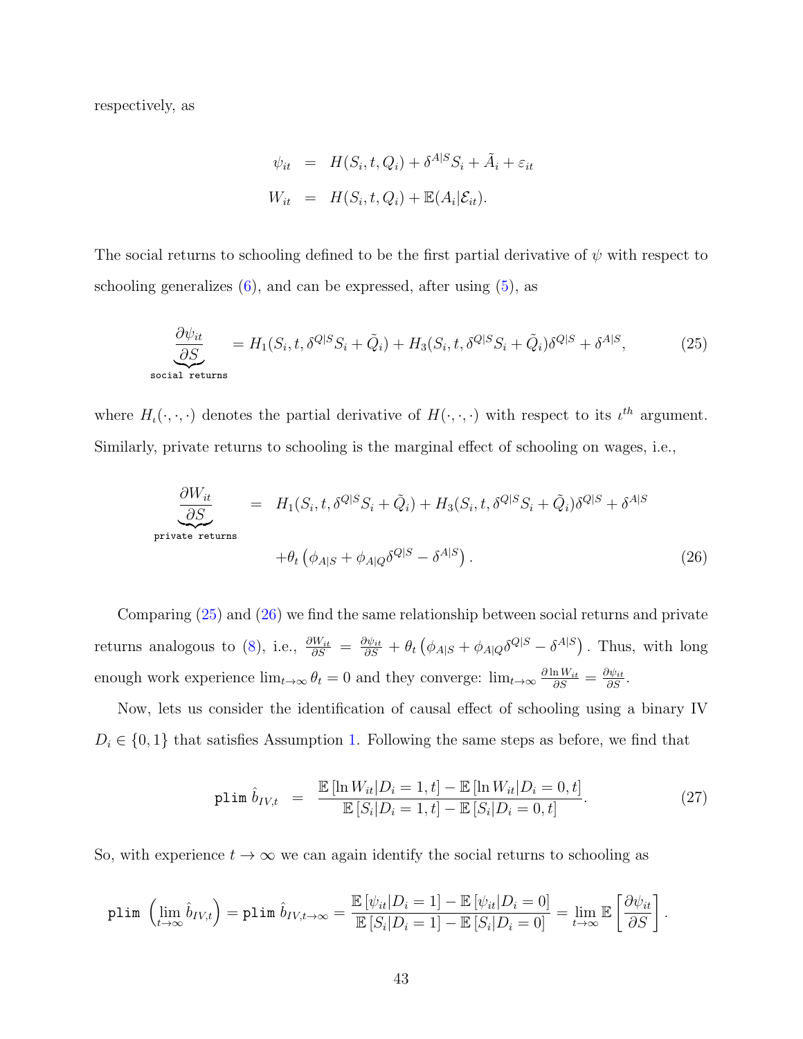respectively, as

$$
\begin{aligned}
\psi_{it} &= H(S_i, t, Q_i) + \delta^{A|S} S_i + \tilde{A}_i + \varepsilon_{it} \\
W_{it} &= H(S_i, t, Q_i) + \mathbb{E}(A_i | \mathcal{E}_{it}).
\end{aligned}
$$

The social returns to schooling defined to be the first partial derivative of $\psi$ with respect to schooling generalizes (6), and can be expressed, after using (5), as

$$
\underbrace{\frac{\partial \psi_{it}}{\partial S}}_{\texttt{social returns}} = H_1(S_i, t, \delta^{Q|S} S_i + \tilde{Q}_i) + H_3(S_i, t, \delta^{Q|S} S_i + \tilde{Q}_i)\delta^{Q|S} + \delta^{A|S}, \tag{25}
$$

where $H_\iota(\cdot,\cdot,\cdot)$ denotes the partial derivative of $H(\cdot,\cdot,\cdot)$ with respect to its $\iota^{th}$ argument. Similarly, private returns to schooling is the marginal effect of schooling on wages, i.e.,

$$
\begin{aligned}
\underbrace{\frac{\partial W_{it}}{\partial S}}_{\texttt{private returns}} &= H_1(S_i, t, \delta^{Q|S} S_i + \tilde{Q}_i) + H_3(S_i, t, \delta^{Q|S} S_i + \tilde{Q}_i)\delta^{Q|S} + \delta^{A|S} \\
&\quad + \theta_t \left( \phi_{A|S} + \phi_{A|Q} \delta^{Q|S} - \delta^{A|S} \right).
\end{aligned} \tag{26}
$$

Comparing (25) and (26) we find the same relationship between social returns and private returns analogous to (8), i.e., $\frac{\partial W_{it}}{\partial S} = \frac{\partial \psi_{it}}{\partial S} + \theta_t \left( \phi_{A|S} + \phi_{A|Q} \delta^{Q|S} - \delta^{A|S} \right)$. Thus, with long enough work experience $\lim_{t \to \infty} \theta_t = 0$ and they converge: $\lim_{t\to\infty} \frac{\partial \ln W_{it}}{\partial S} = \frac{\partial \psi_{it}}{\partial S}$.

Now, lets us consider the identification of causal effect of schooling using a binary IV $D_i \in \{0, 1\}$ that satisfies Assumption 1. Following the same steps as before, we find that

$$
\texttt{plim } \hat{b}_{IV,t} = \frac{\mathbb{E}\left[\ln W_{it} | D_i = 1, t\right] - \mathbb{E}\left[\ln W_{it} | D_i = 0, t\right]}{\mathbb{E}\left[S_i | D_i = 1, t\right] - \mathbb{E}\left[S_i | D_i = 0, t\right]}. \tag{27}
$$

So, with experience $t \to \infty$ we can again identify the social returns to schooling as

$$
\texttt{plim } \left( \lim_{t\to\infty} \hat{b}_{IV,t} \right) = \texttt{plim } \hat{b}_{IV,t\to\infty} = \frac{\mathbb{E}\left[\psi_{it} | D_i = 1\right] - \mathbb{E}\left[\psi_{it} | D_i = 0\right]}{\mathbb{E}\left[S_i | D_i = 1\right] - \mathbb{E}\left[S_i | D_i = 0\right]} = \lim_{t\to\infty} \mathbb{E}\left[\frac{\partial \psi_{it}}{\partial S}\right].
$$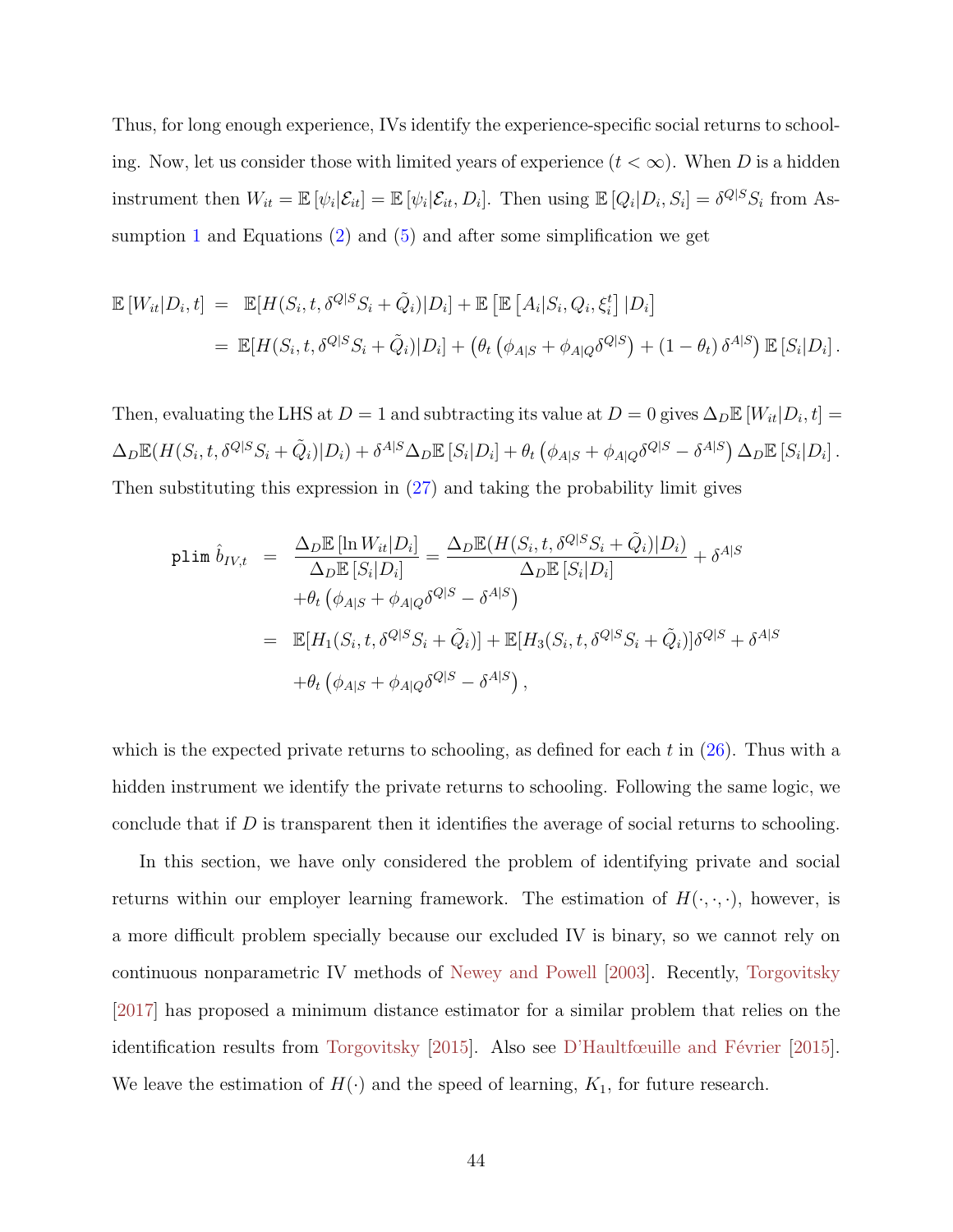Thus, for long enough experience, IVs identify the experience-specific social returns to schooling. Now, let us consider those with limited years of experience ($t < \infty$). When $D$ is a hidden instrument then $W_{it} = \mathbb{E}[\psi_i|\mathcal{E}_{it}] = \mathbb{E}[\psi_i|\mathcal{E}_{it}, D_i]$. Then using $\mathbb{E}[Q_i|D_i, S_i] = \delta^{Q|S}S_i$ from Assumption 1 and Equations (2) and (5) and after some simplification we get

$$
\begin{aligned}
\mathbb{E}[W_{it}|D_i, t] &= \mathbb{E}[H(S_i, t, \delta^{Q|S}S_i + \tilde{Q}_i)|D_i] + \mathbb{E}\left[\mathbb{E}\left[A_i|S_i, Q_i, \xi_i^t\right]|D_i\right] \\
&= \mathbb{E}[H(S_i, t, \delta^{Q|S}S_i + \tilde{Q}_i)|D_i] + \left(\theta_t\left(\phi_{A|S} + \phi_{A|Q}\delta^{Q|S}\right) + (1-\theta_t)\,\delta^{A|S}\right)\mathbb{E}[S_i|D_i]\,.
\end{aligned}
$$

Then, evaluating the LHS at $D = 1$ and subtracting its value at $D = 0$ gives $\Delta_D\mathbb{E}[W_{it}|D_i, t] = \Delta_D\mathbb{E}(H(S_i, t, \delta^{Q|S}S_i + \tilde{Q}_i)|D_i) + \delta^{A|S}\Delta_D\mathbb{E}[S_i|D_i] + \theta_t\left(\phi_{A|S} + \phi_{A|Q}\delta^{Q|S} - \delta^{A|S}\right)\Delta_D\mathbb{E}[S_i|D_i]\,.$ Then substituting this expression in (27) and taking the probability limit gives

$$
\begin{aligned}
\texttt{plim}\;\hat{b}_{IV,t} &= \frac{\Delta_D\mathbb{E}[\ln W_{it}|D_i]}{\Delta_D\mathbb{E}[S_i|D_i]} = \frac{\Delta_D\mathbb{E}(H(S_i, t, \delta^{Q|S}S_i + \tilde{Q}_i)|D_i)}{\Delta_D\mathbb{E}[S_i|D_i]} + \delta^{A|S} \\
&\quad +\theta_t\left(\phi_{A|S} + \phi_{A|Q}\delta^{Q|S} - \delta^{A|S}\right) \\
&= \mathbb{E}[H_1(S_i, t, \delta^{Q|S}S_i + \tilde{Q}_i)] + \mathbb{E}[H_3(S_i, t, \delta^{Q|S}S_i + \tilde{Q}_i)]\delta^{Q|S} + \delta^{A|S} \\
&\quad +\theta_t\left(\phi_{A|S} + \phi_{A|Q}\delta^{Q|S} - \delta^{A|S}\right),
\end{aligned}
$$

which is the expected private returns to schooling, as defined for each $t$ in (26). Thus with a hidden instrument we identify the private returns to schooling. Following the same logic, we conclude that if $D$ is transparent then it identifies the average of social returns to schooling.

In this section, we have only considered the problem of identifying private and social returns within our employer learning framework. The estimation of $H(\cdot,\cdot,\cdot)$, however, is a more difficult problem specially because our excluded IV is binary, so we cannot rely on continuous nonparametric IV methods of Newey and Powell [2003]. Recently, Torgovitsky [2017] has proposed a minimum distance estimator for a similar problem that relies on the identification results from Torgovitsky [2015]. Also see D'Haultfœuille and Février [2015]. We leave the estimation of $H(\cdot)$ and the speed of learning, $K_1$, for future research.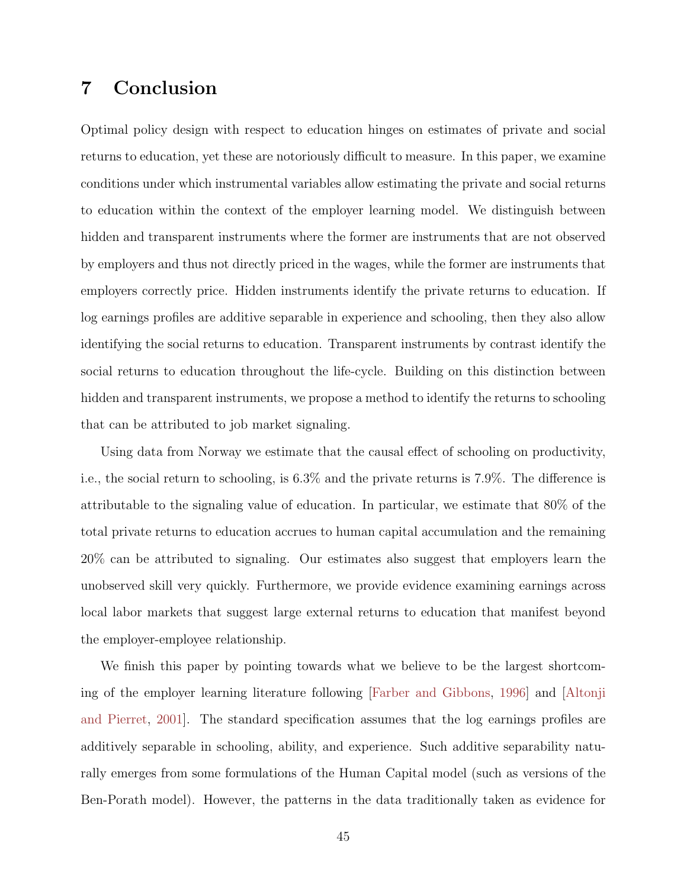# 7 Conclusion

Optimal policy design with respect to education hinges on estimates of private and social returns to education, yet these are notoriously difficult to measure. In this paper, we examine conditions under which instrumental variables allow estimating the private and social returns to education within the context of the employer learning model. We distinguish between hidden and transparent instruments where the former are instruments that are not observed by employers and thus not directly priced in the wages, while the former are instruments that employers correctly price. Hidden instruments identify the private returns to education. If log earnings profiles are additive separable in experience and schooling, then they also allow identifying the social returns to education. Transparent instruments by contrast identify the social returns to education throughout the life-cycle. Building on this distinction between hidden and transparent instruments, we propose a method to identify the returns to schooling that can be attributed to job market signaling.

Using data from Norway we estimate that the causal effect of schooling on productivity, i.e., the social return to schooling, is 6.3% and the private returns is 7.9%. The difference is attributable to the signaling value of education. In particular, we estimate that 80% of the total private returns to education accrues to human capital accumulation and the remaining 20% can be attributed to signaling. Our estimates also suggest that employers learn the unobserved skill very quickly. Furthermore, we provide evidence examining earnings across local labor markets that suggest large external returns to education that manifest beyond the employer-employee relationship.

We finish this paper by pointing towards what we believe to be the largest shortcoming of the employer learning literature following [Farber and Gibbons, 1996] and [Altonji and Pierret, 2001]. The standard specification assumes that the log earnings profiles are additively separable in schooling, ability, and experience. Such additive separability naturally emerges from some formulations of the Human Capital model (such as versions of the Ben-Porath model). However, the patterns in the data traditionally taken as evidence for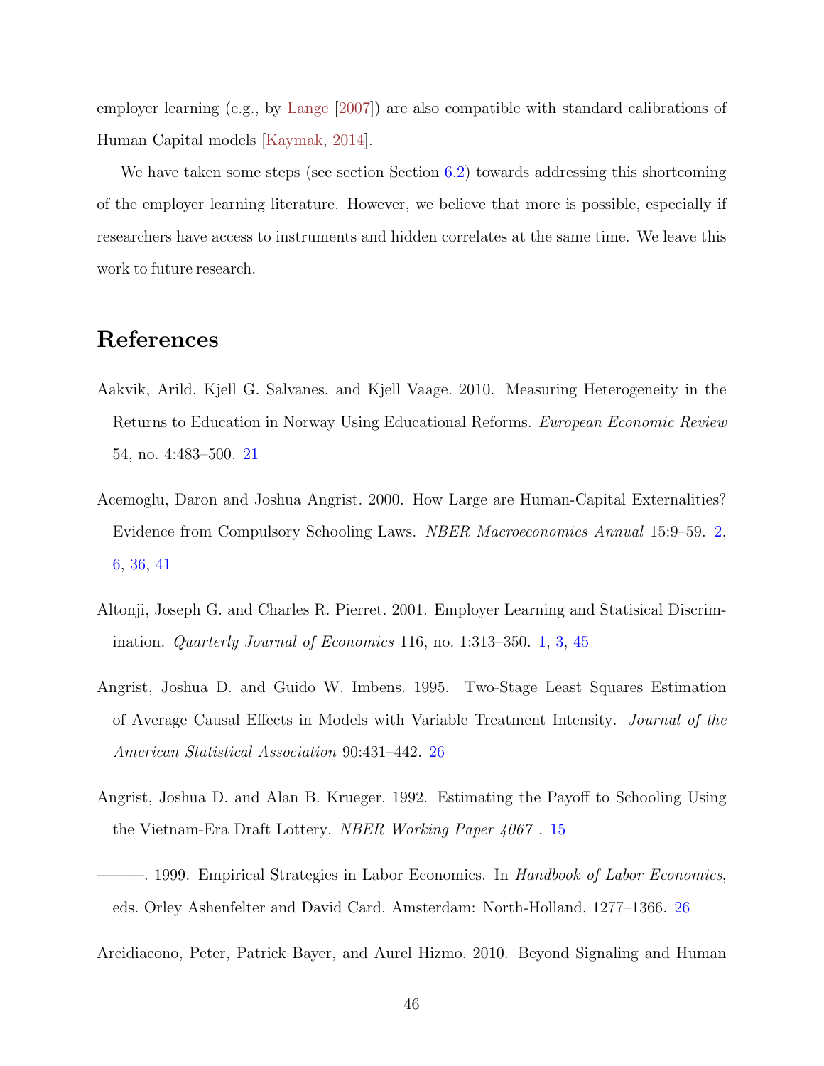employer learning (e.g., by Lange [2007]) are also compatible with standard calibrations of Human Capital models [Kaymak, 2014].

We have taken some steps (see section Section 6.2) towards addressing this shortcoming of the employer learning literature. However, we believe that more is possible, especially if researchers have access to instruments and hidden correlates at the same time. We leave this work to future research.

# References

Aakvik, Arild, Kjell G. Salvanes, and Kjell Vaage. 2010. Measuring Heterogeneity in the Returns to Education in Norway Using Educational Reforms. *European Economic Review* 54, no. 4:483–500. 21

Acemoglu, Daron and Joshua Angrist. 2000. How Large are Human-Capital Externalities? Evidence from Compulsory Schooling Laws. *NBER Macroeconomics Annual* 15:9–59. 2, 6, 36, 41

Altonji, Joseph G. and Charles R. Pierret. 2001. Employer Learning and Statisical Discrimination. *Quarterly Journal of Economics* 116, no. 1:313–350. 1, 3, 45

Angrist, Joshua D. and Guido W. Imbens. 1995. Two-Stage Least Squares Estimation of Average Causal Effects in Models with Variable Treatment Intensity. *Journal of the American Statistical Association* 90:431–442. 26

Angrist, Joshua D. and Alan B. Krueger. 1992. Estimating the Payoff to Schooling Using the Vietnam-Era Draft Lottery. *NBER Working Paper 4067* . 15

———. 1999. Empirical Strategies in Labor Economics. In *Handbook of Labor Economics*, eds. Orley Ashenfelter and David Card. Amsterdam: North-Holland, 1277–1366. 26

Arcidiacono, Peter, Patrick Bayer, and Aurel Hizmo. 2010. Beyond Signaling and Human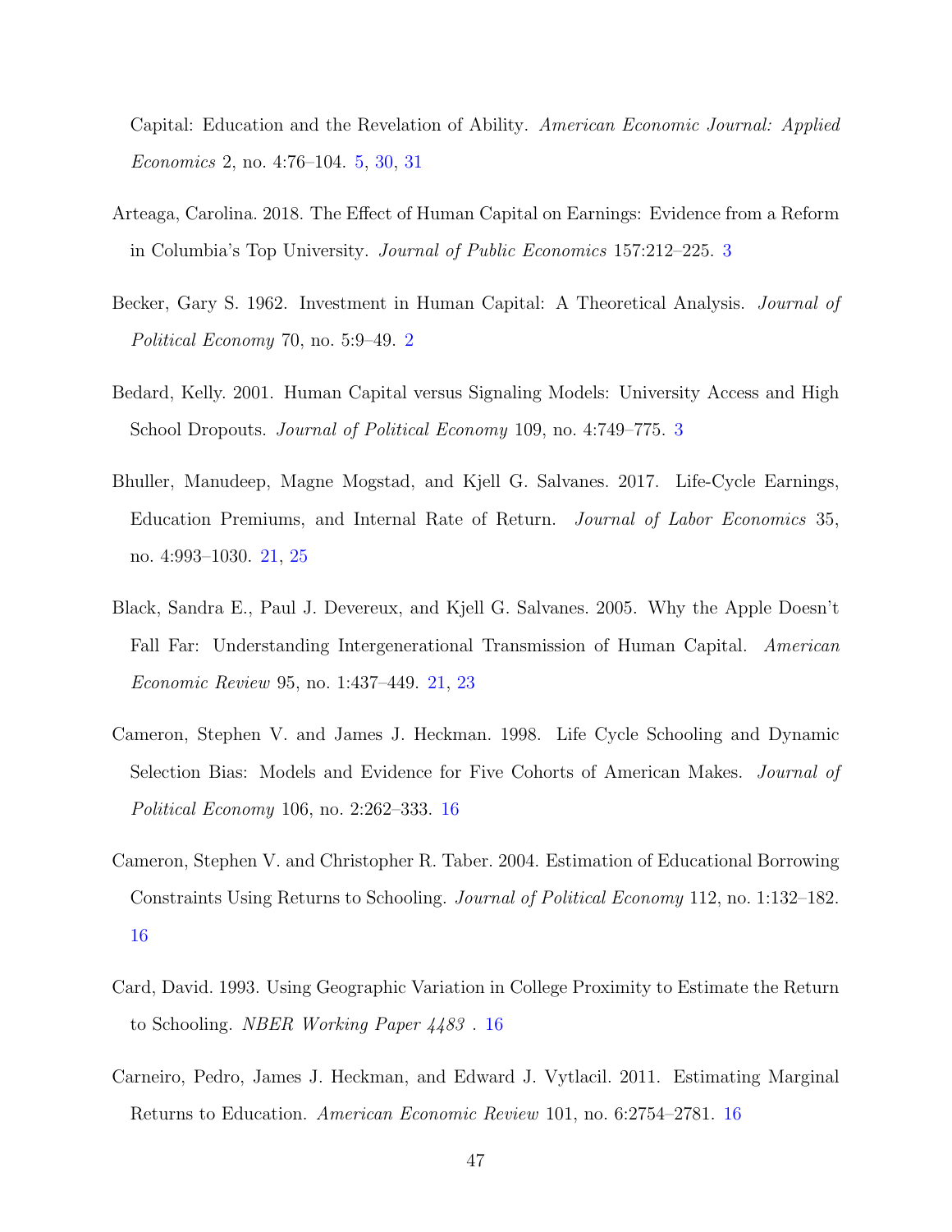Capital: Education and the Revelation of Ability. *American Economic Journal: Applied Economics* 2, no. 4:76–104. 5, 30, 31

Arteaga, Carolina. 2018. The Effect of Human Capital on Earnings: Evidence from a Reform in Columbia's Top University. *Journal of Public Economics* 157:212–225. 3

Becker, Gary S. 1962. Investment in Human Capital: A Theoretical Analysis. *Journal of Political Economy* 70, no. 5:9–49. 2

Bedard, Kelly. 2001. Human Capital versus Signaling Models: University Access and High School Dropouts. *Journal of Political Economy* 109, no. 4:749–775. 3

Bhuller, Manudeep, Magne Mogstad, and Kjell G. Salvanes. 2017. Life-Cycle Earnings, Education Premiums, and Internal Rate of Return. *Journal of Labor Economics* 35, no. 4:993–1030. 21, 25

Black, Sandra E., Paul J. Devereux, and Kjell G. Salvanes. 2005. Why the Apple Doesn't Fall Far: Understanding Intergenerational Transmission of Human Capital. *American Economic Review* 95, no. 1:437–449. 21, 23

Cameron, Stephen V. and James J. Heckman. 1998. Life Cycle Schooling and Dynamic Selection Bias: Models and Evidence for Five Cohorts of American Makes. *Journal of Political Economy* 106, no. 2:262–333. 16

Cameron, Stephen V. and Christopher R. Taber. 2004. Estimation of Educational Borrowing Constraints Using Returns to Schooling. *Journal of Political Economy* 112, no. 1:132–182. 16

Card, David. 1993. Using Geographic Variation in College Proximity to Estimate the Return to Schooling. *NBER Working Paper 4483* . 16

Carneiro, Pedro, James J. Heckman, and Edward J. Vytlacil. 2011. Estimating Marginal Returns to Education. *American Economic Review* 101, no. 6:2754–2781. 16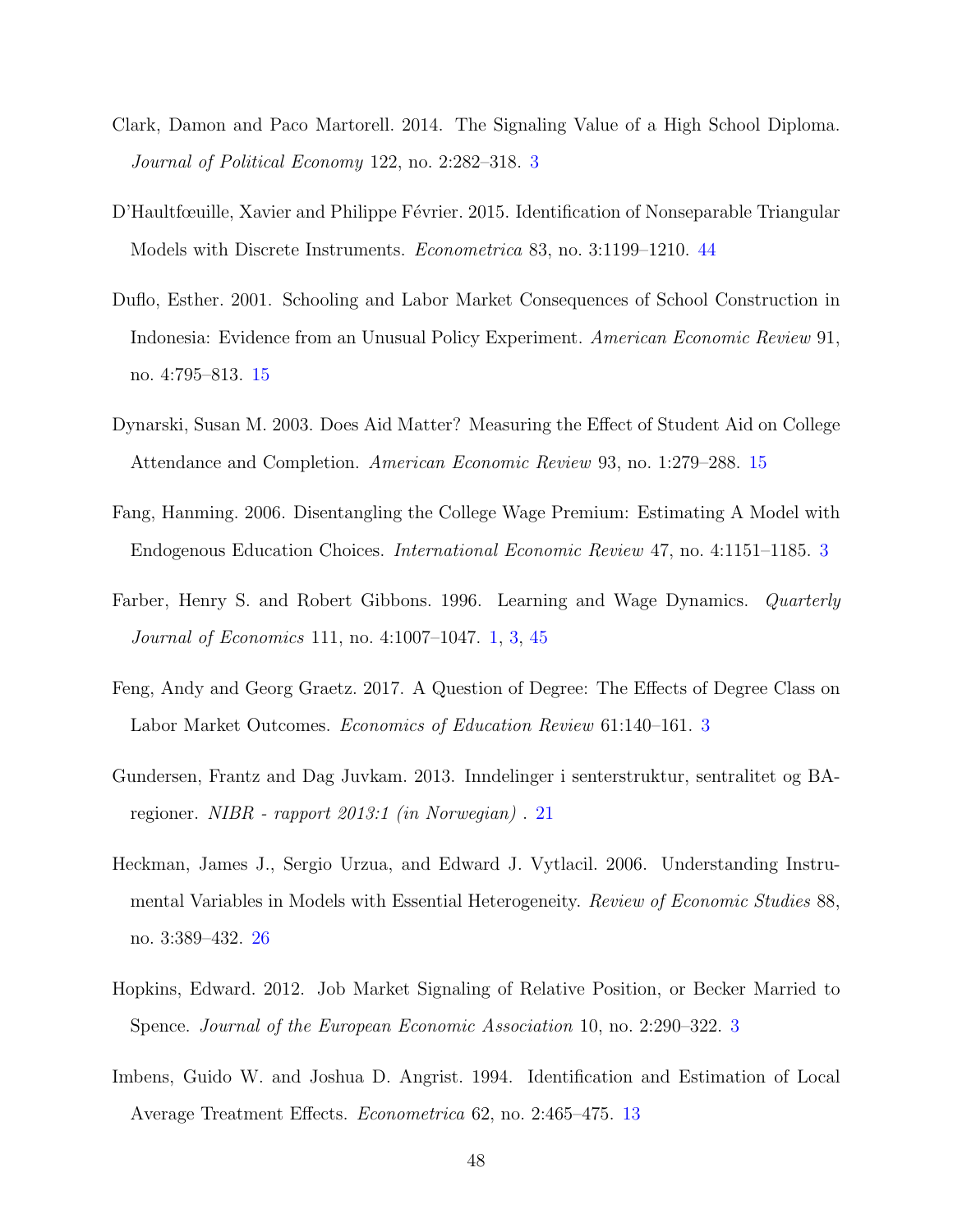Clark, Damon and Paco Martorell. 2014. The Signaling Value of a High School Diploma. *Journal of Political Economy* 122, no. 2:282–318. 3

D'Haultfœuille, Xavier and Philippe Février. 2015. Identification of Nonseparable Triangular Models with Discrete Instruments. *Econometrica* 83, no. 3:1199–1210. 44

Duflo, Esther. 2001. Schooling and Labor Market Consequences of School Construction in Indonesia: Evidence from an Unusual Policy Experiment. *American Economic Review* 91, no. 4:795–813. 15

Dynarski, Susan M. 2003. Does Aid Matter? Measuring the Effect of Student Aid on College Attendance and Completion. *American Economic Review* 93, no. 1:279–288. 15

Fang, Hanming. 2006. Disentangling the College Wage Premium: Estimating A Model with Endogenous Education Choices. *International Economic Review* 47, no. 4:1151–1185. 3

Farber, Henry S. and Robert Gibbons. 1996. Learning and Wage Dynamics. *Quarterly Journal of Economics* 111, no. 4:1007–1047. 1, 3, 45

Feng, Andy and Georg Graetz. 2017. A Question of Degree: The Effects of Degree Class on Labor Market Outcomes. *Economics of Education Review* 61:140–161. 3

Gundersen, Frantz and Dag Juvkam. 2013. Inndelinger i senterstruktur, sentralitet og BA-regioner. *NIBR - rapport 2013:1 (in Norwegian)* . 21

Heckman, James J., Sergio Urzua, and Edward J. Vytlacil. 2006. Understanding Instrumental Variables in Models with Essential Heterogeneity. *Review of Economic Studies* 88, no. 3:389–432. 26

Hopkins, Edward. 2012. Job Market Signaling of Relative Position, or Becker Married to Spence. *Journal of the European Economic Association* 10, no. 2:290–322. 3

Imbens, Guido W. and Joshua D. Angrist. 1994. Identification and Estimation of Local Average Treatment Effects. *Econometrica* 62, no. 2:465–475. 13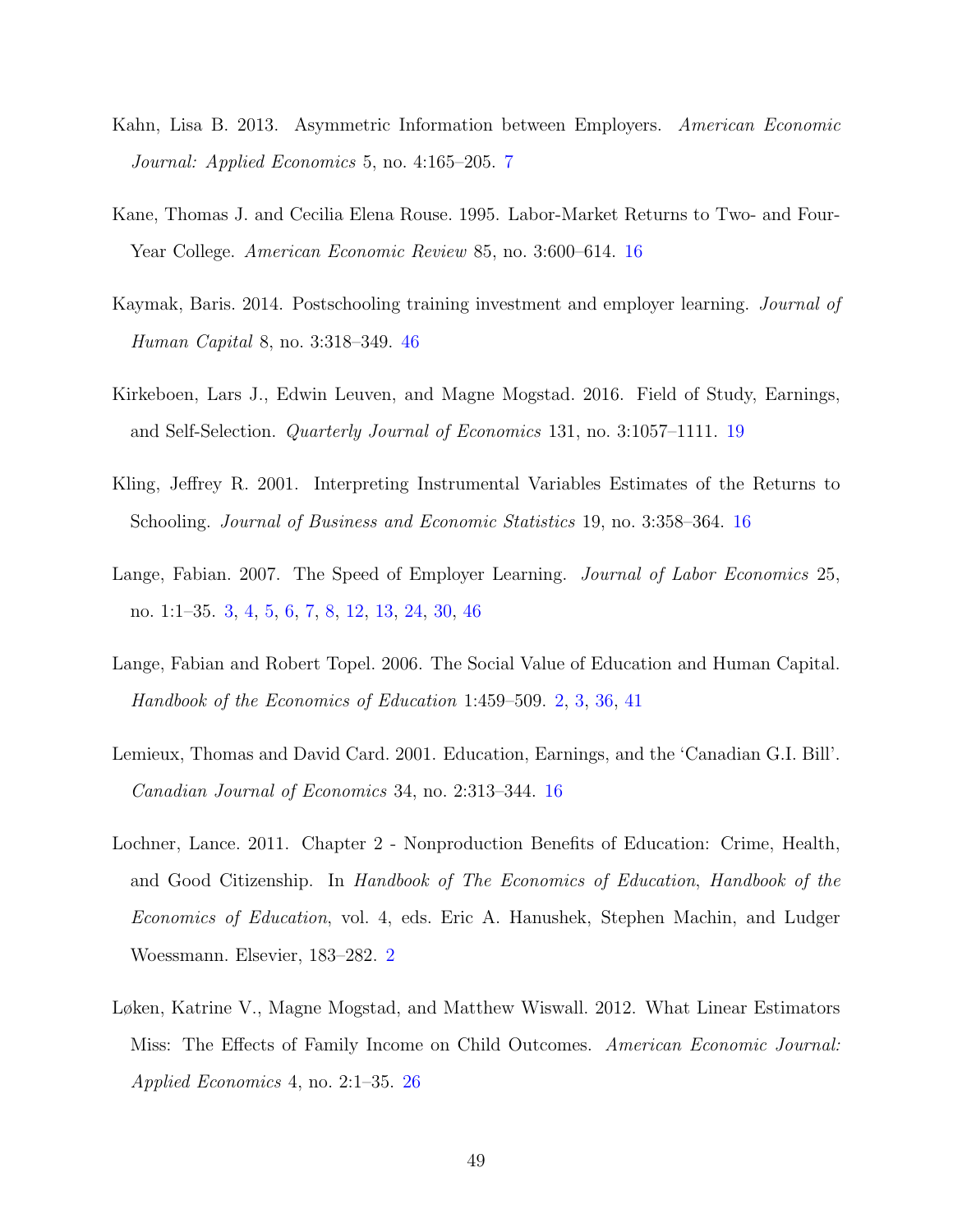Kahn, Lisa B. 2013. Asymmetric Information between Employers. *American Economic Journal: Applied Economics* 5, no. 4:165–205. 7

Kane, Thomas J. and Cecilia Elena Rouse. 1995. Labor-Market Returns to Two- and Four-Year College. *American Economic Review* 85, no. 3:600–614. 16

Kaymak, Baris. 2014. Postschooling training investment and employer learning. *Journal of Human Capital* 8, no. 3:318–349. 46

Kirkeboen, Lars J., Edwin Leuven, and Magne Mogstad. 2016. Field of Study, Earnings, and Self-Selection. *Quarterly Journal of Economics* 131, no. 3:1057–1111. 19

Kling, Jeffrey R. 2001. Interpreting Instrumental Variables Estimates of the Returns to Schooling. *Journal of Business and Economic Statistics* 19, no. 3:358–364. 16

Lange, Fabian. 2007. The Speed of Employer Learning. *Journal of Labor Economics* 25, no. 1:1–35. 3, 4, 5, 6, 7, 8, 12, 13, 24, 30, 46

Lange, Fabian and Robert Topel. 2006. The Social Value of Education and Human Capital. *Handbook of the Economics of Education* 1:459–509. 2, 3, 36, 41

Lemieux, Thomas and David Card. 2001. Education, Earnings, and the 'Canadian G.I. Bill'. *Canadian Journal of Economics* 34, no. 2:313–344. 16

Lochner, Lance. 2011. Chapter 2 - Nonproduction Benefits of Education: Crime, Health, and Good Citizenship. In *Handbook of The Economics of Education*, *Handbook of the Economics of Education*, vol. 4, eds. Eric A. Hanushek, Stephen Machin, and Ludger Woessmann. Elsevier, 183–282. 2

Løken, Katrine V., Magne Mogstad, and Matthew Wiswall. 2012. What Linear Estimators Miss: The Effects of Family Income on Child Outcomes. *American Economic Journal: Applied Economics* 4, no. 2:1–35. 26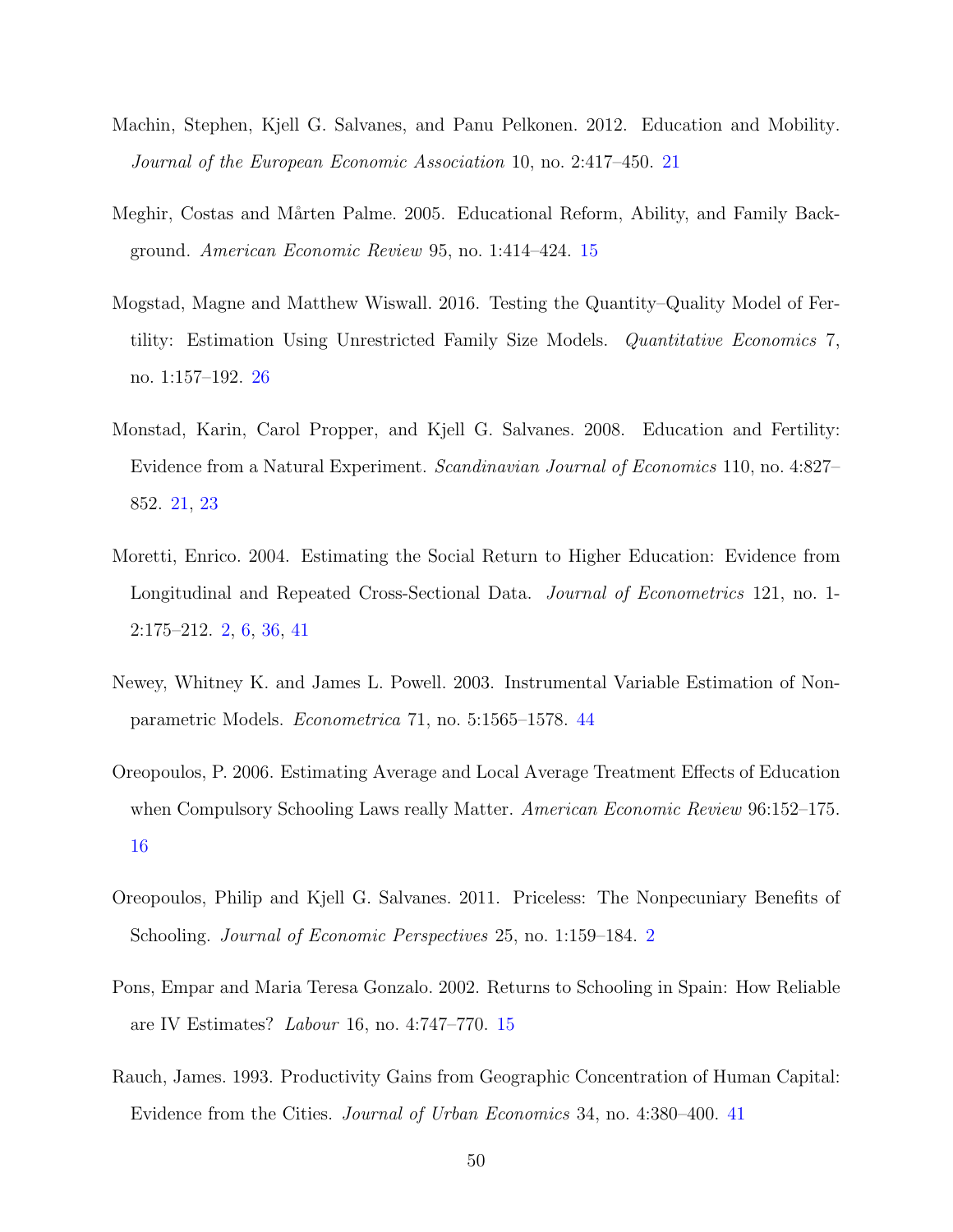Machin, Stephen, Kjell G. Salvanes, and Panu Pelkonen. 2012. Education and Mobility. *Journal of the European Economic Association* 10, no. 2:417–450. 21

Meghir, Costas and Mårten Palme. 2005. Educational Reform, Ability, and Family Background. *American Economic Review* 95, no. 1:414–424. 15

Mogstad, Magne and Matthew Wiswall. 2016. Testing the Quantity–Quality Model of Fertility: Estimation Using Unrestricted Family Size Models. *Quantitative Economics* 7, no. 1:157–192. 26

Monstad, Karin, Carol Propper, and Kjell G. Salvanes. 2008. Education and Fertility: Evidence from a Natural Experiment. *Scandinavian Journal of Economics* 110, no. 4:827–852. 21, 23

Moretti, Enrico. 2004. Estimating the Social Return to Higher Education: Evidence from Longitudinal and Repeated Cross-Sectional Data. *Journal of Econometrics* 121, no. 1-2:175–212. 2, 6, 36, 41

Newey, Whitney K. and James L. Powell. 2003. Instrumental Variable Estimation of Nonparametric Models. *Econometrica* 71, no. 5:1565–1578. 44

Oreopoulos, P. 2006. Estimating Average and Local Average Treatment Effects of Education when Compulsory Schooling Laws really Matter. *American Economic Review* 96:152–175. 16

Oreopoulos, Philip and Kjell G. Salvanes. 2011. Priceless: The Nonpecuniary Benefits of Schooling. *Journal of Economic Perspectives* 25, no. 1:159–184. 2

Pons, Empar and Maria Teresa Gonzalo. 2002. Returns to Schooling in Spain: How Reliable are IV Estimates? *Labour* 16, no. 4:747–770. 15

Rauch, James. 1993. Productivity Gains from Geographic Concentration of Human Capital: Evidence from the Cities. *Journal of Urban Economics* 34, no. 4:380–400. 41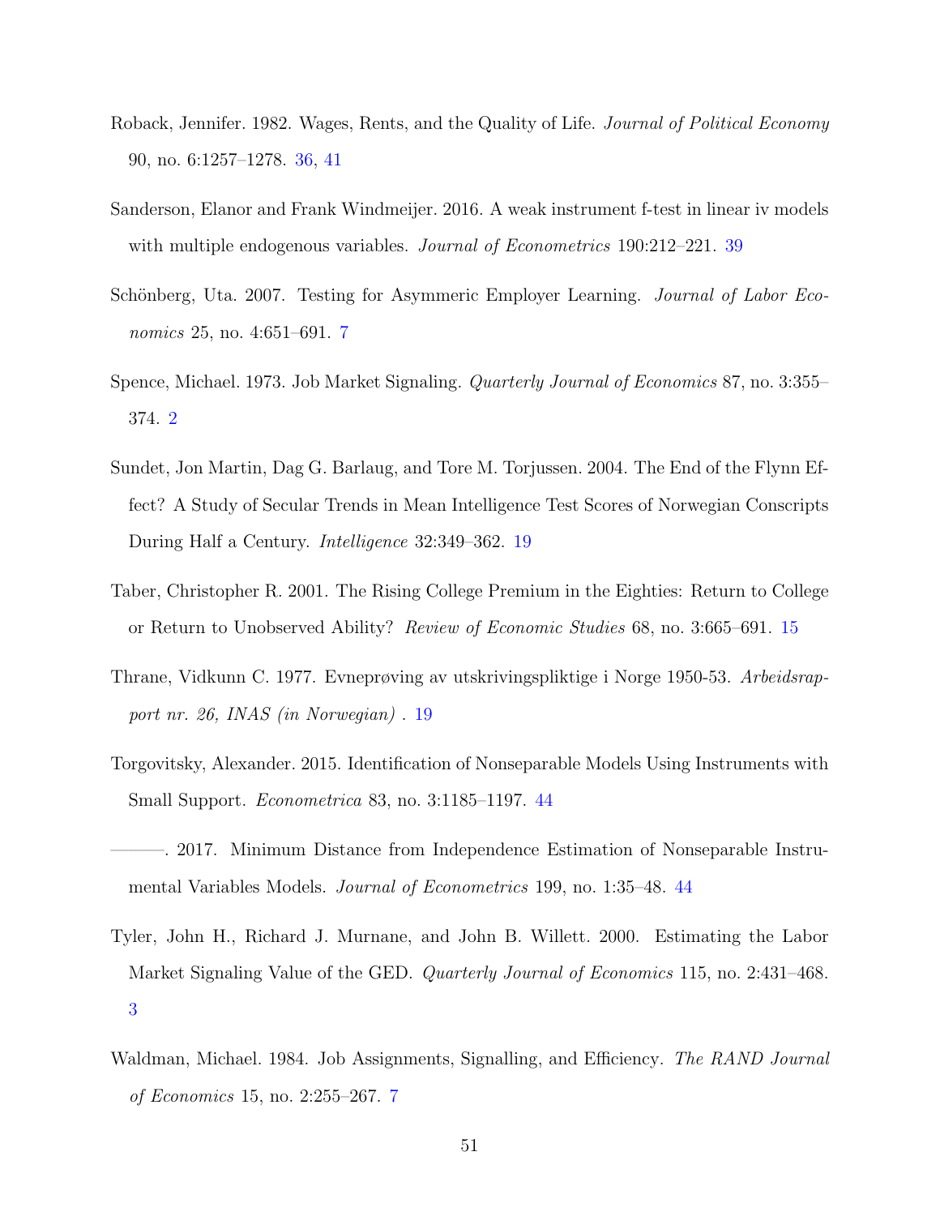Roback, Jennifer. 1982. Wages, Rents, and the Quality of Life. *Journal of Political Economy* 90, no. 6:1257–1278. 36, 41

Sanderson, Elanor and Frank Windmeijer. 2016. A weak instrument f-test in linear iv models with multiple endogenous variables. *Journal of Econometrics* 190:212–221. 39

Schönberg, Uta. 2007. Testing for Asymmeric Employer Learning. *Journal of Labor Economics* 25, no. 4:651–691. 7

Spence, Michael. 1973. Job Market Signaling. *Quarterly Journal of Economics* 87, no. 3:355–374. 2

Sundet, Jon Martin, Dag G. Barlaug, and Tore M. Torjussen. 2004. The End of the Flynn Effect? A Study of Secular Trends in Mean Intelligence Test Scores of Norwegian Conscripts During Half a Century. *Intelligence* 32:349–362. 19

Taber, Christopher R. 2001. The Rising College Premium in the Eighties: Return to College or Return to Unobserved Ability? *Review of Economic Studies* 68, no. 3:665–691. 15

Thrane, Vidkunn C. 1977. Evneprøving av utskrivingspliktige i Norge 1950-53. *Arbeidsrapport nr. 26, INAS (in Norwegian)* . 19

Torgovitsky, Alexander. 2015. Identification of Nonseparable Models Using Instruments with Small Support. *Econometrica* 83, no. 3:1185–1197. 44

———. 2017. Minimum Distance from Independence Estimation of Nonseparable Instrumental Variables Models. *Journal of Econometrics* 199, no. 1:35–48. 44

Tyler, John H., Richard J. Murnane, and John B. Willett. 2000. Estimating the Labor Market Signaling Value of the GED. *Quarterly Journal of Economics* 115, no. 2:431–468. 3

Waldman, Michael. 1984. Job Assignments, Signalling, and Efficiency. *The RAND Journal of Economics* 15, no. 2:255–267. 7